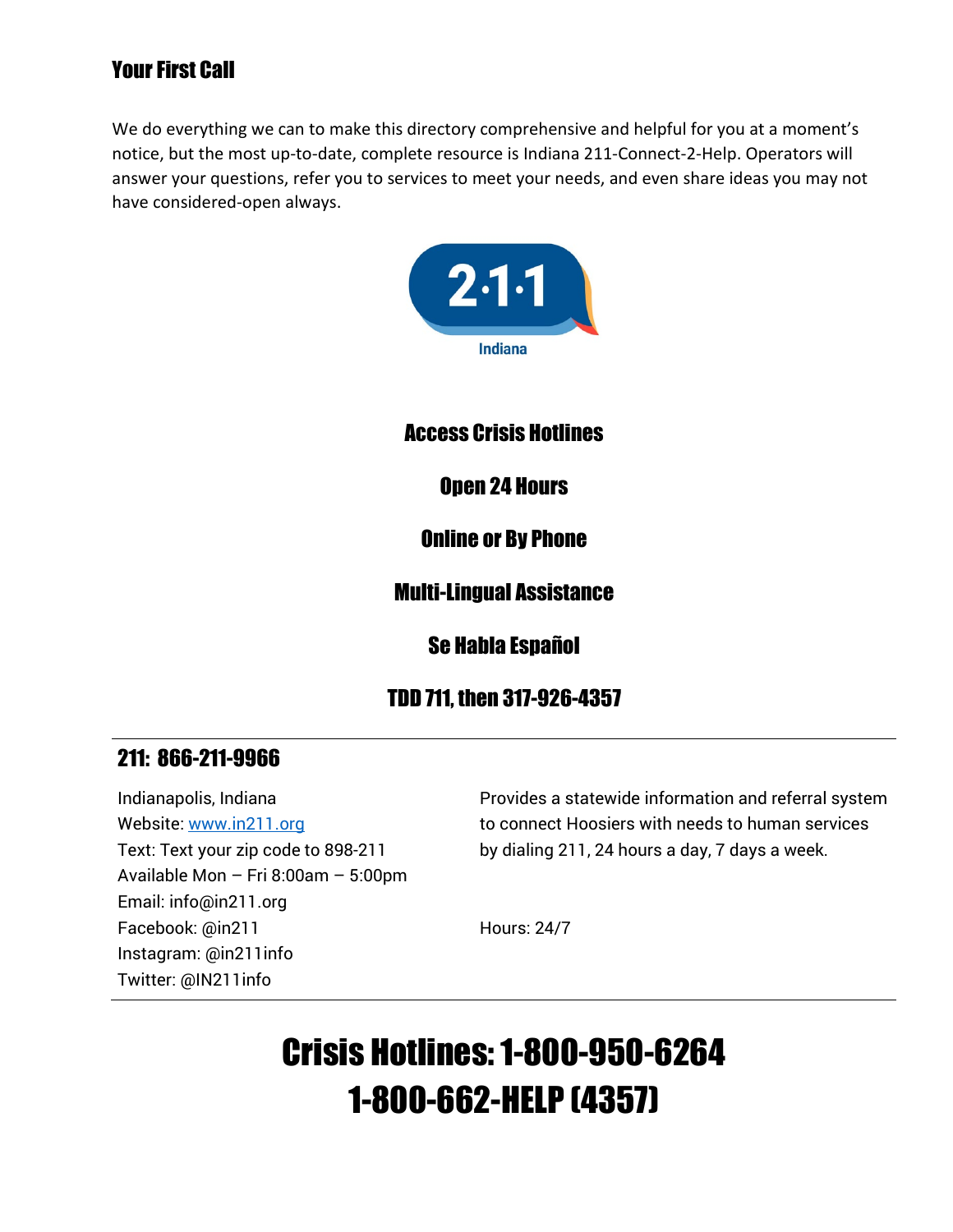## Your First Call

We do everything we can to make this directory comprehensive and helpful for you at a moment's notice, but the most up-to-date, complete resource is Indiana 211-Connect-2-Help. Operators will answer your questions, refer you to services to meet your needs, and even share ideas you may not have considered-open always.

2·1·1

Indiana

### Access Crisis Hotlines

### Open 24 Hours

### Online or By Phone

### Multi-Lingual Assistance

### Se Habla Español

### TDD 711, then 317-926-4357

---

### 211: 866-211-9966

Indianapolis, Indiana
Website: www.in211.org
Text: Text your zip code to 898-211
Available Mon – Fri 8:00am – 5:00pm
Email: info@in211.org
Facebook: @in211
Instagram: @in211info
Twitter: @IN211info

Provides a statewide information and referral system to connect Hoosiers with needs to human services by dialing 211, 24 hours a day, 7 days a week.

Hours: 24/7

---

# Crisis Hotlines: 1-800-950-6264
# 1-800-662-HELP (4357)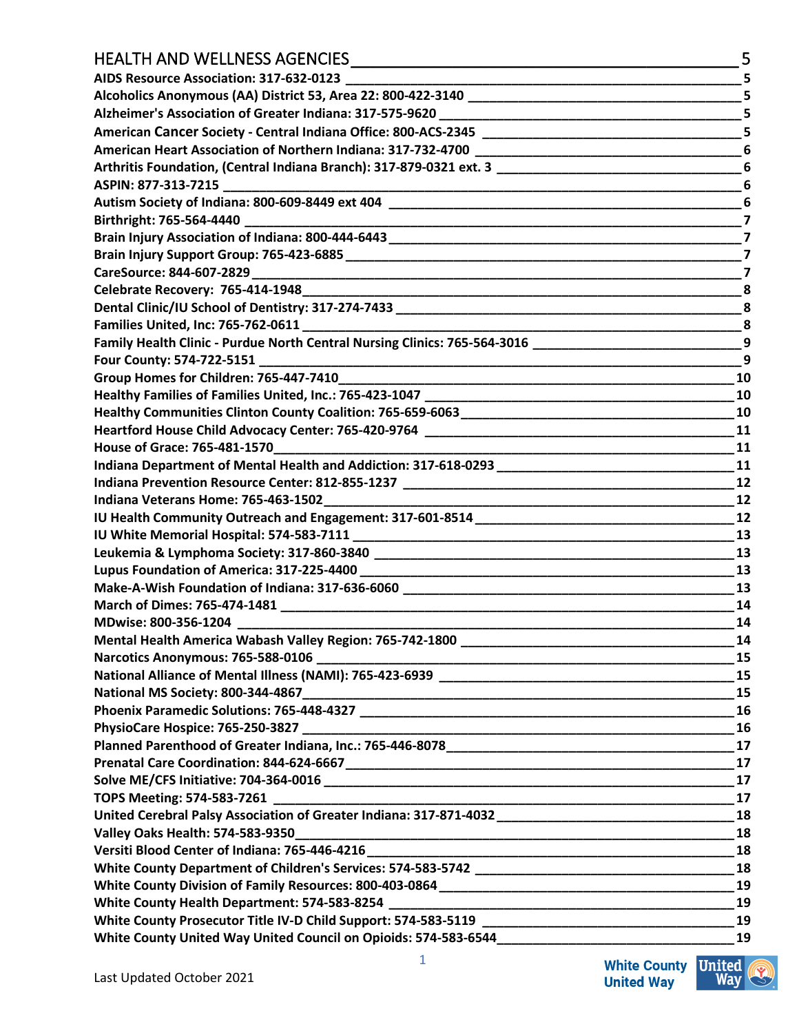HEALTH AND WELLNESS AGENCIES _______________ 5

**AIDS Resource Association: 317-632-0123** _______________ 5
**Alcoholics Anonymous (AA) District 53, Area 22: 800-422-3140** _______________ 5
**Alzheimer's Association of Greater Indiana: 317-575-9620** _______________ 5
**American Cancer Society - Central Indiana Office: 800-ACS-2345** _______________ 5
**American Heart Association of Northern Indiana: 317-732-4700** _______________ 6
**Arthritis Foundation, (Central Indiana Branch): 317-879-0321 ext. 3** _______________ 6
**ASPIN: 877-313-7215** _______________ 6
**Autism Society of Indiana: 800-609-8449 ext 404** _______________ 6
**Birthright: 765-564-4440** _______________ 7
**Brain Injury Association of Indiana: 800-444-6443** _______________ 7
**Brain Injury Support Group: 765-423-6885** _______________ 7
**CareSource: 844-607-2829** _______________ 7
**Celebrate Recovery: 765-414-1948** _______________ 8
**Dental Clinic/IU School of Dentistry: 317-274-7433** _______________ 8
**Families United, Inc: 765-762-0611** _______________ 8
**Family Health Clinic - Purdue North Central Nursing Clinics: 765-564-3016** _______________ 9
**Four County: 574-722-5151** _______________ 9
**Group Homes for Children: 765-447-7410** _______________ 10
**Healthy Families of Families United, Inc.: 765-423-1047** _______________ 10
**Healthy Communities Clinton County Coalition: 765-659-6063** _______________ 10
**Heartford House Child Advocacy Center: 765-420-9764** _______________ 11
**House of Grace: 765-481-1570** _______________ 11
**Indiana Department of Mental Health and Addiction: 317-618-0293** _______________ 11
**Indiana Prevention Resource Center: 812-855-1237** _______________ 12
**Indiana Veterans Home: 765-463-1502** _______________ 12
**IU Health Community Outreach and Engagement: 317-601-8514** _______________ 12
**IU White Memorial Hospital: 574-583-7111** _______________ 13
**Leukemia & Lymphoma Society: 317-860-3840** _______________ 13
**Lupus Foundation of America: 317-225-4400** _______________ 13
**Make-A-Wish Foundation of Indiana: 317-636-6060** _______________ 13
**March of Dimes: 765-474-1481** _______________ 14
**MDwise: 800-356-1204** _______________ 14
**Mental Health America Wabash Valley Region: 765-742-1800** _______________ 14
**Narcotics Anonymous: 765-588-0106** _______________ 15
**National Alliance of Mental Illness (NAMI): 765-423-6939** _______________ 15
**National MS Society: 800-344-4867** _______________ 15
**Phoenix Paramedic Solutions: 765-448-4327** _______________ 16
**PhysioCare Hospice: 765-250-3827** _______________ 16
**Planned Parenthood of Greater Indiana, Inc.: 765-446-8078** _______________ 17
**Prenatal Care Coordination: 844-624-6667** _______________ 17
**Solve ME/CFS Initiative: 704-364-0016** _______________ 17
**TOPS Meeting: 574-583-7261** _______________ 17
**United Cerebral Palsy Association of Greater Indiana: 317-871-4032** _______________ 18
**Valley Oaks Health: 574-583-9350** _______________ 18
**Versiti Blood Center of Indiana: 765-446-4216** _______________ 18
**White County Department of Children's Services: 574-583-5742** _______________ 18
**White County Division of Family Resources: 800-403-0864** _______________ 19
**White County Health Department: 574-583-8254** _______________ 19
**White County Prosecutor Title IV-D Child Support: 574-583-5119** _______________ 19
**White County United Way United Council on Opioids: 574-583-6544** _______________ 19

Last Updated October 2021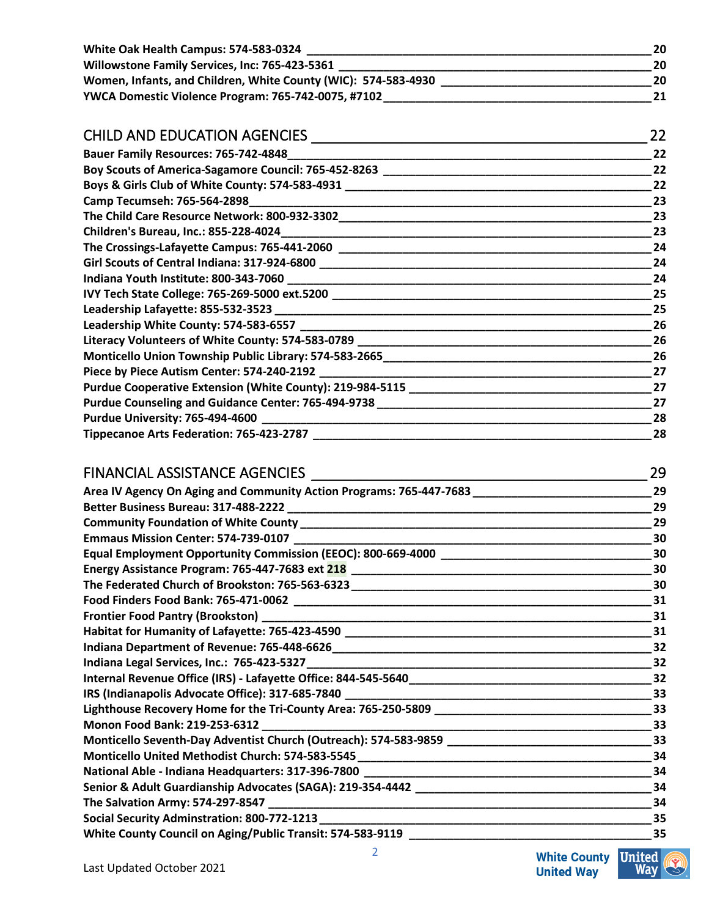White Oak Health Campus: 574-583-0324 ______ 20
Willowstone Family Services, Inc: 765-423-5361 ______ 20
Women, Infants, and Children, White County (WIC): 574-583-4930 ______ 20
YWCA Domestic Violence Program: 765-742-0075, #7102 ______ 21

## CHILD AND EDUCATION AGENCIES ______ 22

Bauer Family Resources: 765-742-4848 ______ 22
Boy Scouts of America-Sagamore Council: 765-452-8263 ______ 22
Boys & Girls Club of White County: 574-583-4931 ______ 22
Camp Tecumseh: 765-564-2898 ______ 23
The Child Care Resource Network: 800-932-3302 ______ 23
Children's Bureau, Inc.: 855-228-4024 ______ 23
The Crossings-Lafayette Campus: 765-441-2060 ______ 24
Girl Scouts of Central Indiana: 317-924-6800 ______ 24
Indiana Youth Institute: 800-343-7060 ______ 24
IVY Tech State College: 765-269-5000 ext.5200 ______ 25
Leadership Lafayette: 855-532-3523 ______ 25
Leadership White County: 574-583-6557 ______ 26
Literacy Volunteers of White County: 574-583-0789 ______ 26
Monticello Union Township Public Library: 574-583-2665 ______ 26
Piece by Piece Autism Center: 574-240-2192 ______ 27
Purdue Cooperative Extension (White County): 219-984-5115 ______ 27
Purdue Counseling and Guidance Center: 765-494-9738 ______ 27
Purdue University: 765-494-4600 ______ 28
Tippecanoe Arts Federation: 765-423-2787 ______ 28

## FINANCIAL ASSISTANCE AGENCIES ______ 29

Area IV Agency On Aging and Community Action Programs: 765-447-7683 ______ 29
Better Business Bureau: 317-488-2222 ______ 29
Community Foundation of White County ______ 29
Emmaus Mission Center: 574-739-0107 ______ 30
Equal Employment Opportunity Commission (EEOC): 800-669-4000 ______ 30
Energy Assistance Program: 765-447-7683 ext 218 ______ 30
The Federated Church of Brookston: 765-563-6323 ______ 30
Food Finders Food Bank: 765-471-0062 ______ 31
Frontier Food Pantry (Brookston) ______ 31
Habitat for Humanity of Lafayette: 765-423-4590 ______ 31
Indiana Department of Revenue: 765-448-6626 ______ 32
Indiana Legal Services, Inc.: 765-423-5327 ______ 32
Internal Revenue Office (IRS) - Lafayette Office: 844-545-5640 ______ 32
IRS (Indianapolis Advocate Office): 317-685-7840 ______ 33
Lighthouse Recovery Home for the Tri-County Area: 765-250-5809 ______ 33
Monon Food Bank: 219-253-6312 ______ 33
Monticello Seventh-Day Adventist Church (Outreach): 574-583-9859 ______ 33
Monticello United Methodist Church: 574-583-5545 ______ 34
National Able - Indiana Headquarters: 317-396-7800 ______ 34
Senior & Adult Guardianship Advocates (SAGA): 219-354-4442 ______ 34
The Salvation Army: 574-297-8547 ______ 34
Social Security Adminstration: 800-772-1213 ______ 35
White County Council on Aging/Public Transit: 574-583-9119 ______ 35

Last Updated October 2021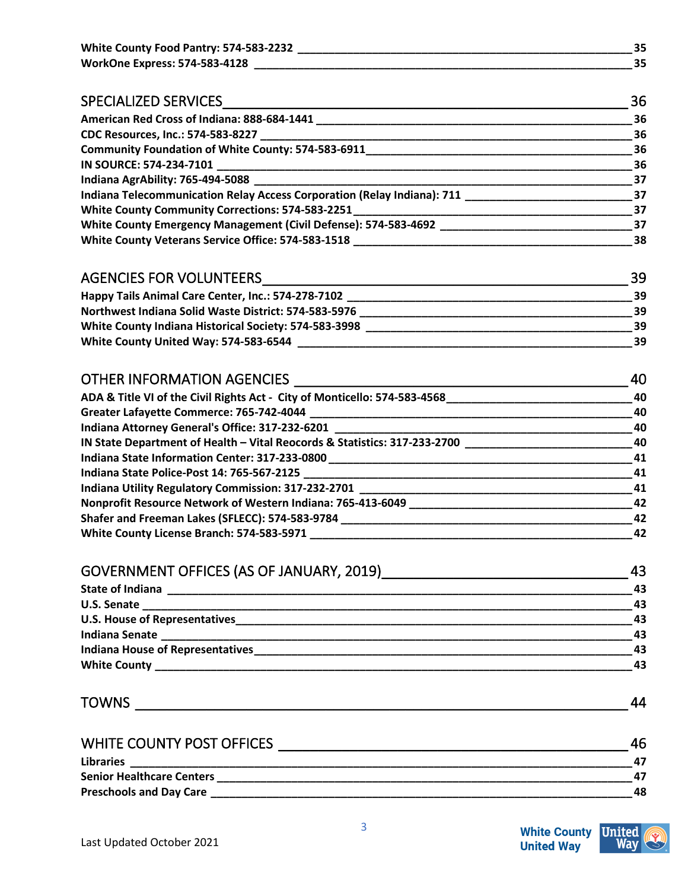White County Food Pantry: 574-583-2232 ____ 35
WorkOne Express: 574-583-4128 ____ 35

## SPECIALIZED SERVICES ____ 36

**American Red Cross of Indiana: 888-684-1441 ____ 36**
**CDC Resources, Inc.: 574-583-8227 ____ 36**
**Community Foundation of White County: 574-583-6911 ____ 36**
**IN SOURCE: 574-234-7101 ____ 36**
**Indiana AgrAbility: 765-494-5088 ____ 37**
**Indiana Telecommunication Relay Access Corporation (Relay Indiana): 711 ____ 37**
**White County Community Corrections: 574-583-2251 ____ 37**
**White County Emergency Management (Civil Defense): 574-583-4692 ____ 37**
**White County Veterans Service Office: 574-583-1518 ____ 38**

## AGENCIES FOR VOLUNTEERS ____ 39

**Happy Tails Animal Care Center, Inc.: 574-278-7102 ____ 39**
**Northwest Indiana Solid Waste District: 574-583-5976 ____ 39**
**White County Indiana Historical Society: 574-583-3998 ____ 39**
**White County United Way: 574-583-6544 ____ 39**

## OTHER INFORMATION AGENCIES ____ 40

**ADA & Title VI of the Civil Rights Act - City of Monticello: 574-583-4568 ____ 40**
**Greater Lafayette Commerce: 765-742-4044 ____ 40**
**Indiana Attorney General's Office: 317-232-6201 ____ 40**
**IN State Department of Health – Vital Reocords & Statistics: 317-233-2700 ____ 40**
**Indiana State Information Center: 317-233-0800 ____ 41**
**Indiana State Police-Post 14: 765-567-2125 ____ 41**
**Indiana Utility Regulatory Commission: 317-232-2701 ____ 41**
**Nonprofit Resource Network of Western Indiana: 765-413-6049 ____ 42**
**Shafer and Freeman Lakes (SFLECC): 574-583-9784 ____ 42**
**White County License Branch: 574-583-5971 ____ 42**

## GOVERNMENT OFFICES (AS OF JANUARY, 2019) ____ 43

**State of Indiana ____ 43**
**U.S. Senate ____ 43**
**U.S. House of Representatives ____ 43**
**Indiana Senate ____ 43**
**Indiana House of Representatives ____ 43**
**White County ____ 43**

## TOWNS ____ 44

## WHITE COUNTY POST OFFICES ____ 46

**Libraries ____ 47**
**Senior Healthcare Centers ____ 47**
**Preschools and Day Care ____ 48**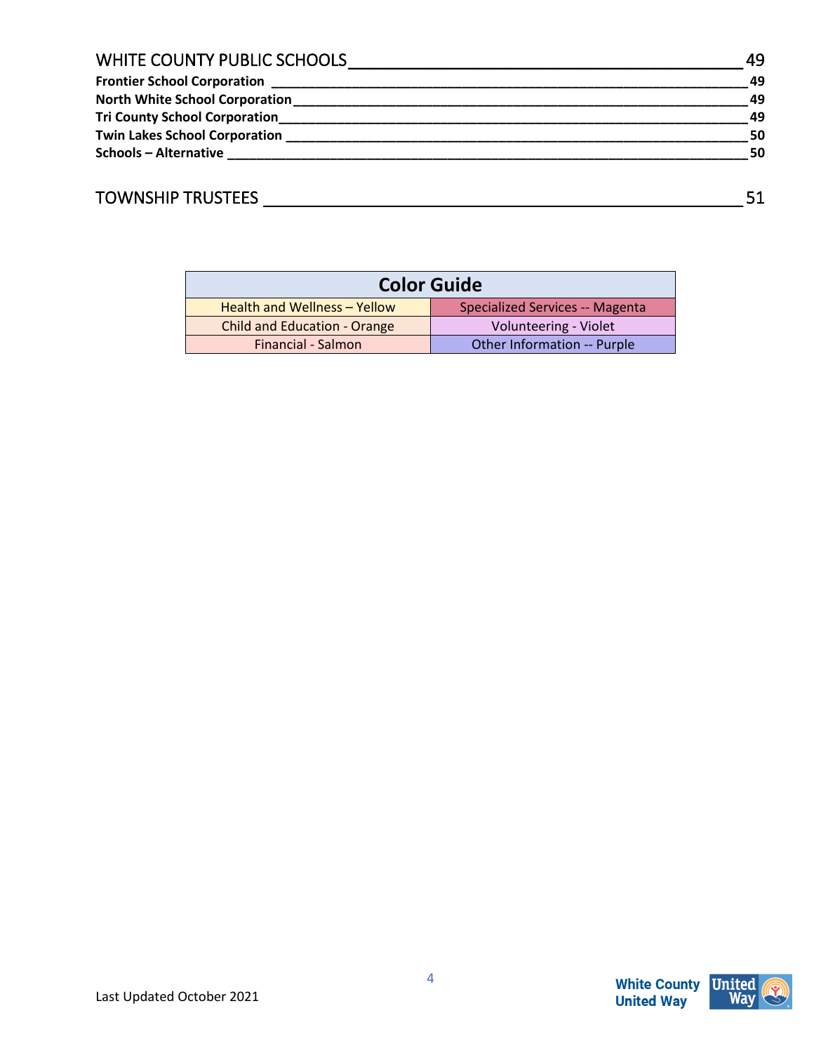WHITE COUNTY PUBLIC SCHOOLS ____ 49

**Frontier School Corporation ____ 49**

**North White School Corporation ____ 49**

**Tri County School Corporation ____ 49**

**Twin Lakes School Corporation ____ 50**

**Schools – Alternative ____ 50**

TOWNSHIP TRUSTEES ____ 51

| Color Guide | |
|---|---|
| Health and Wellness – Yellow | Specialized Services -- Magenta |
| Child and Education - Orange | Volunteering - Violet |
| Financial - Salmon | Other Information -- Purple |

Last Updated October 2021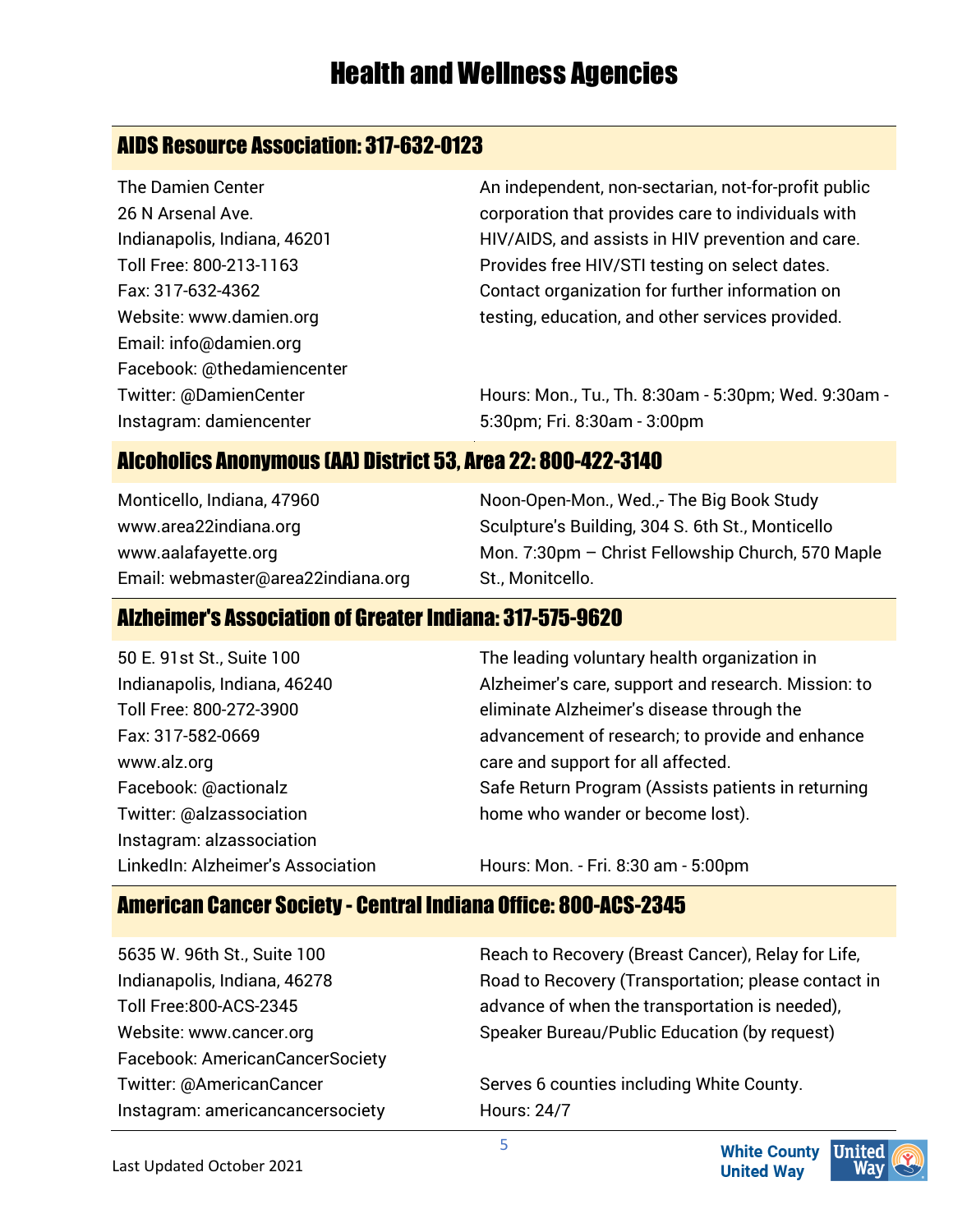# Health and Wellness Agencies

## AIDS Resource Association: 317-632-0123

The Damien Center
26 N Arsenal Ave.
Indianapolis, Indiana, 46201
Toll Free: 800-213-1163
Fax: 317-632-4362
Website: www.damien.org
Email: info@damien.org
Facebook: @thedamiencenter
Twitter: @DamienCenter
Instagram: damiencenter

An independent, non-sectarian, not-for-profit public corporation that provides care to individuals with HIV/AIDS, and assists in HIV prevention and care. Provides free HIV/STI testing on select dates. Contact organization for further information on testing, education, and other services provided.

Hours: Mon., Tu., Th. 8:30am - 5:30pm; Wed. 9:30am - 5:30pm; Fri. 8:30am - 3:00pm

## Alcoholics Anonymous (AA) District 53, Area 22: 800-422-3140

Monticello, Indiana, 47960
www.area22indiana.org
www.aalafayette.org
Email: webmaster@area22indiana.org

Noon-Open-Mon., Wed.,- The Big Book Study Sculpture's Building, 304 S. 6th St., Monticello
Mon. 7:30pm – Christ Fellowship Church, 570 Maple St., Monitcello.

## Alzheimer's Association of Greater Indiana: 317-575-9620

50 E. 91st St., Suite 100
Indianapolis, Indiana, 46240
Toll Free: 800-272-3900
Fax: 317-582-0669
www.alz.org
Facebook: @actionalz
Twitter: @alzassociation
Instagram: alzassociation
LinkedIn: Alzheimer's Association

The leading voluntary health organization in Alzheimer's care, support and research. Mission: to eliminate Alzheimer's disease through the advancement of research; to provide and enhance care and support for all affected.
Safe Return Program (Assists patients in returning home who wander or become lost).

Hours: Mon. - Fri. 8:30 am - 5:00pm

## American Cancer Society - Central Indiana Office: 800-ACS-2345

5635 W. 96th St., Suite 100
Indianapolis, Indiana, 46278
Toll Free:800-ACS-2345
Website: www.cancer.org
Facebook: AmericanCancerSociety
Twitter: @AmericanCancer
Instagram: americancancersociety

Reach to Recovery (Breast Cancer), Relay for Life, Road to Recovery (Transportation; please contact in advance of when the transportation is needed), Speaker Bureau/Public Education (by request)

Serves 6 counties including White County.
Hours: 24/7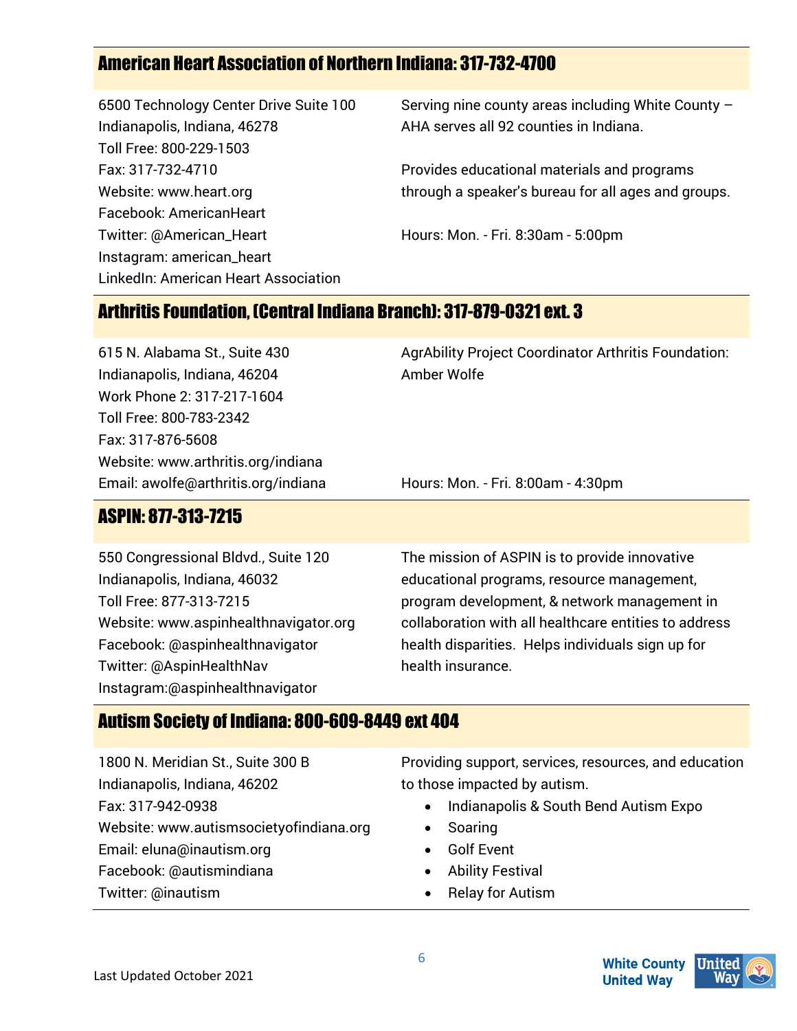## American Heart Association of Northern Indiana: 317-732-4700

6500 Technology Center Drive Suite 100
Indianapolis, Indiana, 46278
Toll Free: 800-229-1503
Fax: 317-732-4710
Website: www.heart.org
Facebook: AmericanHeart
Twitter: @American_Heart
Instagram: american_heart
LinkedIn: American Heart Association

Serving nine county areas including White County – AHA serves all 92 counties in Indiana.

Provides educational materials and programs through a speaker's bureau for all ages and groups.

Hours: Mon. - Fri. 8:30am - 5:00pm

## Arthritis Foundation, (Central Indiana Branch): 317-879-0321 ext. 3

615 N. Alabama St., Suite 430
Indianapolis, Indiana, 46204
Work Phone 2: 317-217-1604
Toll Free: 800-783-2342
Fax: 317-876-5608
Website: www.arthritis.org/indiana
Email: awolfe@arthritis.org/indiana

AgrAbility Project Coordinator Arthritis Foundation: Amber Wolfe

Hours: Mon. - Fri. 8:00am - 4:30pm

## ASPIN: 877-313-7215

550 Congressional Bldvd., Suite 120
Indianapolis, Indiana, 46032
Toll Free: 877-313-7215
Website: www.aspinhealthnavigator.org
Facebook: @aspinhealthnavigator
Twitter: @AspinHealthNav
Instagram:@aspinhealthnavigator

The mission of ASPIN is to provide innovative educational programs, resource management, program development, & network management in collaboration with all healthcare entities to address health disparities. Helps individuals sign up for health insurance.

## Autism Society of Indiana: 800-609-8449 ext 404

1800 N. Meridian St., Suite 300 B
Indianapolis, Indiana, 46202
Fax: 317-942-0938
Website: www.autismsocietyofindiana.org
Email: eluna@inautism.org
Facebook: @autismindiana
Twitter: @inautism

Providing support, services, resources, and education to those impacted by autism.

- Indianapolis & South Bend Autism Expo
- Soaring
- Golf Event
- Ability Festival
- Relay for Autism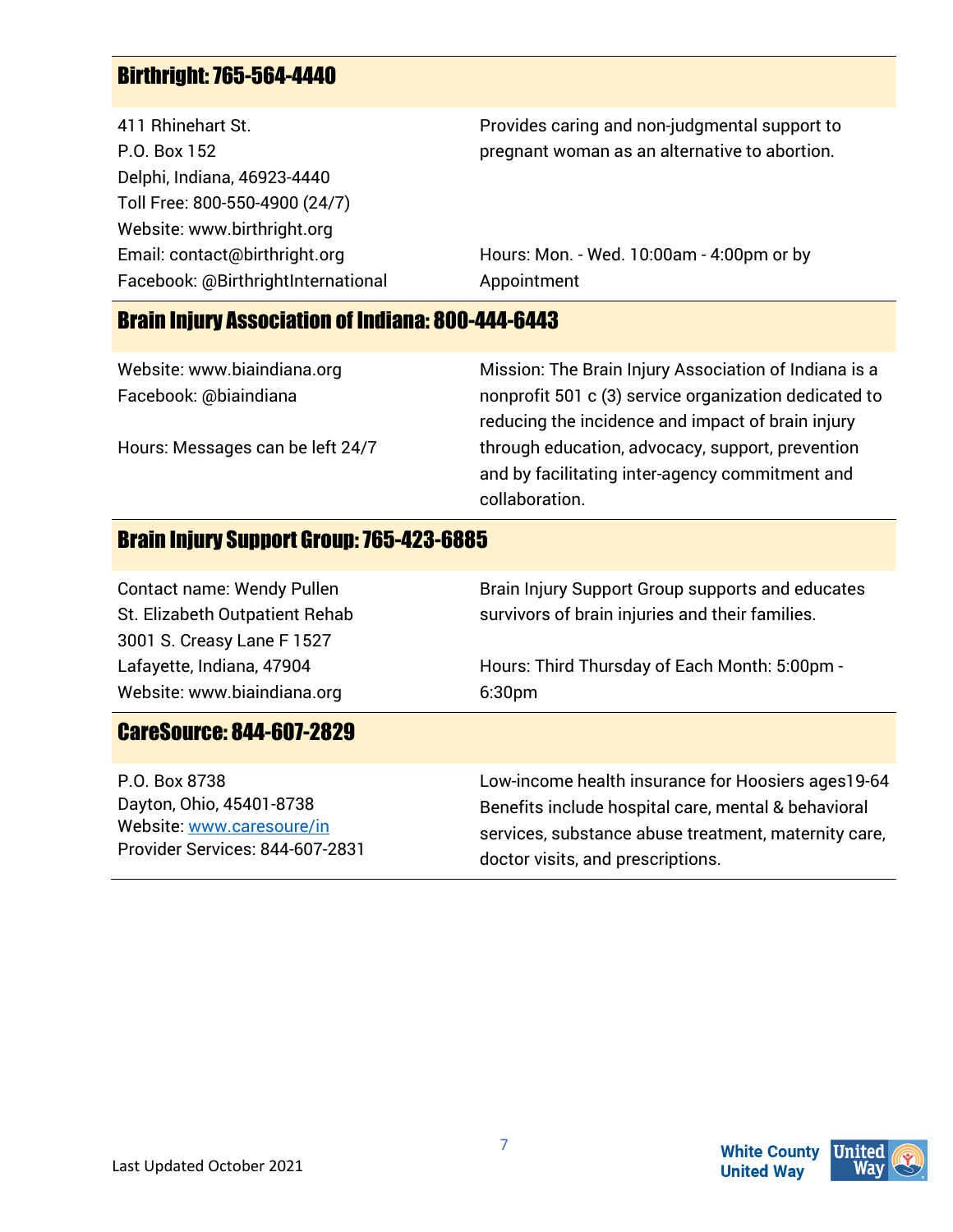## Birthright: 765-564-4440

411 Rhinehart St.
P.O. Box 152
Delphi, Indiana, 46923-4440
Toll Free: 800-550-4900 (24/7)
Website: www.birthright.org
Email: contact@birthright.org
Facebook: @BirthrightInternational

Provides caring and non-judgmental support to pregnant woman as an alternative to abortion.

Hours: Mon. - Wed. 10:00am - 4:00pm or by Appointment

## Brain Injury Association of Indiana: 800-444-6443

Website: www.biaindiana.org
Facebook: @biaindiana

Hours: Messages can be left 24/7

Mission: The Brain Injury Association of Indiana is a nonprofit 501 c (3) service organization dedicated to reducing the incidence and impact of brain injury through education, advocacy, support, prevention and by facilitating inter-agency commitment and collaboration.

## Brain Injury Support Group: 765-423-6885

Contact name: Wendy Pullen
St. Elizabeth Outpatient Rehab
3001 S. Creasy Lane F 1527
Lafayette, Indiana, 47904
Website: www.biaindiana.org

Brain Injury Support Group supports and educates survivors of brain injuries and their families.

Hours: Third Thursday of Each Month: 5:00pm - 6:30pm

## CareSource: 844-607-2829

P.O. Box 8738
Dayton, Ohio, 45401-8738
Website: www.caresoure/in
Provider Services: 844-607-2831

Low-income health insurance for Hoosiers ages19-64 Benefits include hospital care, mental & behavioral services, substance abuse treatment, maternity care, doctor visits, and prescriptions.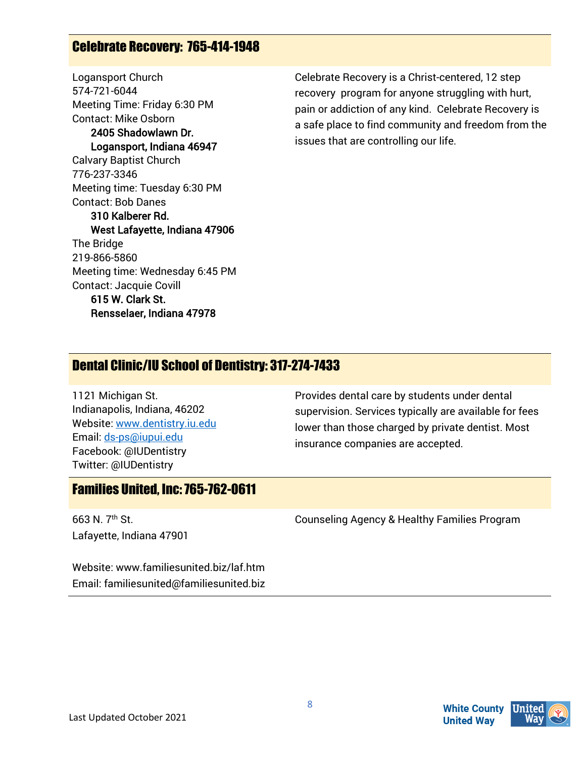## Celebrate Recovery: 765-414-1948

Logansport Church
574-721-6044
Meeting Time: Friday 6:30 PM
Contact: Mike Osborn

**2405 Shadowlawn Dr.**
**Logansport, Indiana 46947**

Calvary Baptist Church
776-237-3346
Meeting time: Tuesday 6:30 PM
Contact: Bob Danes

**310 Kalberer Rd.**
**West Lafayette, Indiana 47906**

The Bridge
219-866-5860
Meeting time: Wednesday 6:45 PM
Contact: Jacquie Covill

**615 W. Clark St.**
**Rensselaer, Indiana 47978**

Celebrate Recovery is a Christ-centered, 12 step recovery program for anyone struggling with hurt, pain or addiction of any kind. Celebrate Recovery is a safe place to find community and freedom from the issues that are controlling our life.

## Dental Clinic/IU School of Dentistry: 317-274-7433

1121 Michigan St.
Indianapolis, Indiana, 46202
Website: www.dentistry.iu.edu
Email: ds-ps@iupui.edu
Facebook: @IUDentistry
Twitter: @IUDentistry

Provides dental care by students under dental supervision. Services typically are available for fees lower than those charged by private dentist. Most insurance companies are accepted.

## Families United, Inc: 765-762-0611

663 N. 7th St.
Lafayette, Indiana 47901

Website: www.familiesunited.biz/laf.htm
Email: familiesunited@familiesunited.biz

Counseling Agency & Healthy Families Program

Last Updated October 2021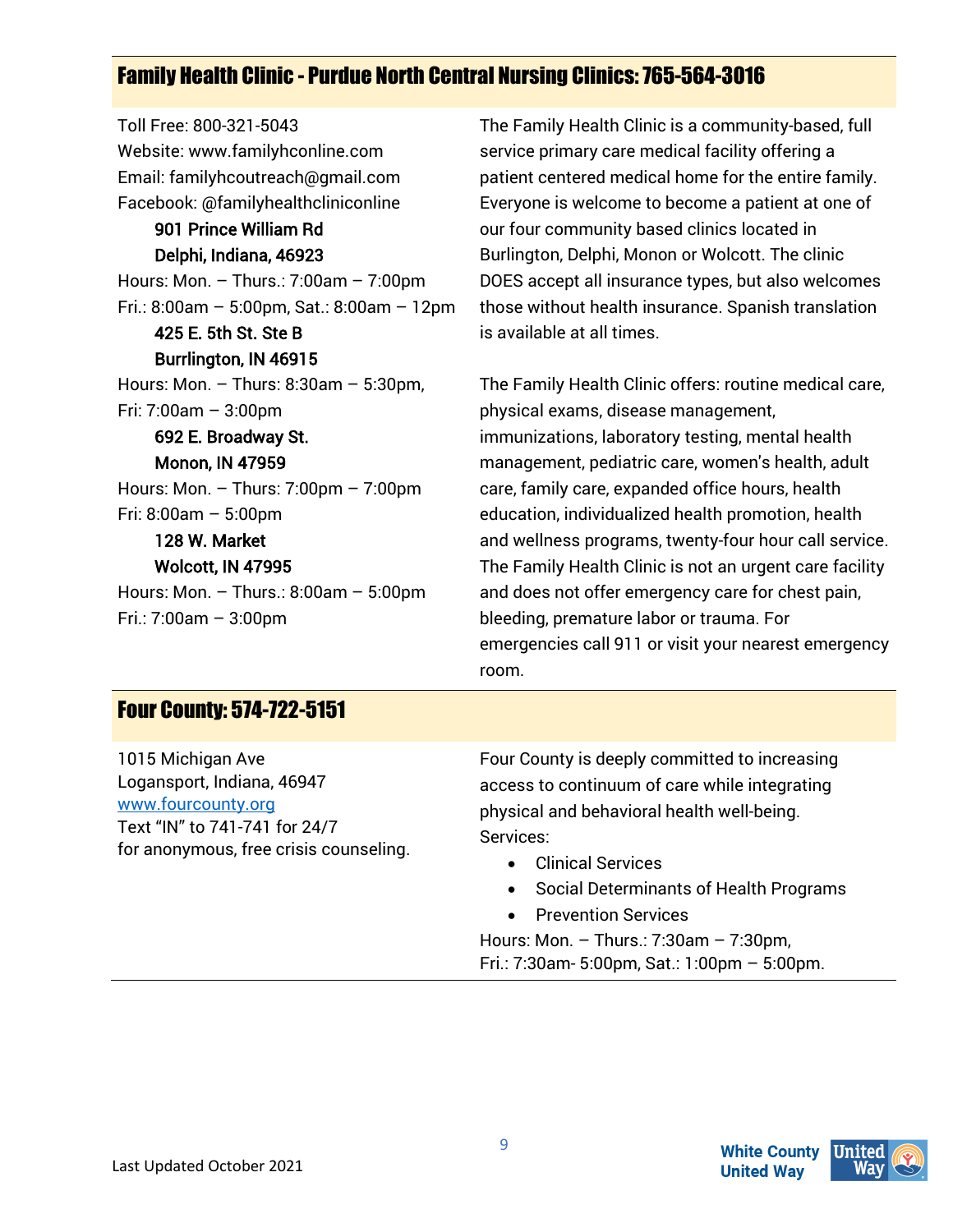## Family Health Clinic - Purdue North Central Nursing Clinics: 765-564-3016

Toll Free: 800-321-5043
Website: www.familyhconline.com
Email: familyhcoutreach@gmail.com
Facebook: @familyhealthcliniconline

**901 Prince William Rd**
**Delphi, Indiana, 46923**

Hours: Mon. – Thurs.: 7:00am – 7:00pm
Fri.: 8:00am – 5:00pm, Sat.: 8:00am – 12pm

**425 E. 5th St. Ste B**
**Burrlington, IN 46915**

Hours: Mon. – Thurs: 8:30am – 5:30pm,
Fri: 7:00am – 3:00pm

**692 E. Broadway St.**
**Monon, IN 47959**

Hours: Mon. – Thurs: 7:00pm – 7:00pm
Fri: 8:00am – 5:00pm

**128 W. Market**
**Wolcott, IN 47995**

Hours: Mon. – Thurs.: 8:00am – 5:00pm
Fri.: 7:00am – 3:00pm

The Family Health Clinic is a community-based, full service primary care medical facility offering a patient centered medical home for the entire family. Everyone is welcome to become a patient at one of our four community based clinics located in Burlington, Delphi, Monon or Wolcott. The clinic DOES accept all insurance types, but also welcomes those without health insurance. Spanish translation is available at all times.

The Family Health Clinic offers: routine medical care, physical exams, disease management, immunizations, laboratory testing, mental health management, pediatric care, women's health, adult care, family care, expanded office hours, health education, individualized health promotion, health and wellness programs, twenty-four hour call service. The Family Health Clinic is not an urgent care facility and does not offer emergency care for chest pain, bleeding, premature labor or trauma. For emergencies call 911 or visit your nearest emergency room.

## Four County: 574-722-5151

1015 Michigan Ave
Logansport, Indiana, 46947
www.fourcounty.org
Text "IN" to 741-741 for 24/7
for anonymous, free crisis counseling.

Four County is deeply committed to increasing access to continuum of care while integrating physical and behavioral health well-being.
Services:

- Clinical Services
- Social Determinants of Health Programs
- Prevention Services

Hours: Mon. – Thurs.: 7:30am – 7:30pm,
Fri.: 7:30am- 5:00pm, Sat.: 1:00pm – 5:00pm.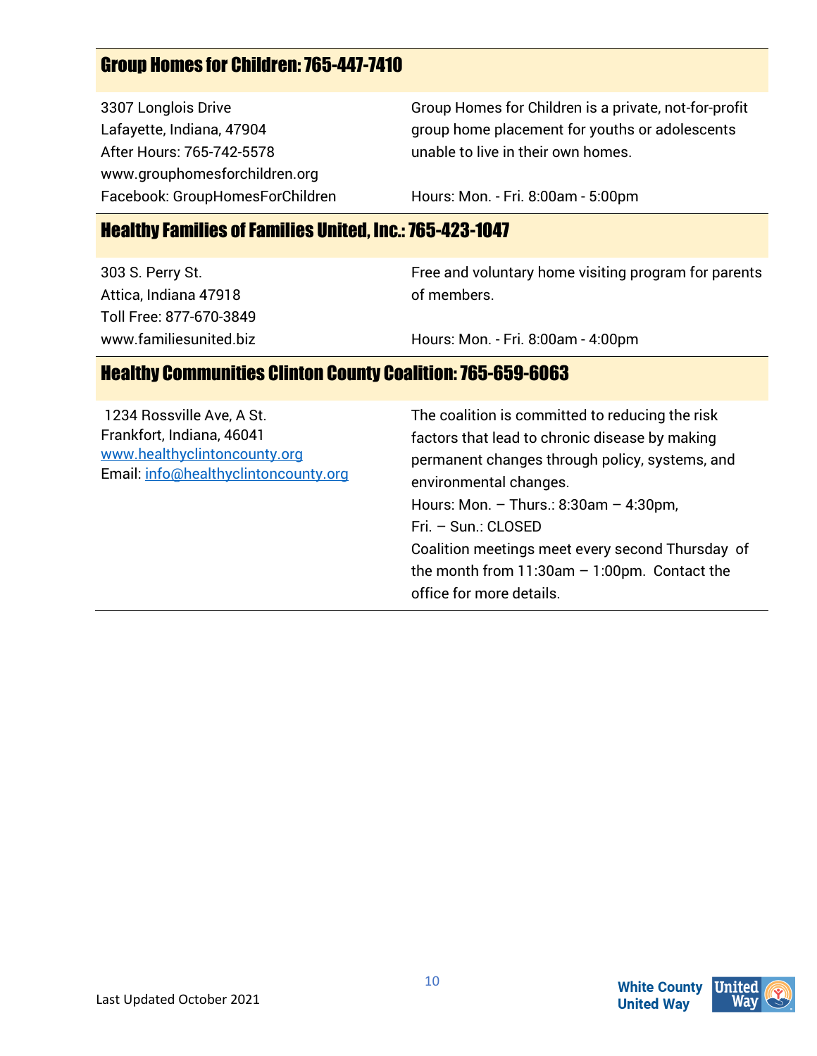## Group Homes for Children: 765-447-7410

3307 Longlois Drive
Lafayette, Indiana, 47904
After Hours: 765-742-5578
www.grouphomesforchildren.org
Facebook: GroupHomesForChildren

Group Homes for Children is a private, not-for-profit group home placement for youths or adolescents unable to live in their own homes.

Hours: Mon. - Fri. 8:00am - 5:00pm

## Healthy Families of Families United, Inc.: 765-423-1047

303 S. Perry St.
Attica, Indiana 47918
Toll Free: 877-670-3849
www.familiesunited.biz

Free and voluntary home visiting program for parents of members.

Hours: Mon. - Fri. 8:00am - 4:00pm

## Healthy Communities Clinton County Coalition: 765-659-6063

1234 Rossville Ave, A St.
Frankfort, Indiana, 46041
www.healthyclintoncounty.org
Email: info@healthyclintoncounty.org

The coalition is committed to reducing the risk factors that lead to chronic disease by making permanent changes through policy, systems, and environmental changes.

Hours: Mon. – Thurs.: 8:30am – 4:30pm,
Fri. – Sun.: CLOSED

Coalition meetings meet every second Thursday of the month from 11:30am – 1:00pm. Contact the office for more details.

Last Updated October 2021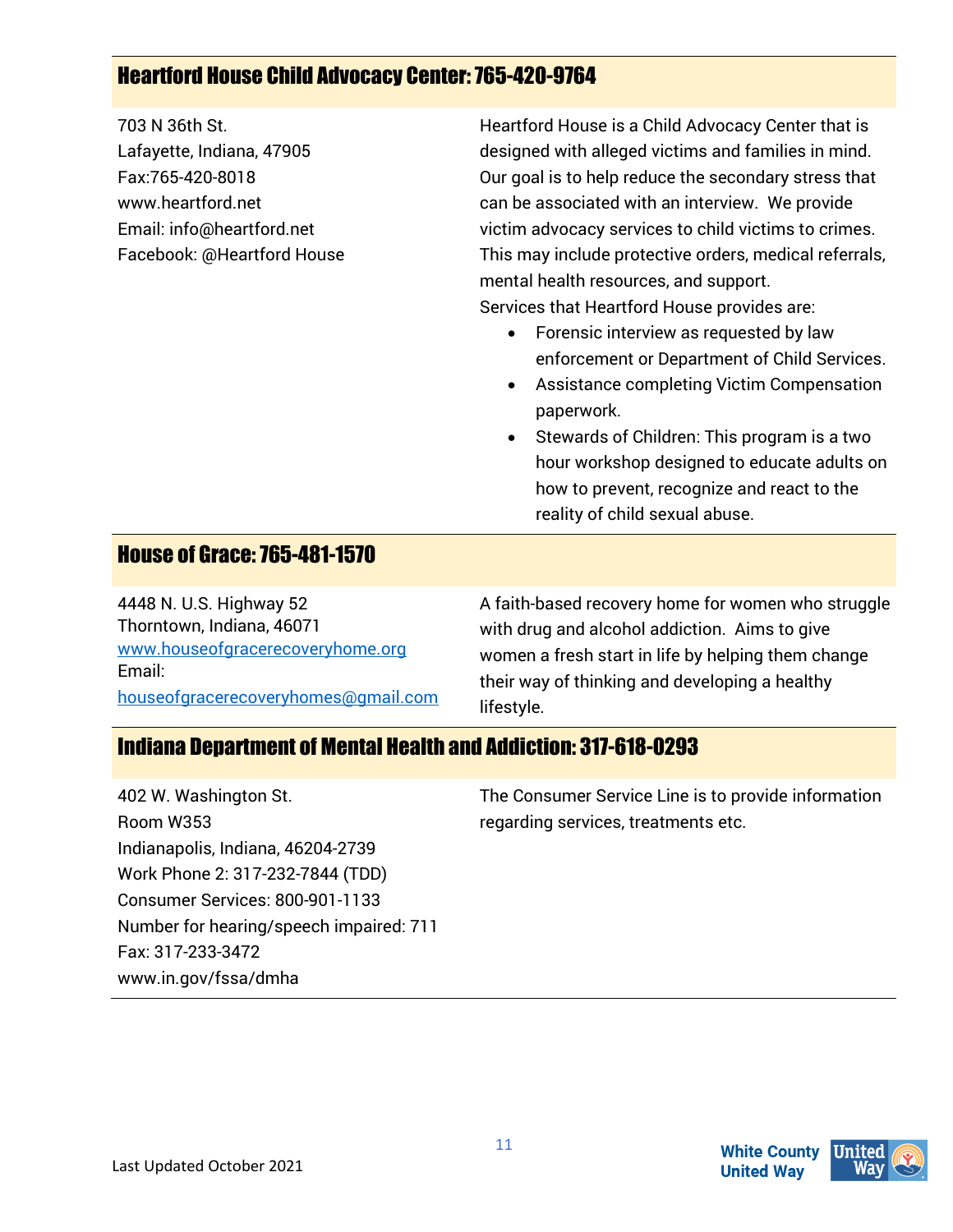## Heartford House Child Advocacy Center: 765-420-9764

703 N 36th St.
Lafayette, Indiana, 47905
Fax:765-420-8018
www.heartford.net
Email: info@heartford.net
Facebook: @Heartford House

Heartford House is a Child Advocacy Center that is designed with alleged victims and families in mind. Our goal is to help reduce the secondary stress that can be associated with an interview. We provide victim advocacy services to child victims to crimes. This may include protective orders, medical referrals, mental health resources, and support.
Services that Heartford House provides are:

- Forensic interview as requested by law enforcement or Department of Child Services.
- Assistance completing Victim Compensation paperwork.
- Stewards of Children: This program is a two hour workshop designed to educate adults on how to prevent, recognize and react to the reality of child sexual abuse.

## House of Grace: 765-481-1570

4448 N. U.S. Highway 52
Thorntown, Indiana, 46071
www.houseofgracerecoveryhome.org
Email:
houseofgracerecoveryhomes@gmail.com

A faith-based recovery home for women who struggle with drug and alcohol addiction. Aims to give women a fresh start in life by helping them change their way of thinking and developing a healthy lifestyle.

## Indiana Department of Mental Health and Addiction: 317-618-0293

402 W. Washington St.
Room W353
Indianapolis, Indiana, 46204-2739
Work Phone 2: 317-232-7844 (TDD)
Consumer Services: 800-901-1133
Number for hearing/speech impaired: 711
Fax: 317-233-3472
www.in.gov/fssa/dmha

The Consumer Service Line is to provide information regarding services, treatments etc.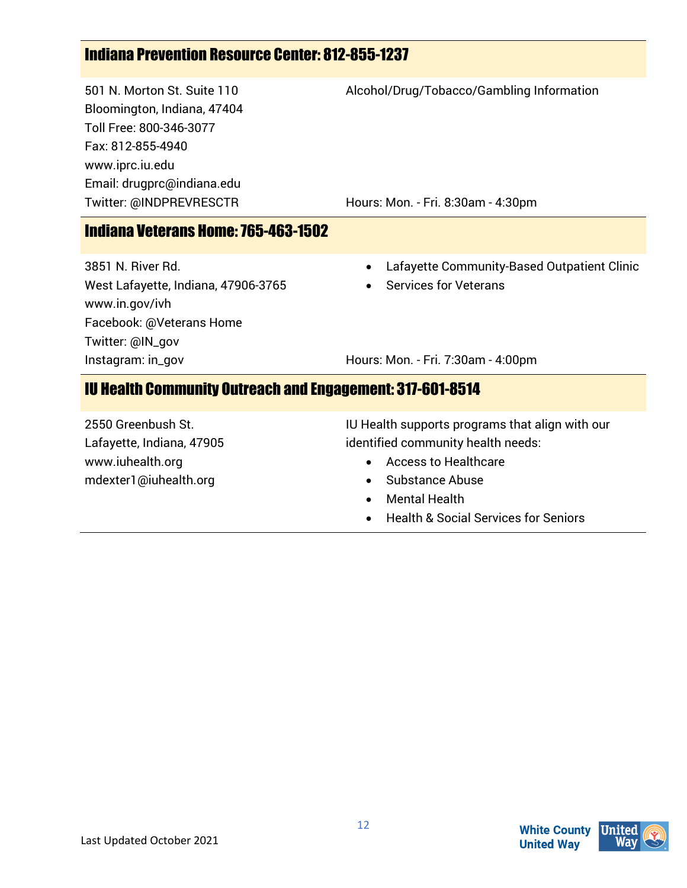## Indiana Prevention Resource Center: 812-855-1237

501 N. Morton St. Suite 110
Bloomington, Indiana, 47404
Toll Free: 800-346-3077
Fax: 812-855-4940
www.iprc.iu.edu
Email: drugprc@indiana.edu
Twitter: @INDPREVRESCTR

Alcohol/Drug/Tobacco/Gambling Information

Hours: Mon. - Fri. 8:30am - 4:30pm

## Indiana Veterans Home: 765-463-1502

3851 N. River Rd.
West Lafayette, Indiana, 47906-3765
www.in.gov/ivh
Facebook: @Veterans Home
Twitter: @IN_gov
Instagram: in_gov

- Lafayette Community-Based Outpatient Clinic
- Services for Veterans

Hours: Mon. - Fri. 7:30am - 4:00pm

## IU Health Community Outreach and Engagement: 317-601-8514

2550 Greenbush St.
Lafayette, Indiana, 47905
www.iuhealth.org
mdexter1@iuhealth.org

IU Health supports programs that align with our identified community health needs:

- Access to Healthcare
- Substance Abuse
- Mental Health
- Health & Social Services for Seniors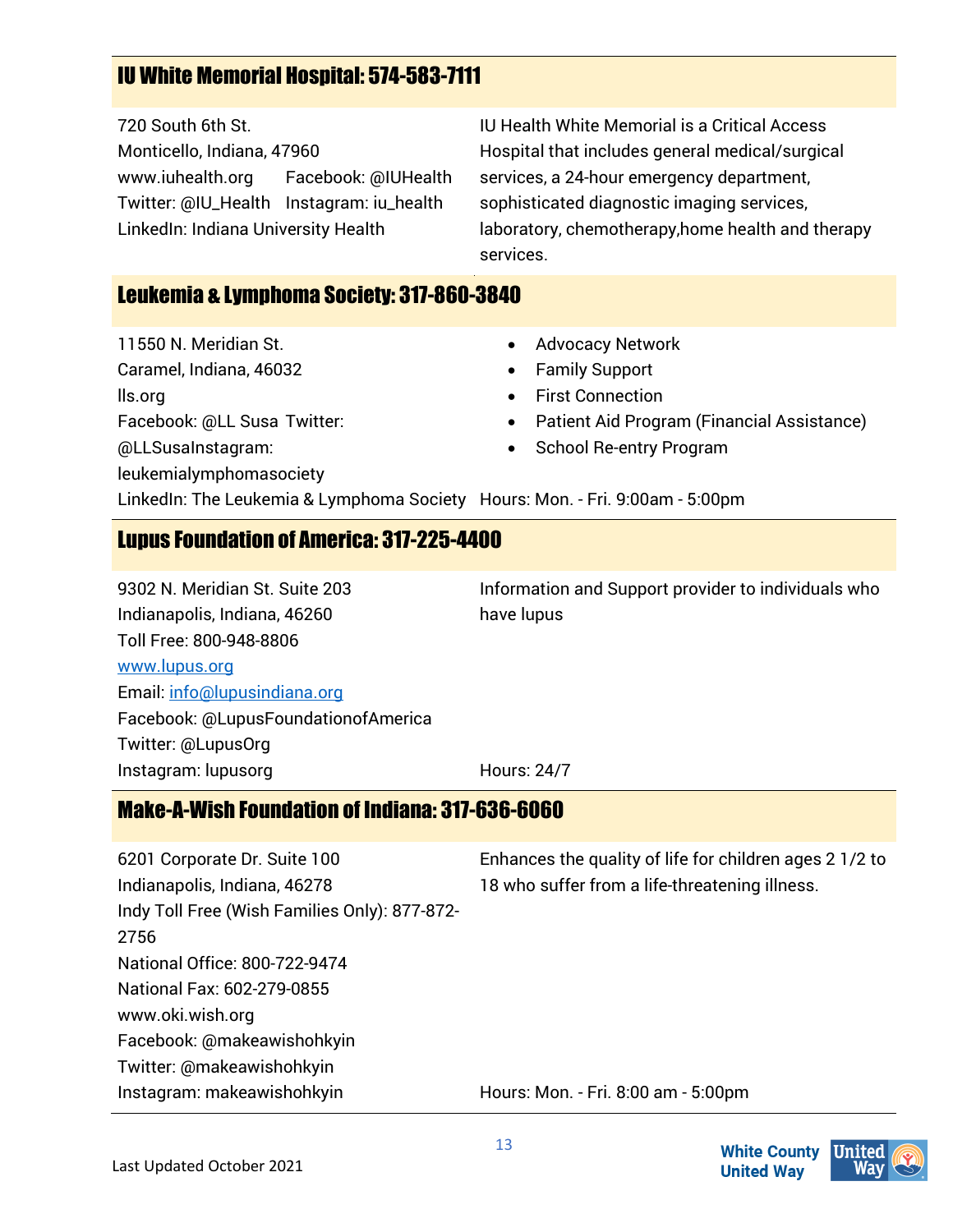## IU White Memorial Hospital: 574-583-7111

720 South 6th St.
Monticello, Indiana, 47960
www.iuhealth.org Facebook: @IUHealth
Twitter: @IU_Health Instagram: iu_health
LinkedIn: Indiana University Health

IU Health White Memorial is a Critical Access Hospital that includes general medical/surgical services, a 24-hour emergency department, sophisticated diagnostic imaging services, laboratory, chemotherapy,home health and therapy services.

## Leukemia & Lymphoma Society: 317-860-3840

11550 N. Meridian St.
Caramel, Indiana, 46032
lls.org
Facebook: @LL Susa Twitter: @LLSusaInstagram: leukemialymphomasociety
LinkedIn: The Leukemia & Lymphoma Society

- Advocacy Network
- Family Support
- First Connection
- Patient Aid Program (Financial Assistance)
- School Re-entry Program

Hours: Mon. - Fri. 9:00am - 5:00pm

## Lupus Foundation of America: 317-225-4400

9302 N. Meridian St. Suite 203
Indianapolis, Indiana, 46260
Toll Free: 800-948-8806
www.lupus.org
Email: info@lupusindiana.org
Facebook: @LupusFoundationofAmerica
Twitter: @LupusOrg
Instagram: lupusorg

Information and Support provider to individuals who have lupus

Hours: 24/7

## Make-A-Wish Foundation of Indiana: 317-636-6060

6201 Corporate Dr. Suite 100
Indianapolis, Indiana, 46278
Indy Toll Free (Wish Families Only): 877-872-2756
National Office: 800-722-9474
National Fax: 602-279-0855
www.oki.wish.org
Facebook: @makeawishohkyin
Twitter: @makeawishohkyin
Instagram: makeawishohkyin

Enhances the quality of life for children ages 2 1/2 to 18 who suffer from a life-threatening illness.

Hours: Mon. - Fri. 8:00 am - 5:00pm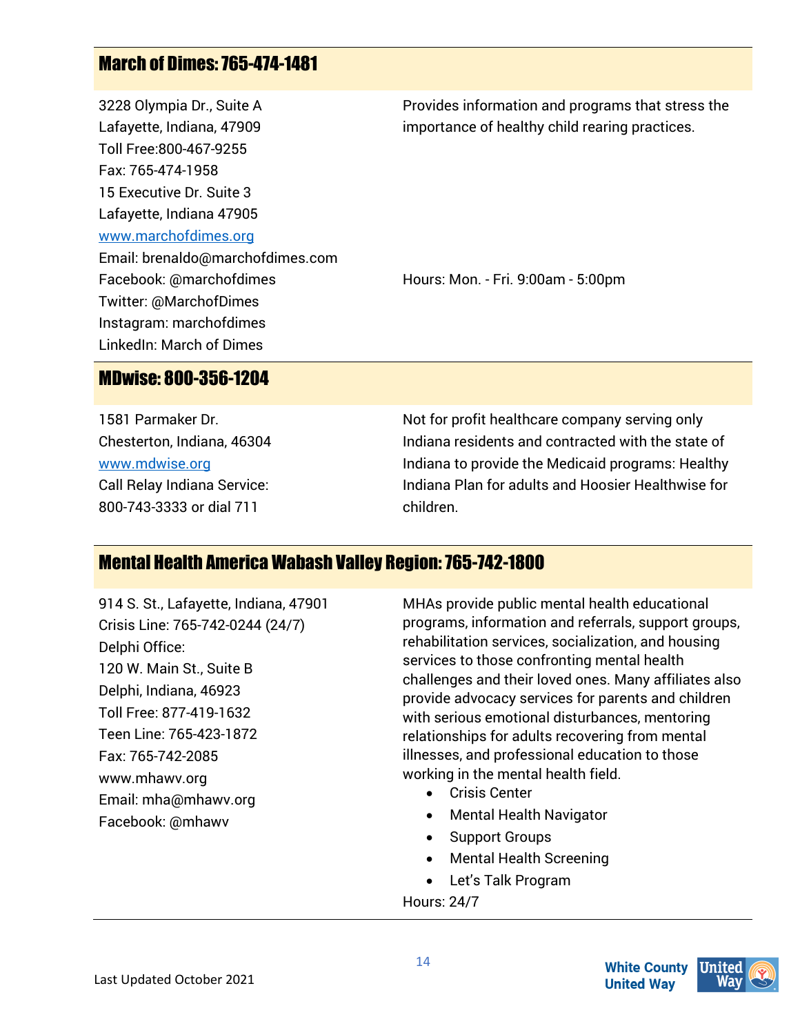## March of Dimes: 765-474-1481

3228 Olympia Dr., Suite A
Lafayette, Indiana, 47909
Toll Free:800-467-9255
Fax: 765-474-1958
15 Executive Dr. Suite 3
Lafayette, Indiana 47905
www.marchofdimes.org
Email: brenaldo@marchofdimes.com
Facebook: @marchofdimes
Twitter: @MarchofDimes
Instagram: marchofdimes
LinkedIn: March of Dimes

Provides information and programs that stress the importance of healthy child rearing practices.

Hours: Mon. - Fri. 9:00am - 5:00pm

## MDwise: 800-356-1204

1581 Parmaker Dr.
Chesterton, Indiana, 46304
www.mdwise.org
Call Relay Indiana Service:
800-743-3333 or dial 711

Not for profit healthcare company serving only Indiana residents and contracted with the state of Indiana to provide the Medicaid programs: Healthy Indiana Plan for adults and Hoosier Healthwise for children.

## Mental Health America Wabash Valley Region: 765-742-1800

914 S. St., Lafayette, Indiana, 47901
Crisis Line: 765-742-0244 (24/7)
Delphi Office:
120 W. Main St., Suite B
Delphi, Indiana, 46923
Toll Free: 877-419-1632
Teen Line: 765-423-1872
Fax: 765-742-2085
www.mhawv.org
Email: mha@mhawv.org
Facebook: @mhawv

MHAs provide public mental health educational programs, information and referrals, support groups, rehabilitation services, socialization, and housing services to those confronting mental health challenges and their loved ones. Many affiliates also provide advocacy services for parents and children with serious emotional disturbances, mentoring relationships for adults recovering from mental illnesses, and professional education to those working in the mental health field.

- Crisis Center
- Mental Health Navigator
- Support Groups
- Mental Health Screening
- Let's Talk Program

Hours: 24/7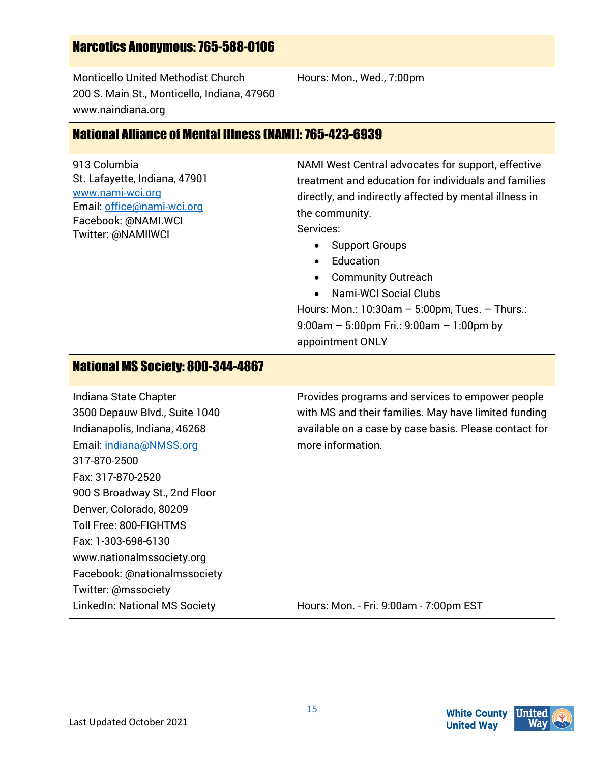## Narcotics Anonymous: 765-588-0106

Monticello United Methodist Church
200 S. Main St., Monticello, Indiana, 47960
www.naindiana.org

Hours: Mon., Wed., 7:00pm

## National Alliance of Mental Illness (NAMI): 765-423-6939

913 Columbia
St. Lafayette, Indiana, 47901
www.nami-wci.org
Email: office@nami-wci.org
Facebook: @NAMI.WCI
Twitter: @NAMIIWCI

NAMI West Central advocates for support, effective treatment and education for individuals and families directly, and indirectly affected by mental illness in the community.

Services:

- Support Groups
- Education
- Community Outreach
- Nami-WCI Social Clubs

Hours: Mon.: 10:30am – 5:00pm, Tues. – Thurs.: 9:00am – 5:00pm Fri.: 9:00am – 1:00pm by appointment ONLY

## National MS Society: 800-344-4867

Indiana State Chapter
3500 Depauw Blvd., Suite 1040
Indianapolis, Indiana, 46268
Email: indiana@NMSS.org
317-870-2500
Fax: 317-870-2520
900 S Broadway St., 2nd Floor
Denver, Colorado, 80209
Toll Free: 800-FIGHTMS
Fax: 1-303-698-6130
www.nationalmssociety.org
Facebook: @nationalmssociety
Twitter: @mssociety
LinkedIn: National MS Society

Provides programs and services to empower people with MS and their families. May have limited funding available on a case by case basis. Please contact for more information.

Hours: Mon. - Fri. 9:00am - 7:00pm EST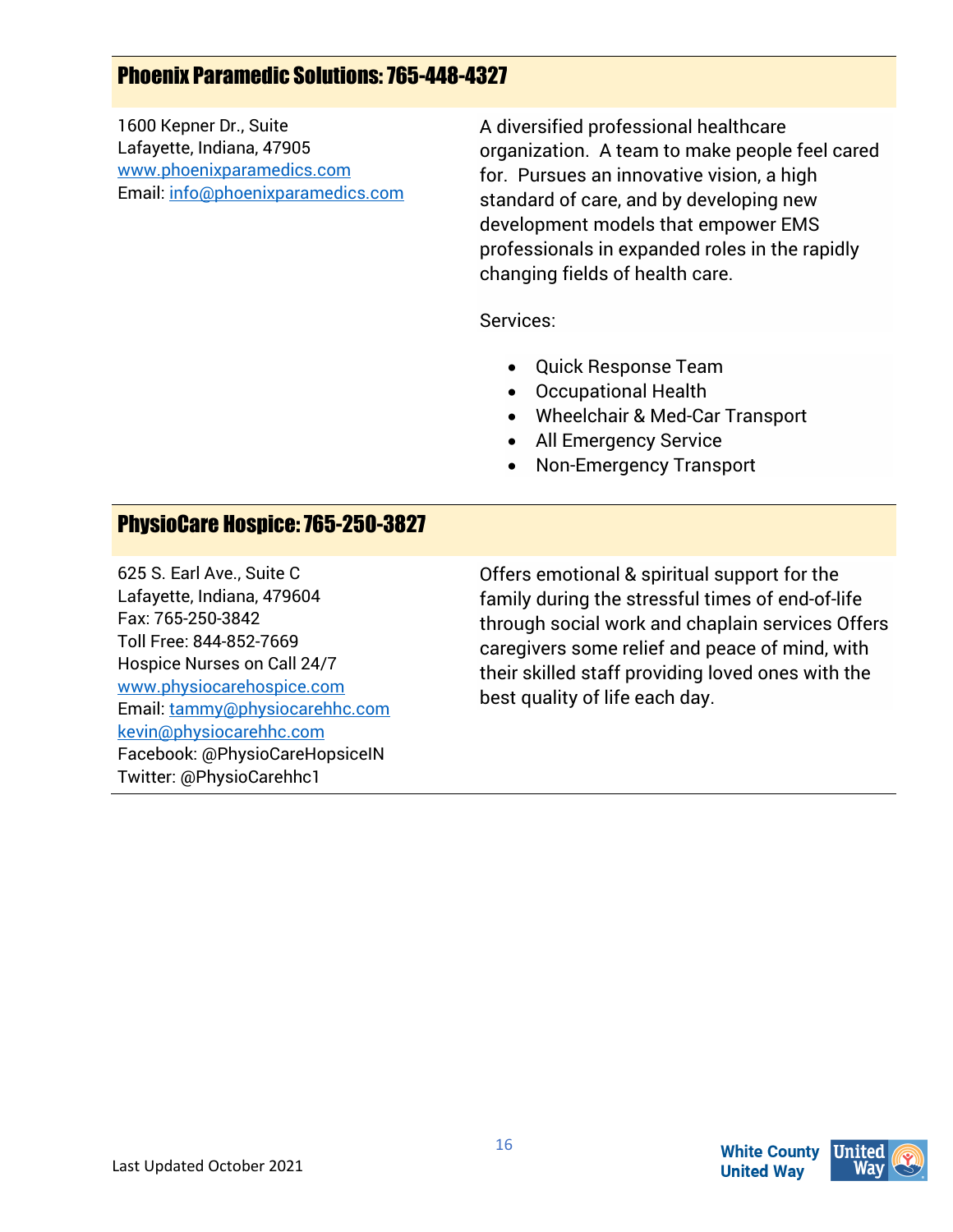## Phoenix Paramedic Solutions: 765-448-4327

1600 Kepner Dr., Suite
Lafayette, Indiana, 47905
www.phoenixparamedics.com
Email: info@phoenixparamedics.com

A diversified professional healthcare organization. A team to make people feel cared for. Pursues an innovative vision, a high standard of care, and by developing new development models that empower EMS professionals in expanded roles in the rapidly changing fields of health care.

Services:

- Quick Response Team
- Occupational Health
- Wheelchair & Med-Car Transport
- All Emergency Service
- Non-Emergency Transport

## PhysioCare Hospice: 765-250-3827

625 S. Earl Ave., Suite C
Lafayette, Indiana, 479604
Fax: 765-250-3842
Toll Free: 844-852-7669
Hospice Nurses on Call 24/7
www.physiocarehospice.com
Email: tammy@physiocarehhc.com
kevin@physiocarehhc.com
Facebook: @PhysioCareHopsiceIN
Twitter: @PhysioCarehhc1

Offers emotional & spiritual support for the family during the stressful times of end-of-life through social work and chaplain services Offers caregivers some relief and peace of mind, with their skilled staff providing loved ones with the best quality of life each day.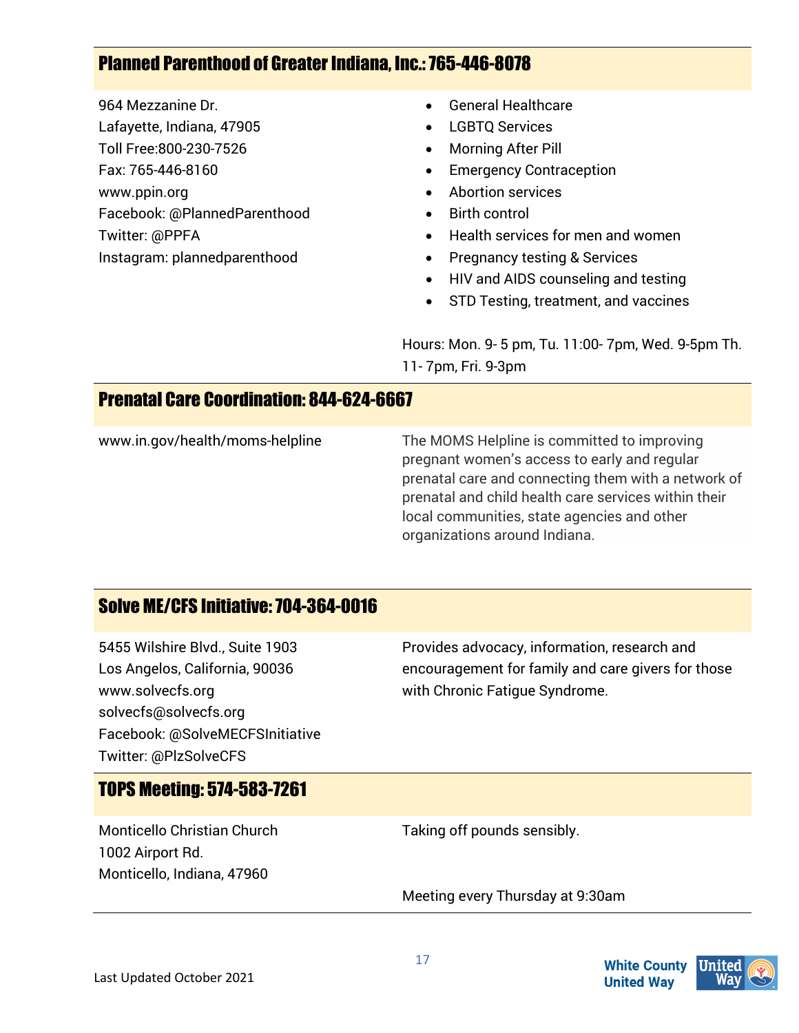## Planned Parenthood of Greater Indiana, Inc.: 765-446-8078

964 Mezzanine Dr.
Lafayette, Indiana, 47905
Toll Free:800-230-7526
Fax: 765-446-8160
www.ppin.org
Facebook: @PlannedParenthood
Twitter: @PPFA
Instagram: plannedparenthood

- General Healthcare
- LGBTQ Services
- Morning After Pill
- Emergency Contraception
- Abortion services
- Birth control
- Health services for men and women
- Pregnancy testing & Services
- HIV and AIDS counseling and testing
- STD Testing, treatment, and vaccines

Hours: Mon. 9- 5 pm, Tu. 11:00- 7pm, Wed. 9-5pm Th. 11- 7pm, Fri. 9-3pm

## Prenatal Care Coordination: 844-624-6667

www.in.gov/health/moms-helpline

The MOMS Helpline is committed to improving pregnant women's access to early and regular prenatal care and connecting them with a network of prenatal and child health care services within their local communities, state agencies and other organizations around Indiana.

## Solve ME/CFS Initiative: 704-364-0016

5455 Wilshire Blvd., Suite 1903
Los Angelos, California, 90036
www.solvecfs.org
solvecfs@solvecfs.org
Facebook: @SolveMECFSInitiative
Twitter: @PlzSolveCFS

Provides advocacy, information, research and encouragement for family and care givers for those with Chronic Fatigue Syndrome.

## TOPS Meeting: 574-583-7261

Monticello Christian Church
1002 Airport Rd.
Monticello, Indiana, 47960

Taking off pounds sensibly.

Meeting every Thursday at 9:30am

Last Updated October 2021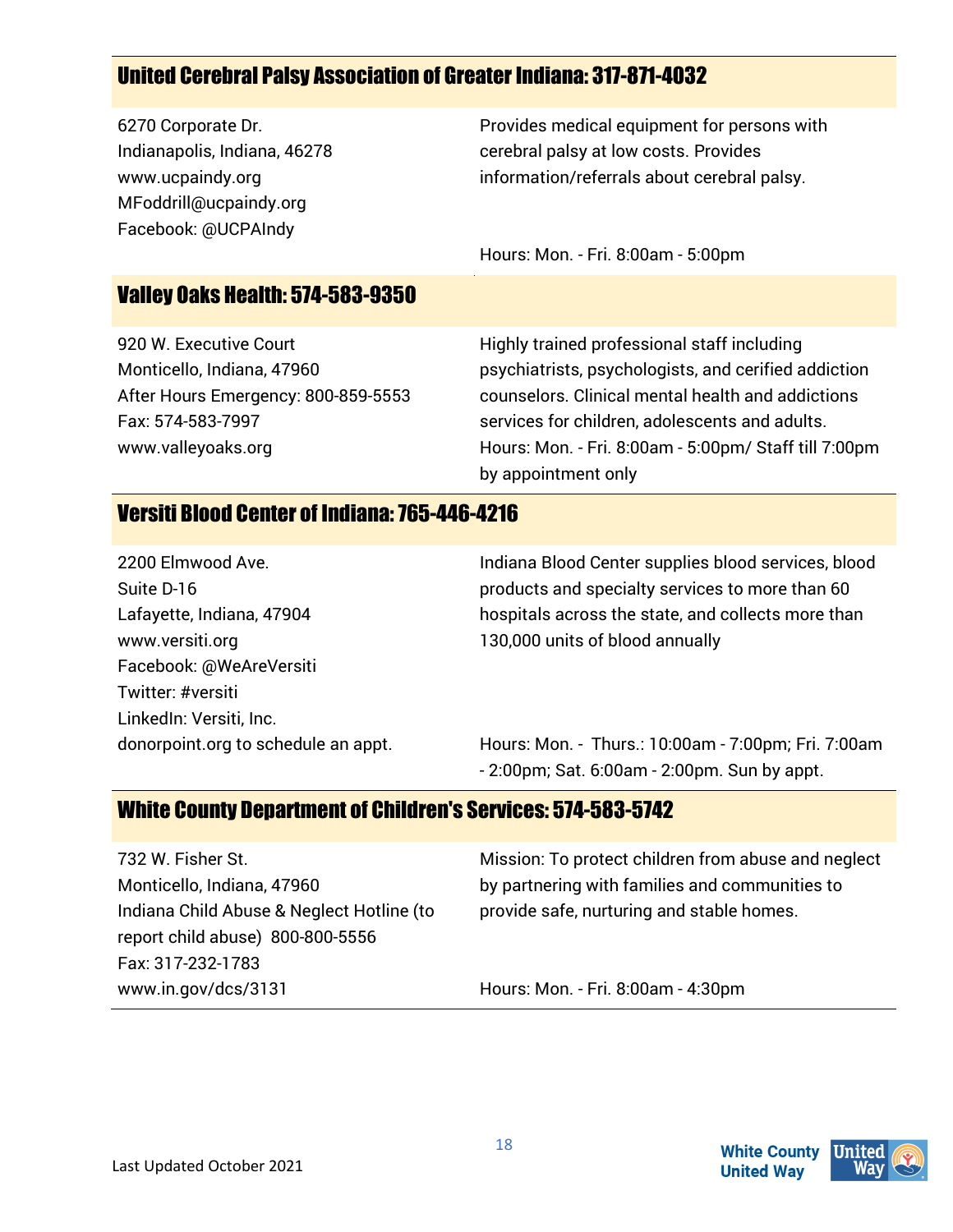## United Cerebral Palsy Association of Greater Indiana: 317-871-4032

6270 Corporate Dr.
Indianapolis, Indiana, 46278
www.ucpaindy.org
MFoddrill@ucpaindy.org
Facebook: @UCPAIndy

Provides medical equipment for persons with cerebral palsy at low costs. Provides information/referrals about cerebral palsy.

Hours: Mon. - Fri. 8:00am - 5:00pm

## Valley Oaks Health: 574-583-9350

920 W. Executive Court
Monticello, Indiana, 47960
After Hours Emergency: 800-859-5553
Fax: 574-583-7997
www.valleyoaks.org

Highly trained professional staff including psychiatrists, psychologists, and cerified addiction counselors. Clinical mental health and addictions services for children, adolescents and adults.
Hours: Mon. - Fri. 8:00am - 5:00pm/ Staff till 7:00pm by appointment only

## Versiti Blood Center of Indiana: 765-446-4216

2200 Elmwood Ave.
Suite D-16
Lafayette, Indiana, 47904
www.versiti.org
Facebook: @WeAreVersiti
Twitter: #versiti
LinkedIn: Versiti, Inc.
donorpoint.org to schedule an appt.

Indiana Blood Center supplies blood services, blood products and specialty services to more than 60 hospitals across the state, and collects more than 130,000 units of blood annually

Hours: Mon. - Thurs.: 10:00am - 7:00pm; Fri. 7:00am - 2:00pm; Sat. 6:00am - 2:00pm. Sun by appt.

## White County Department of Children's Services: 574-583-5742

732 W. Fisher St.
Monticello, Indiana, 47960
Indiana Child Abuse & Neglect Hotline (to report child abuse) 800-800-5556
Fax: 317-232-1783
www.in.gov/dcs/3131

Mission: To protect children from abuse and neglect by partnering with families and communities to provide safe, nurturing and stable homes.

Hours: Mon. - Fri. 8:00am - 4:30pm

Last Updated October 2021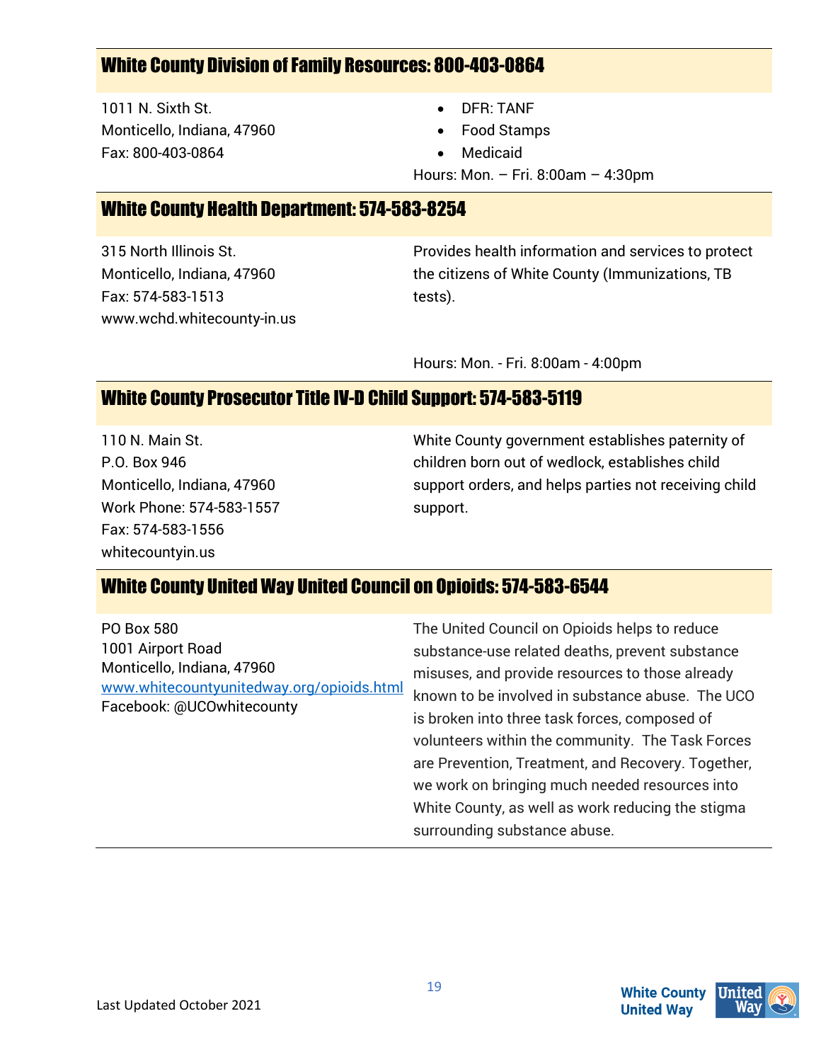## White County Division of Family Resources: 800-403-0864

1011 N. Sixth St.
Monticello, Indiana, 47960
Fax: 800-403-0864

- DFR: TANF
- Food Stamps
- Medicaid

Hours: Mon. – Fri. 8:00am – 4:30pm

## White County Health Department: 574-583-8254

315 North Illinois St.
Monticello, Indiana, 47960
Fax: 574-583-1513
www.wchd.whitecounty-in.us

Provides health information and services to protect the citizens of White County (Immunizations, TB tests).

Hours: Mon. - Fri. 8:00am - 4:00pm

## White County Prosecutor Title IV-D Child Support: 574-583-5119

110 N. Main St.
P.O. Box 946
Monticello, Indiana, 47960
Work Phone: 574-583-1557
Fax: 574-583-1556
whitecountyin.us

White County government establishes paternity of children born out of wedlock, establishes child support orders, and helps parties not receiving child support.

## White County United Way United Council on Opioids: 574-583-6544

PO Box 580
1001 Airport Road
Monticello, Indiana, 47960
www.whitecountyunitedway.org/opioids.html
Facebook: @UCOwhitecounty

The United Council on Opioids helps to reduce substance-use related deaths, prevent substance misuses, and provide resources to those already known to be involved in substance abuse. The UCO is broken into three task forces, composed of volunteers within the community. The Task Forces are Prevention, Treatment, and Recovery. Together, we work on bringing much needed resources into White County, as well as work reducing the stigma surrounding substance abuse.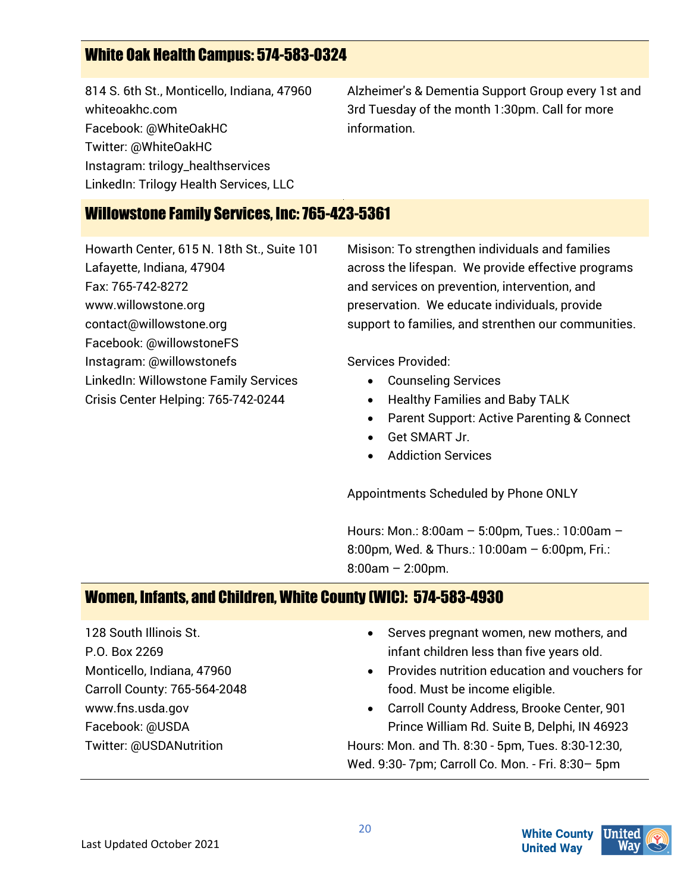## White Oak Health Campus: 574-583-0324

814 S. 6th St., Monticello, Indiana, 47960
whiteoakhc.com
Facebook: @WhiteOakHC
Twitter: @WhiteOakHC
Instagram: trilogy_healthservices
LinkedIn: Trilogy Health Services, LLC

Alzheimer's & Dementia Support Group every 1st and 3rd Tuesday of the month 1:30pm. Call for more information.

## Willowstone Family Services, Inc: 765-423-5361

Howarth Center, 615 N. 18th St., Suite 101
Lafayette, Indiana, 47904
Fax: 765-742-8272
www.willowstone.org
contact@willowstone.org
Facebook: @willowstoneFS
Instagram: @willowstonefs
LinkedIn: Willowstone Family Services
Crisis Center Helping: 765-742-0244

Misison: To strengthen individuals and families across the lifespan. We provide effective programs and services on prevention, intervention, and preservation. We educate individuals, provide support to families, and strenthen our communities.

Services Provided:

- Counseling Services
- Healthy Families and Baby TALK
- Parent Support: Active Parenting & Connect
- Get SMART Jr.
- Addiction Services

Appointments Scheduled by Phone ONLY

Hours: Mon.: 8:00am – 5:00pm, Tues.: 10:00am – 8:00pm, Wed. & Thurs.: 10:00am – 6:00pm, Fri.: 8:00am – 2:00pm.

## Women, Infants, and Children, White County (WIC): 574-583-4930

128 South Illinois St.
P.O. Box 2269
Monticello, Indiana, 47960
Carroll County: 765-564-2048
www.fns.usda.gov
Facebook: @USDA
Twitter: @USDANutrition

- Serves pregnant women, new mothers, and infant children less than five years old.
- Provides nutrition education and vouchers for food. Must be income eligible.
- Carroll County Address, Brooke Center, 901 Prince William Rd. Suite B, Delphi, IN 46923

Hours: Mon. and Th. 8:30 - 5pm, Tues. 8:30-12:30, Wed. 9:30- 7pm; Carroll Co. Mon. - Fri. 8:30– 5pm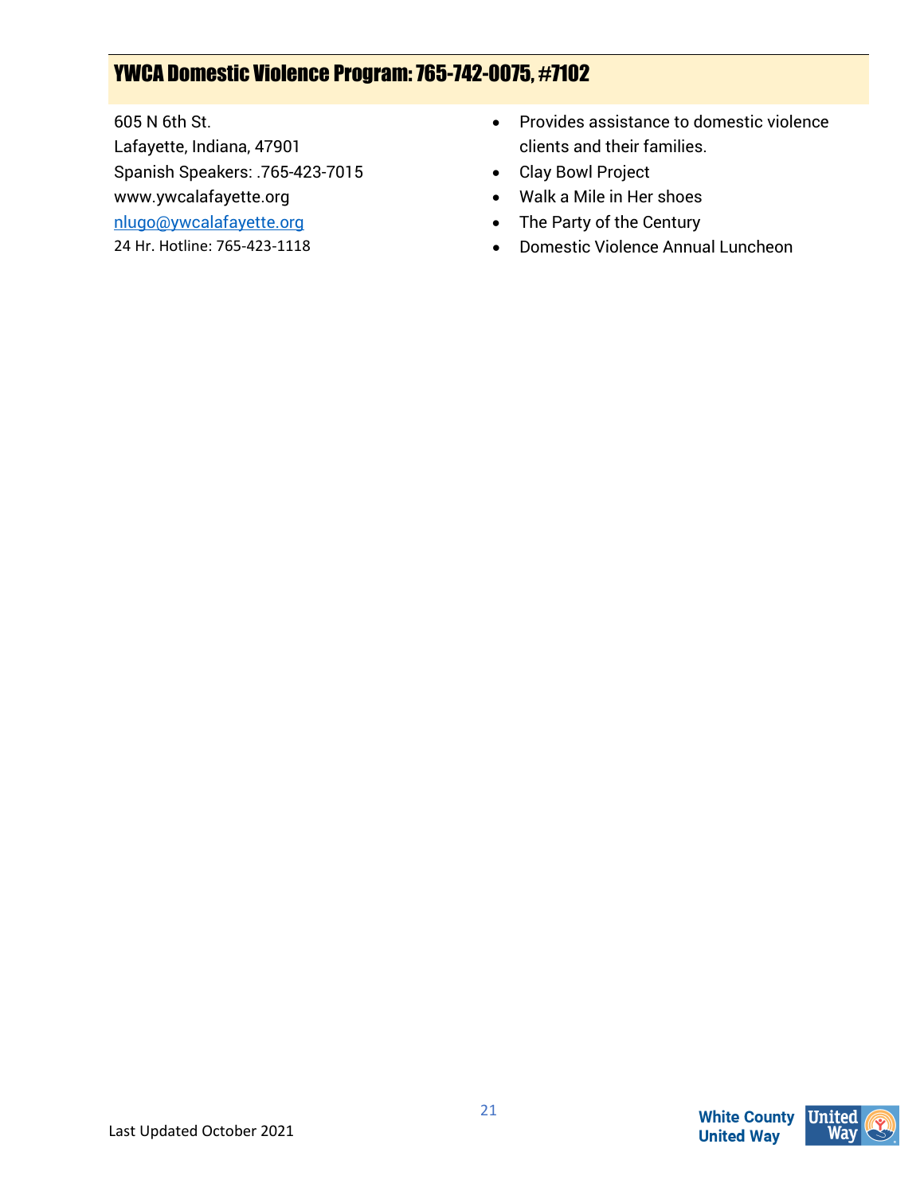## YWCA Domestic Violence Program: 765-742-0075, #7102

605 N 6th St.
Lafayette, Indiana, 47901
Spanish Speakers: .765-423-7015
www.ywcalafayette.org
nlugo@ywcalafayette.org
24 Hr. Hotline: 765-423-1118

- Provides assistance to domestic violence clients and their families.
- Clay Bowl Project
- Walk a Mile in Her shoes
- The Party of the Century
- Domestic Violence Annual Luncheon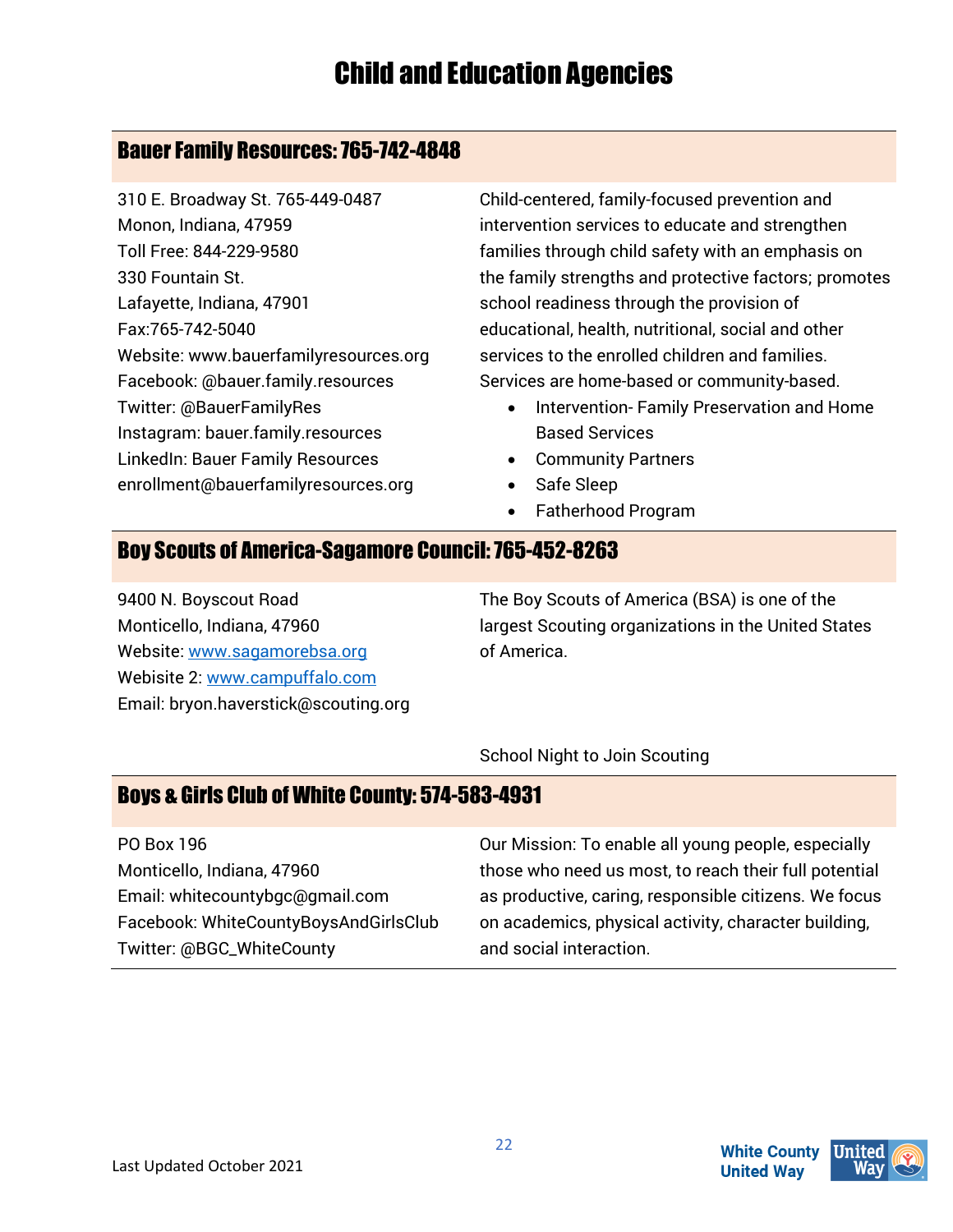# Child and Education Agencies

## Bauer Family Resources: 765-742-4848

310 E. Broadway St. 765-449-0487
Monon, Indiana, 47959
Toll Free: 844-229-9580
330 Fountain St.
Lafayette, Indiana, 47901
Fax:765-742-5040
Website: www.bauerfamilyresources.org
Facebook: @bauer.family.resources
Twitter: @BauerFamilyRes
Instagram: bauer.family.resources
LinkedIn: Bauer Family Resources
enrollment@bauerfamilyresources.org

Child-centered, family-focused prevention and intervention services to educate and strengthen families through child safety with an emphasis on the family strengths and protective factors; promotes school readiness through the provision of educational, health, nutritional, social and other services to the enrolled children and families. Services are home-based or community-based.

- Intervention- Family Preservation and Home Based Services
- Community Partners
- Safe Sleep
- Fatherhood Program

## Boy Scouts of America-Sagamore Council: 765-452-8263

9400 N. Boyscout Road
Monticello, Indiana, 47960
Website: www.sagamorebsa.org
Webisite 2: www.campuffalo.com
Email: bryon.haverstick@scouting.org

The Boy Scouts of America (BSA) is one of the largest Scouting organizations in the United States of America.

School Night to Join Scouting

## Boys & Girls Club of White County: 574-583-4931

PO Box 196
Monticello, Indiana, 47960
Email: whitecountybgc@gmail.com
Facebook: WhiteCountyBoysAndGirlsClub
Twitter: @BGC_WhiteCounty

Our Mission: To enable all young people, especially those who need us most, to reach their full potential as productive, caring, responsible citizens. We focus on academics, physical activity, character building, and social interaction.

Last Updated October 2021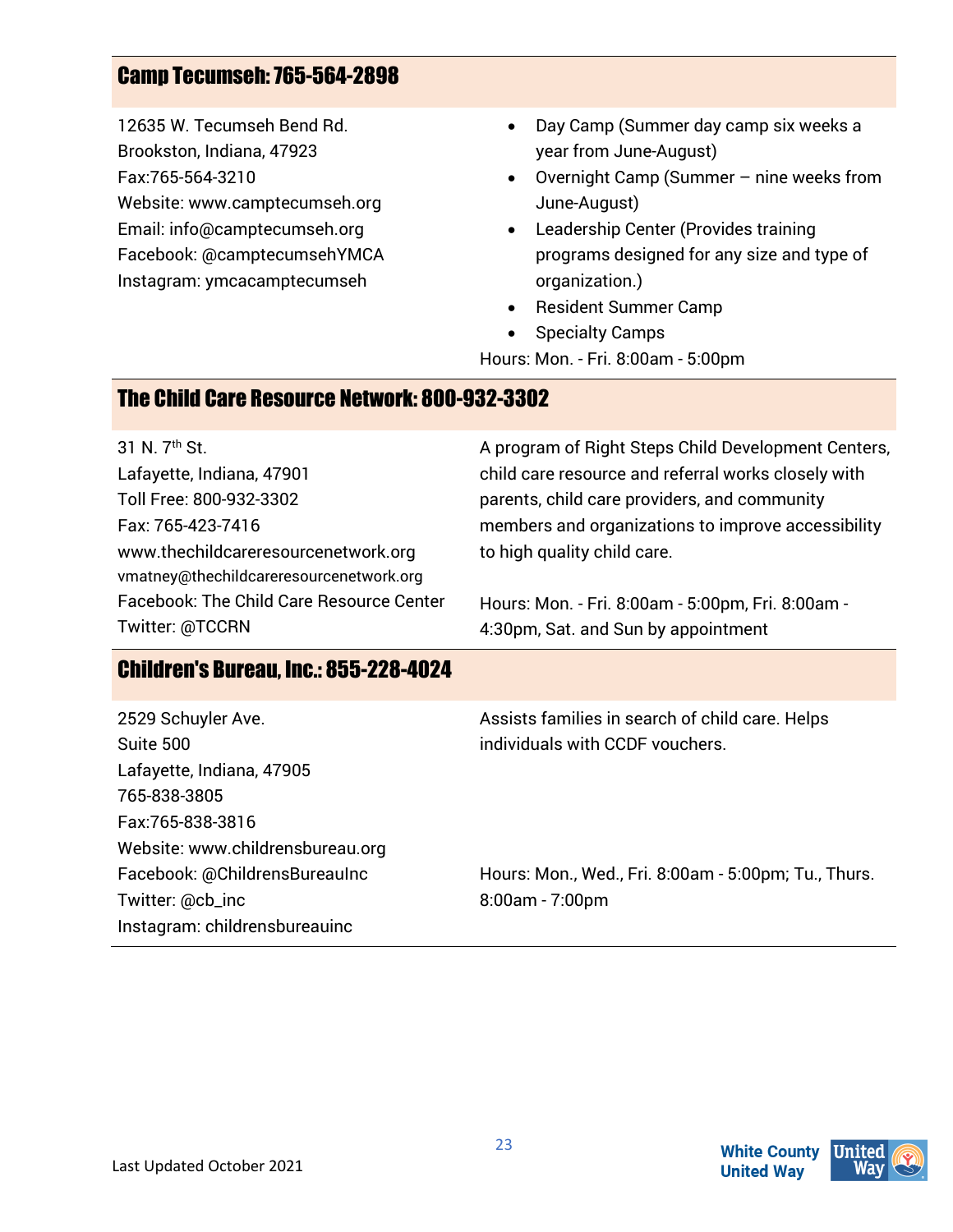## Camp Tecumseh: 765-564-2898

12635 W. Tecumseh Bend Rd.
Brookston, Indiana, 47923
Fax:765-564-3210
Website: www.camptecumseh.org
Email: info@camptecumseh.org
Facebook: @camptecumsehYMCA
Instagram: ymcacamptecumseh

- Day Camp (Summer day camp six weeks a year from June-August)
- Overnight Camp (Summer – nine weeks from June-August)
- Leadership Center (Provides training programs designed for any size and type of organization.)
- Resident Summer Camp
- Specialty Camps

Hours: Mon. - Fri. 8:00am - 5:00pm

## The Child Care Resource Network: 800-932-3302

31 N. 7th St.
Lafayette, Indiana, 47901
Toll Free: 800-932-3302
Fax: 765-423-7416
www.thechildcareresourcenetwork.org
vmatney@thechildcareresourcenetwork.org
Facebook: The Child Care Resource Center
Twitter: @TCCRN

A program of Right Steps Child Development Centers, child care resource and referral works closely with parents, child care providers, and community members and organizations to improve accessibility to high quality child care.

Hours: Mon. - Fri. 8:00am - 5:00pm, Fri. 8:00am - 4:30pm, Sat. and Sun by appointment

## Children's Bureau, Inc.: 855-228-4024

2529 Schuyler Ave.
Suite 500
Lafayette, Indiana, 47905
765-838-3805
Fax:765-838-3816
Website: www.childrensbureau.org
Facebook: @ChildrensBureauInc
Twitter: @cb_inc
Instagram: childrensbureauinc

Assists families in search of child care. Helps individuals with CCDF vouchers.

Hours: Mon., Wed., Fri. 8:00am - 5:00pm; Tu., Thurs. 8:00am - 7:00pm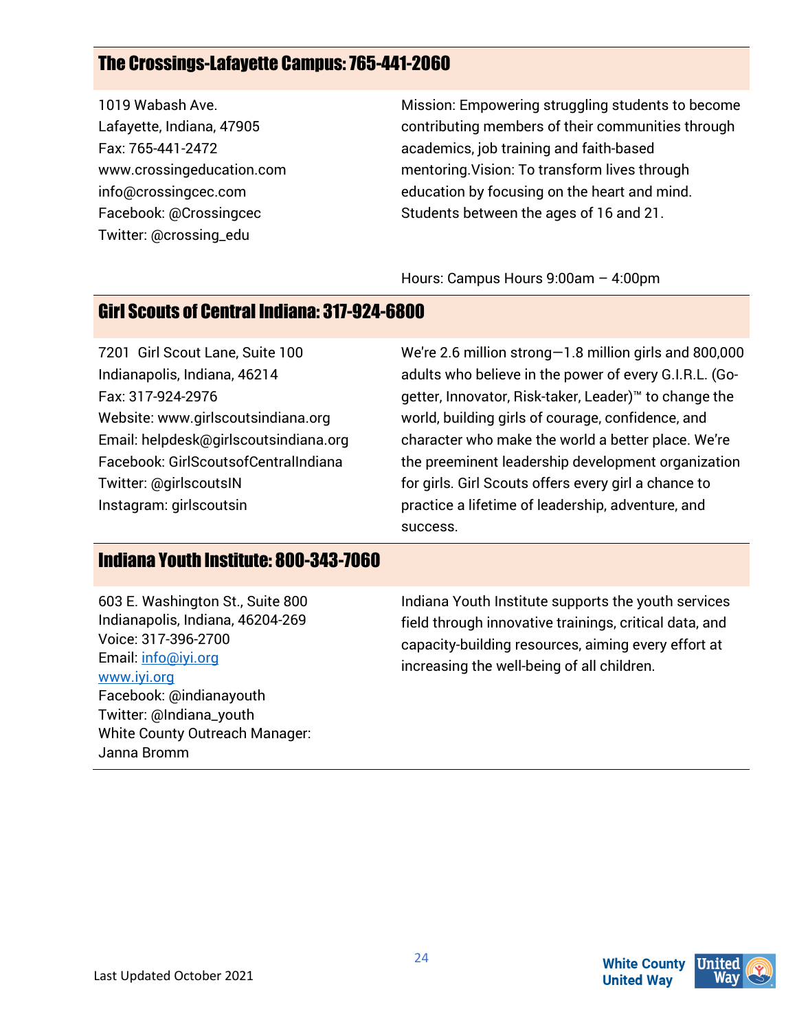## The Crossings-Lafayette Campus: 765-441-2060

1019 Wabash Ave.
Lafayette, Indiana, 47905
Fax: 765-441-2472
www.crossingeducation.com
info@crossingcec.com
Facebook: @Crossingcec
Twitter: @crossing_edu

Mission: Empowering struggling students to become contributing members of their communities through academics, job training and faith-based mentoring.Vision: To transform lives through education by focusing on the heart and mind. Students between the ages of 16 and 21.

Hours: Campus Hours 9:00am – 4:00pm

## Girl Scouts of Central Indiana: 317-924-6800

7201 Girl Scout Lane, Suite 100
Indianapolis, Indiana, 46214
Fax: 317-924-2976
Website: www.girlscoutsindiana.org
Email: helpdesk@girlscoutsindiana.org
Facebook: GirlScoutsofCentralIndiana
Twitter: @girlscoutsIN
Instagram: girlscoutsin

We're 2.6 million strong—1.8 million girls and 800,000 adults who believe in the power of every G.I.R.L. (Go-getter, Innovator, Risk-taker, Leader)™ to change the world, building girls of courage, confidence, and character who make the world a better place. We're the preeminent leadership development organization for girls. Girl Scouts offers every girl a chance to practice a lifetime of leadership, adventure, and success.

## Indiana Youth Institute: 800-343-7060

603 E. Washington St., Suite 800
Indianapolis, Indiana, 46204-269
Voice: 317-396-2700
Email: info@iyi.org
www.iyi.org
Facebook: @indianayouth
Twitter: @Indiana_youth
White County Outreach Manager: Janna Bromm

Indiana Youth Institute supports the youth services field through innovative trainings, critical data, and capacity-building resources, aiming every effort at increasing the well-being of all children.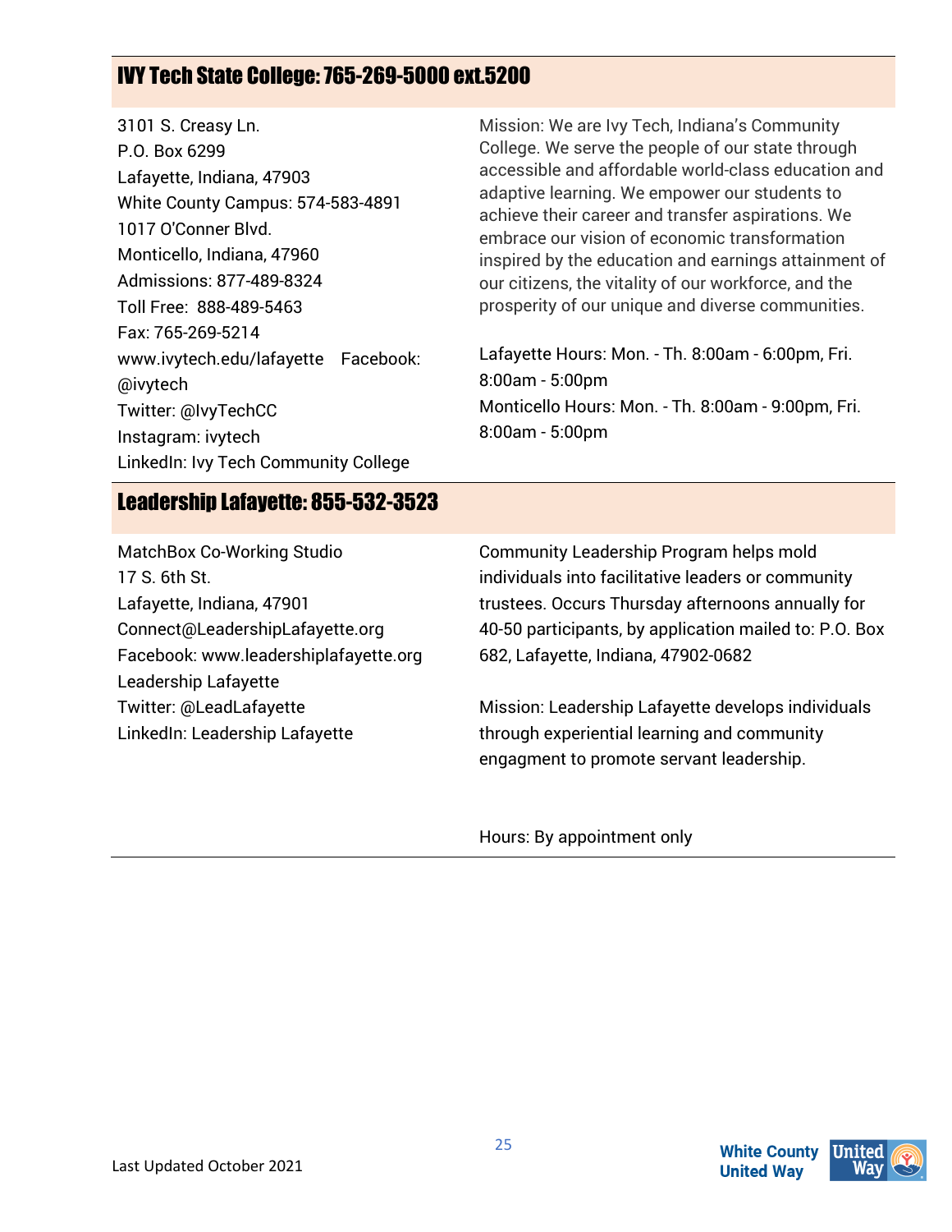## IVY Tech State College: 765-269-5000 ext.5200

3101 S. Creasy Ln.
P.O. Box 6299
Lafayette, Indiana, 47903
White County Campus: 574-583-4891
1017 O'Conner Blvd.
Monticello, Indiana, 47960
Admissions: 877-489-8324
Toll Free: 888-489-5463
Fax: 765-269-5214
www.ivytech.edu/lafayette Facebook: @ivytech
Twitter: @IvyTechCC
Instagram: ivytech
LinkedIn: Ivy Tech Community College

Mission: We are Ivy Tech, Indiana's Community College. We serve the people of our state through accessible and affordable world-class education and adaptive learning. We empower our students to achieve their career and transfer aspirations. We embrace our vision of economic transformation inspired by the education and earnings attainment of our citizens, the vitality of our workforce, and the prosperity of our unique and diverse communities.

Lafayette Hours: Mon. - Th. 8:00am - 6:00pm, Fri. 8:00am - 5:00pm
Monticello Hours: Mon. - Th. 8:00am - 9:00pm, Fri. 8:00am - 5:00pm

## Leadership Lafayette: 855-532-3523

MatchBox Co-Working Studio
17 S. 6th St.
Lafayette, Indiana, 47901
Connect@LeadershipLafayette.org
Facebook: www.leadershiplafayette.org
Leadership Lafayette
Twitter: @LeadLafayette
LinkedIn: Leadership Lafayette

Community Leadership Program helps mold individuals into facilitative leaders or community trustees. Occurs Thursday afternoons annually for 40-50 participants, by application mailed to: P.O. Box 682, Lafayette, Indiana, 47902-0682

Mission: Leadership Lafayette develops individuals through experiential learning and community engagment to promote servant leadership.

Hours: By appointment only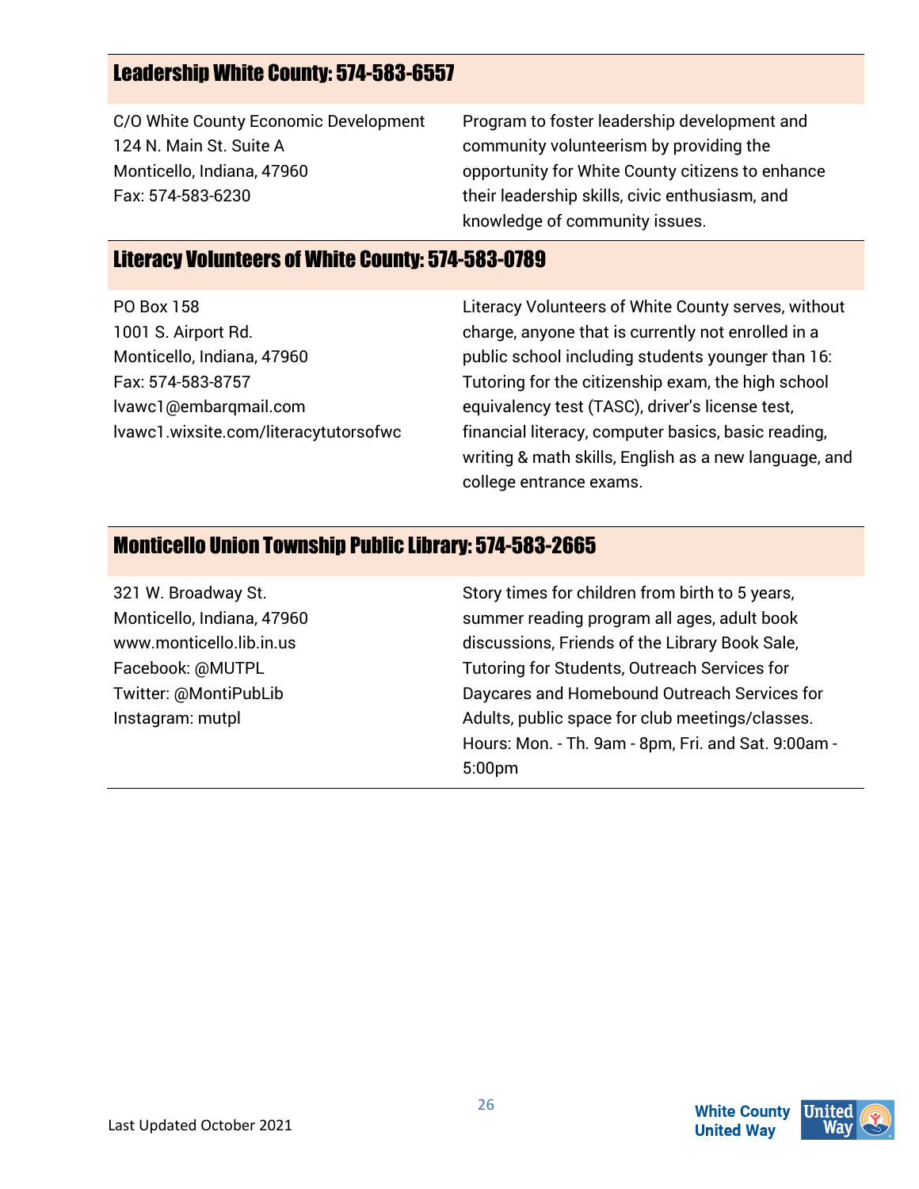## Leadership White County: 574-583-6557

C/O White County Economic Development
124 N. Main St. Suite A
Monticello, Indiana, 47960
Fax: 574-583-6230

Program to foster leadership development and community volunteerism by providing the opportunity for White County citizens to enhance their leadership skills, civic enthusiasm, and knowledge of community issues.

## Literacy Volunteers of White County: 574-583-0789

PO Box 158
1001 S. Airport Rd.
Monticello, Indiana, 47960
Fax: 574-583-8757
lvawc1@embarqmail.com
lvawc1.wixsite.com/literacytutorsofwc

Literacy Volunteers of White County serves, without charge, anyone that is currently not enrolled in a public school including students younger than 16: Tutoring for the citizenship exam, the high school equivalency test (TASC), driver's license test, financial literacy, computer basics, basic reading, writing & math skills, English as a new language, and college entrance exams.

## Monticello Union Township Public Library: 574-583-2665

321 W. Broadway St.
Monticello, Indiana, 47960
www.monticello.lib.in.us
Facebook: @MUTPL
Twitter: @MontiPubLib
Instagram: mutpl

Story times for children from birth to 5 years, summer reading program all ages, adult book discussions, Friends of the Library Book Sale, Tutoring for Students, Outreach Services for Daycares and Homebound Outreach Services for Adults, public space for club meetings/classes. Hours: Mon. - Th. 9am - 8pm, Fri. and Sat. 9:00am - 5:00pm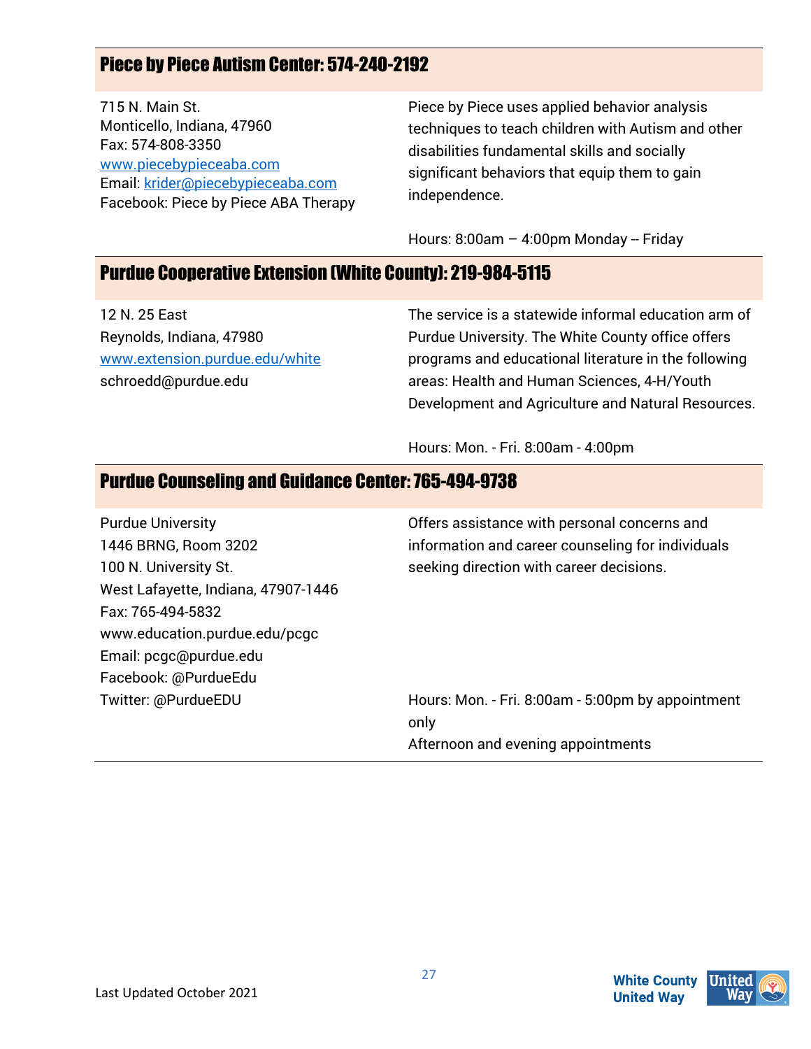## Piece by Piece Autism Center: 574-240-2192

715 N. Main St.
Monticello, Indiana, 47960
Fax: 574-808-3350
[www.piecebypieceaba.com](http://www.piecebypieceaba.com)
Email: [krider@piecebypieceaba.com](mailto:krider@piecebypieceaba.com)
Facebook: Piece by Piece ABA Therapy

Piece by Piece uses applied behavior analysis techniques to teach children with Autism and other disabilities fundamental skills and socially significant behaviors that equip them to gain independence.

Hours: 8:00am – 4:00pm Monday -- Friday

## Purdue Cooperative Extension (White County): 219-984-5115

12 N. 25 East
Reynolds, Indiana, 47980
[www.extension.purdue.edu/white](http://www.extension.purdue.edu/white)
schroedd@purdue.edu

The service is a statewide informal education arm of Purdue University. The White County office offers programs and educational literature in the following areas: Health and Human Sciences, 4-H/Youth Development and Agriculture and Natural Resources.

Hours: Mon. - Fri. 8:00am - 4:00pm

## Purdue Counseling and Guidance Center: 765-494-9738

Purdue University
1446 BRNG, Room 3202
100 N. University St.
West Lafayette, Indiana, 47907-1446
Fax: 765-494-5832
www.education.purdue.edu/pcgc
Email: pcgc@purdue.edu
Facebook: @PurdueEdu
Twitter: @PurdueEDU

Offers assistance with personal concerns and information and career counseling for individuals seeking direction with career decisions.

Hours: Mon. - Fri. 8:00am - 5:00pm by appointment only
Afternoon and evening appointments

Last Updated October 2021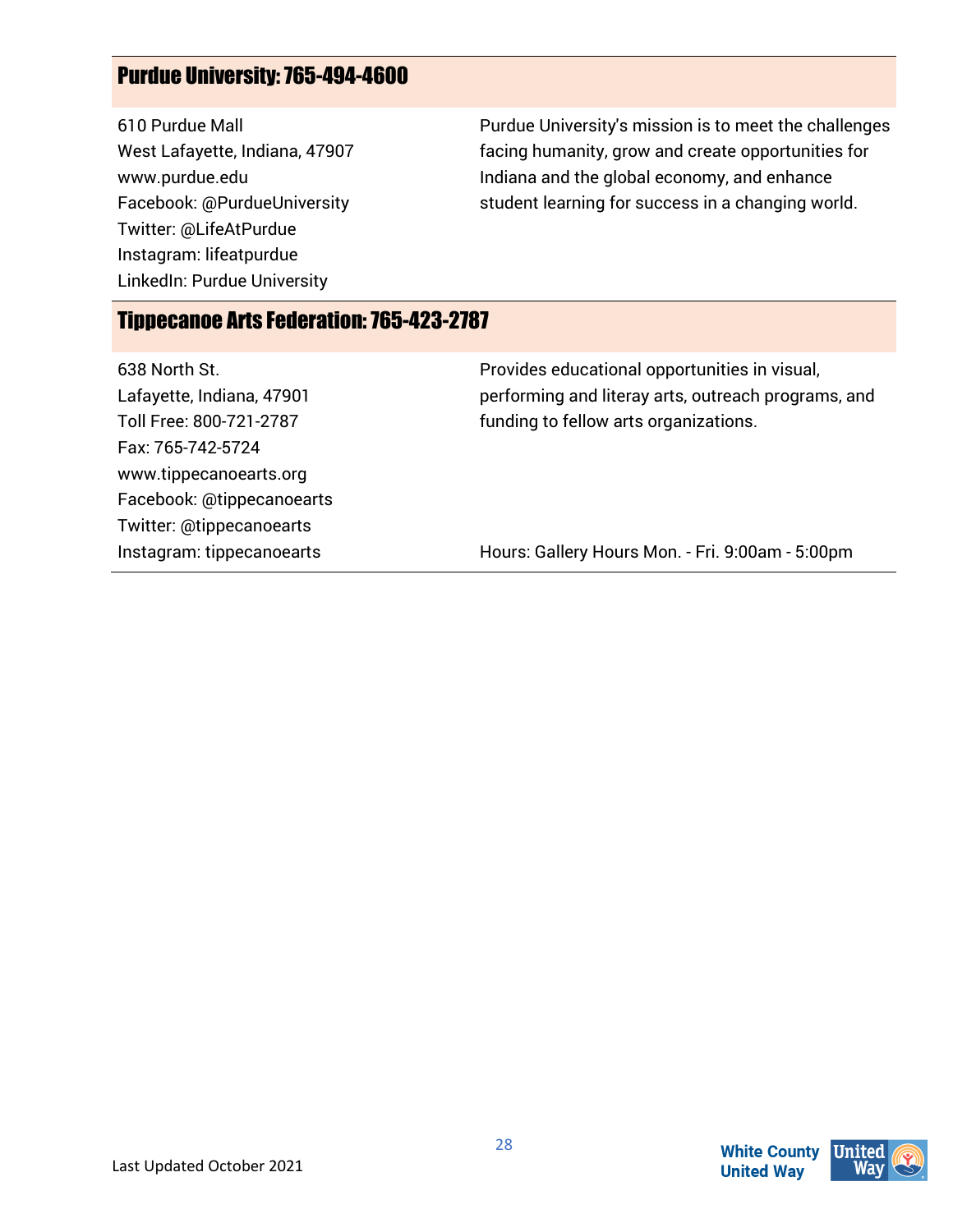## Purdue University: 765-494-4600

610 Purdue Mall
West Lafayette, Indiana, 47907
www.purdue.edu
Facebook: @PurdueUniversity
Twitter: @LifeAtPurdue
Instagram: lifeatpurdue
LinkedIn: Purdue University

Purdue University's mission is to meet the challenges facing humanity, grow and create opportunities for Indiana and the global economy, and enhance student learning for success in a changing world.

## Tippecanoe Arts Federation: 765-423-2787

638 North St.
Lafayette, Indiana, 47901
Toll Free: 800-721-2787
Fax: 765-742-5724
www.tippecanoearts.org
Facebook: @tippecanoearts
Twitter: @tippecanoearts
Instagram: tippecanoearts

Provides educational opportunities in visual, performing and literay arts, outreach programs, and funding to fellow arts organizations.

Hours: Gallery Hours Mon. - Fri. 9:00am - 5:00pm

Last Updated October 2021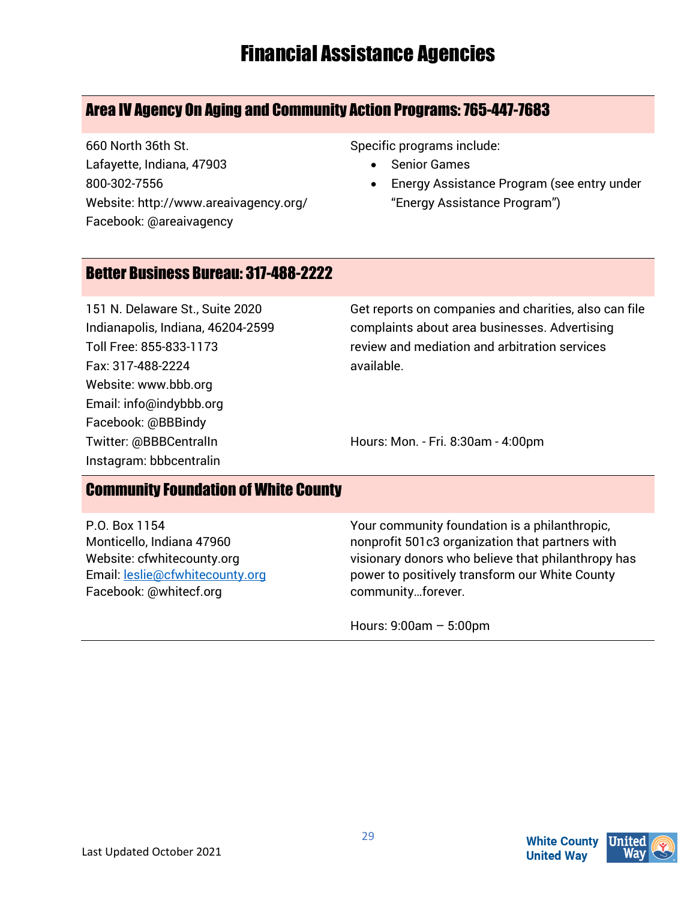# Financial Assistance Agencies

## Area IV Agency On Aging and Community Action Programs: 765-447-7683

660 North 36th St.
Lafayette, Indiana, 47903
800-302-7556
Website: http://www.areaivagency.org/
Facebook: @areaivagency

Specific programs include:

- Senior Games
- Energy Assistance Program (see entry under "Energy Assistance Program")

## Better Business Bureau: 317-488-2222

151 N. Delaware St., Suite 2020
Indianapolis, Indiana, 46204-2599
Toll Free: 855-833-1173
Fax: 317-488-2224
Website: www.bbb.org
Email: info@indybbb.org
Facebook: @BBBindy
Twitter: @BBBCentralIn
Instagram: bbbcentralin

Get reports on companies and charities, also can file complaints about area businesses. Advertising review and mediation and arbitration services available.

Hours: Mon. - Fri. 8:30am - 4:00pm

## Community Foundation of White County

P.O. Box 1154
Monticello, Indiana 47960
Website: cfwhitecounty.org
Email: leslie@cfwhitecounty.org
Facebook: @whitecf.org

Your community foundation is a philanthropic, nonprofit 501c3 organization that partners with visionary donors who believe that philanthropy has power to positively transform our White County community…forever.

Hours: 9:00am – 5:00pm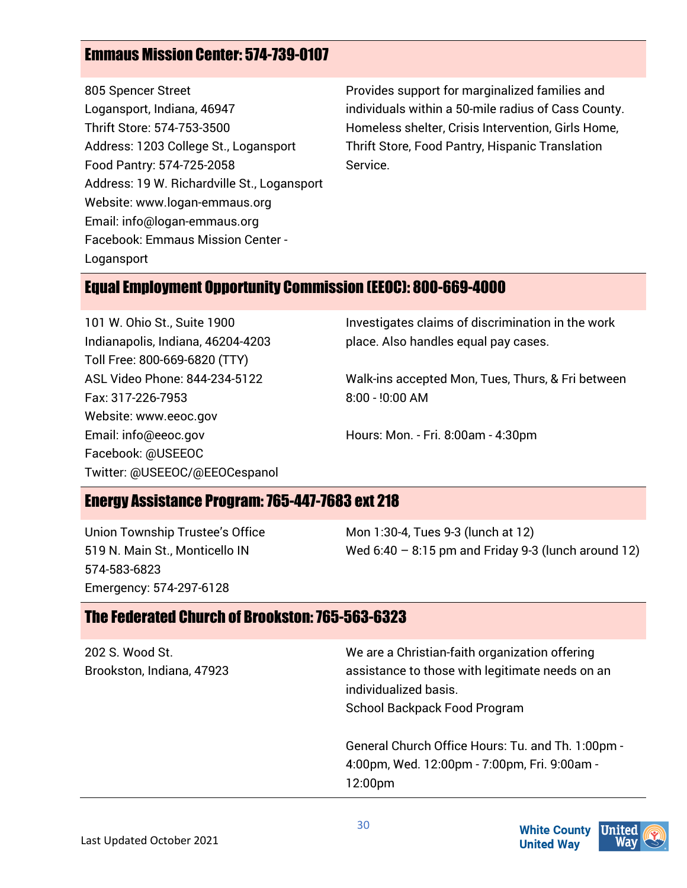## Emmaus Mission Center: 574-739-0107

805 Spencer Street
Logansport, Indiana, 46947
Thrift Store: 574-753-3500
Address: 1203 College St., Logansport
Food Pantry: 574-725-2058
Address: 19 W. Richardville St., Logansport
Website: www.logan-emmaus.org
Email: info@logan-emmaus.org
Facebook: Emmaus Mission Center - Logansport

Provides support for marginalized families and individuals within a 50-mile radius of Cass County. Homeless shelter, Crisis Intervention, Girls Home, Thrift Store, Food Pantry, Hispanic Translation Service.

## Equal Employment Opportunity Commission (EEOC): 800-669-4000

101 W. Ohio St., Suite 1900
Indianapolis, Indiana, 46204-4203
Toll Free: 800-669-6820 (TTY)
ASL Video Phone: 844-234-5122
Fax: 317-226-7953
Website: www.eeoc.gov
Email: info@eeoc.gov
Facebook: @USEEOC
Twitter: @USEEOC/@EEOCespanol

Investigates claims of discrimination in the work place. Also handles equal pay cases.

Walk-ins accepted Mon, Tues, Thurs, & Fri between 8:00 - !0:00 AM

Hours: Mon. - Fri. 8:00am - 4:30pm

## Energy Assistance Program: 765-447-7683 ext 218

Union Township Trustee's Office
519 N. Main St., Monticello IN
574-583-6823
Emergency: 574-297-6128

Mon 1:30-4, Tues 9-3 (lunch at 12)
Wed 6:40 – 8:15 pm and Friday 9-3 (lunch around 12)

## The Federated Church of Brookston: 765-563-6323

202 S. Wood St.
Brookston, Indiana, 47923

We are a Christian-faith organization offering assistance to those with legitimate needs on an individualized basis.
School Backpack Food Program

General Church Office Hours: Tu. and Th. 1:00pm - 4:00pm, Wed. 12:00pm - 7:00pm, Fri. 9:00am - 12:00pm

Last Updated October 2021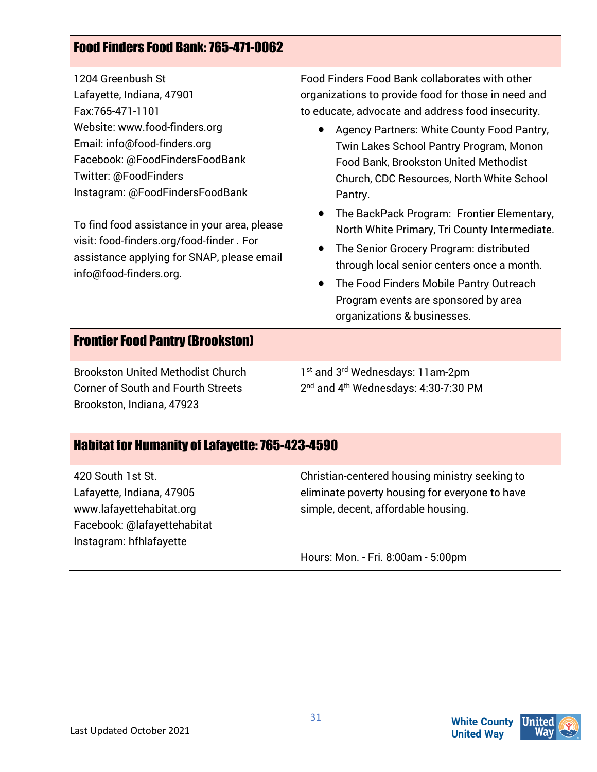## Food Finders Food Bank: 765-471-0062

1204 Greenbush St
Lafayette, Indiana, 47901
Fax:765-471-1101
Website: www.food-finders.org
Email: info@food-finders.org
Facebook: @FoodFindersFoodBank
Twitter: @FoodFinders
Instagram: @FoodFindersFoodBank

To find food assistance in your area, please visit: food-finders.org/food-finder . For assistance applying for SNAP, please email info@food-finders.org.

Food Finders Food Bank collaborates with other organizations to provide food for those in need and to educate, advocate and address food insecurity.

- Agency Partners: White County Food Pantry, Twin Lakes School Pantry Program, Monon Food Bank, Brookston United Methodist Church, CDC Resources, North White School Pantry.
- The BackPack Program: Frontier Elementary, North White Primary, Tri County Intermediate.
- The Senior Grocery Program: distributed through local senior centers once a month.
- The Food Finders Mobile Pantry Outreach Program events are sponsored by area organizations & businesses.

## Frontier Food Pantry (Brookston)

Brookston United Methodist Church
Corner of South and Fourth Streets
Brookston, Indiana, 47923

1st and 3rd Wednesdays: 11am-2pm
2nd and 4th Wednesdays: 4:30-7:30 PM

## Habitat for Humanity of Lafayette: 765-423-4590

420 South 1st St.
Lafayette, Indiana, 47905
www.lafayettehabitat.org
Facebook: @lafayettehabitat
Instagram: hfhlafayette

Christian-centered housing ministry seeking to eliminate poverty housing for everyone to have simple, decent, affordable housing.

Hours: Mon. - Fri. 8:00am - 5:00pm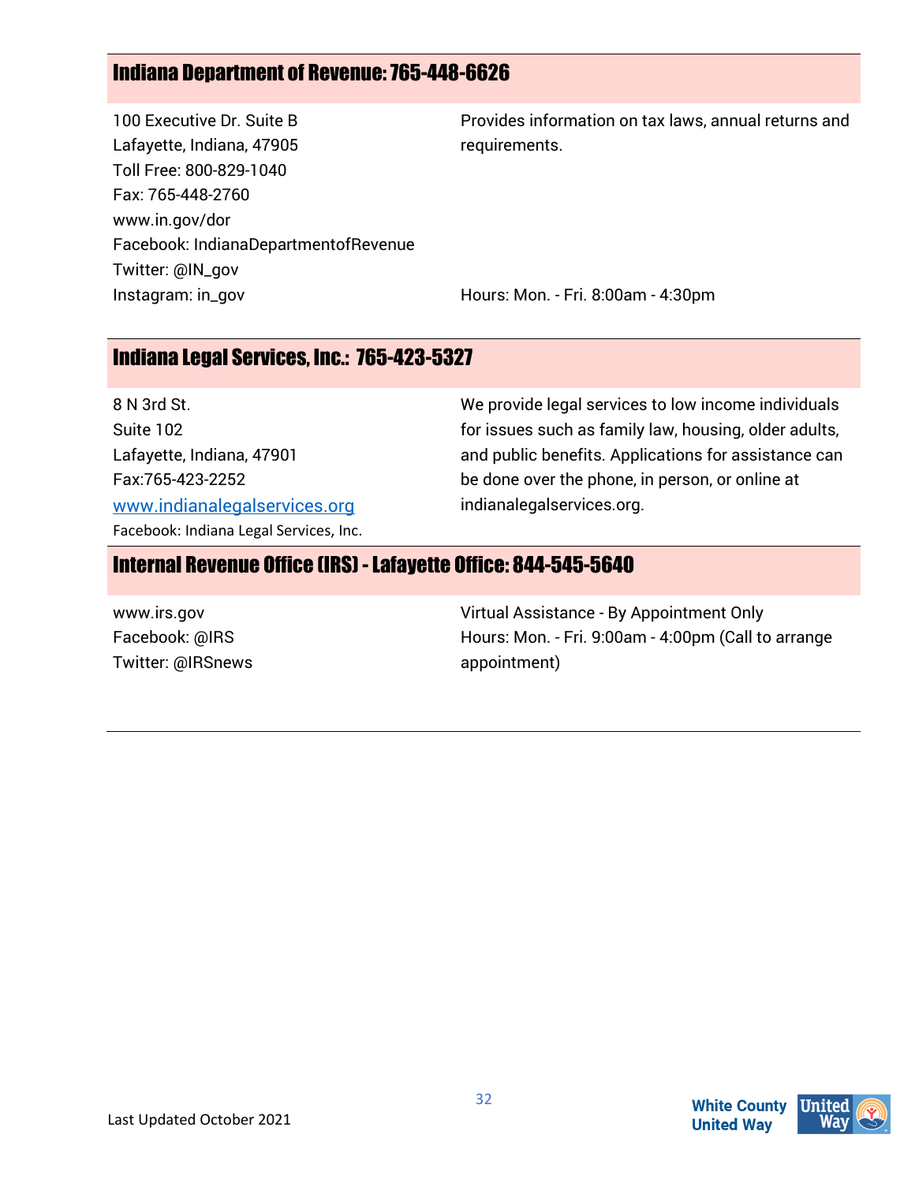## Indiana Department of Revenue: 765-448-6626

100 Executive Dr. Suite B
Lafayette, Indiana, 47905
Toll Free: 800-829-1040
Fax: 765-448-2760
www.in.gov/dor
Facebook: IndianaDepartmentofRevenue
Twitter: @IN_gov
Instagram: in_gov

Provides information on tax laws, annual returns and requirements.

Hours: Mon. - Fri. 8:00am - 4:30pm

## Indiana Legal Services, Inc.: 765-423-5327

8 N 3rd St.
Suite 102
Lafayette, Indiana, 47901
Fax:765-423-2252
www.indianalegalservices.org
Facebook: Indiana Legal Services, Inc.

We provide legal services to low income individuals for issues such as family law, housing, older adults, and public benefits. Applications for assistance can be done over the phone, in person, or online at indianalegalservices.org.

## Internal Revenue Office (IRS) - Lafayette Office: 844-545-5640

www.irs.gov
Facebook: @IRS
Twitter: @IRSnews

Virtual Assistance - By Appointment Only
Hours: Mon. - Fri. 9:00am - 4:00pm (Call to arrange appointment)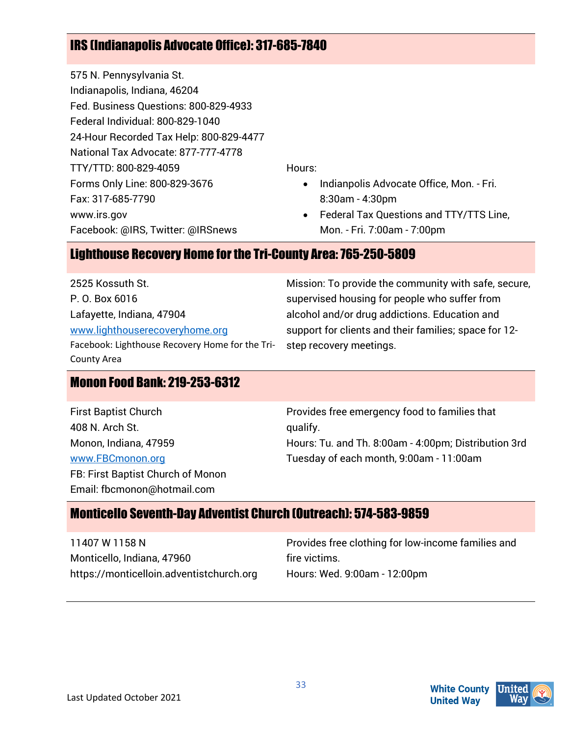## IRS (Indianapolis Advocate Office): 317-685-7840

575 N. Pennysylvania St.
Indianapolis, Indiana, 46204
Fed. Business Questions: 800-829-4933
Federal Individual: 800-829-1040
24-Hour Recorded Tax Help: 800-829-4477
National Tax Advocate: 877-777-4778
TTY/TTD: 800-829-4059
Forms Only Line: 800-829-3676
Fax: 317-685-7790
www.irs.gov
Facebook: @IRS, Twitter: @IRSnews

Hours:

- Indianpolis Advocate Office, Mon. - Fri. 8:30am - 4:30pm
- Federal Tax Questions and TTY/TTS Line, Mon. - Fri. 7:00am - 7:00pm

## Lighthouse Recovery Home for the Tri-County Area: 765-250-5809

2525 Kossuth St.
P. O. Box 6016
Lafayette, Indiana, 47904
www.lighthouserecoveryhome.org
Facebook: Lighthouse Recovery Home for the Tri-County Area

Mission: To provide the community with safe, secure, supervised housing for people who suffer from alcohol and/or drug addictions. Education and support for clients and their families; space for 12-step recovery meetings.

## Monon Food Bank: 219-253-6312

First Baptist Church
408 N. Arch St.
Monon, Indiana, 47959
www.FBCmonon.org
FB: First Baptist Church of Monon
Email: fbcmonon@hotmail.com

Provides free emergency food to families that qualify.
Hours: Tu. and Th. 8:00am - 4:00pm; Distribution 3rd Tuesday of each month, 9:00am - 11:00am

## Monticello Seventh-Day Adventist Church (Outreach): 574-583-9859

11407 W 1158 N
Monticello, Indiana, 47960
https://monticelloin.adventistchurch.org

Provides free clothing for low-income families and fire victims.
Hours: Wed. 9:00am - 12:00pm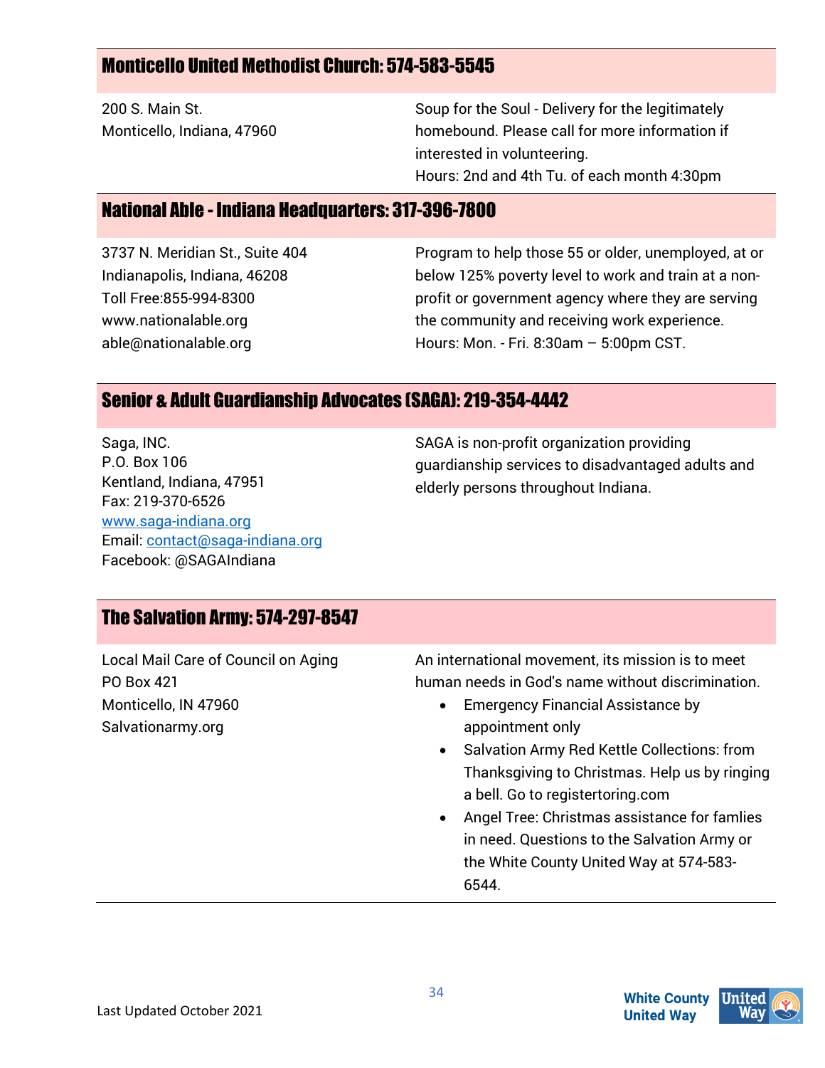## Monticello United Methodist Church: 574-583-5545

200 S. Main St.
Monticello, Indiana, 47960

Soup for the Soul - Delivery for the legitimately homebound. Please call for more information if interested in volunteering.
Hours: 2nd and 4th Tu. of each month 4:30pm

## National Able - Indiana Headquarters: 317-396-7800

3737 N. Meridian St., Suite 404
Indianapolis, Indiana, 46208
Toll Free:855-994-8300
www.nationalable.org
able@nationalable.org

Program to help those 55 or older, unemployed, at or below 125% poverty level to work and train at a non-profit or government agency where they are serving the community and receiving work experience.
Hours: Mon. - Fri. 8:30am – 5:00pm CST.

## Senior & Adult Guardianship Advocates (SAGA): 219-354-4442

Saga, INC.
P.O. Box 106
Kentland, Indiana, 47951
Fax: 219-370-6526
www.saga-indiana.org
Email: contact@saga-indiana.org
Facebook: @SAGAIndiana

SAGA is non-profit organization providing guardianship services to disadvantaged adults and elderly persons throughout Indiana.

## The Salvation Army: 574-297-8547

Local Mail Care of Council on Aging
PO Box 421
Monticello, IN 47960
Salvationarmy.org

An international movement, its mission is to meet human needs in God's name without discrimination.

- Emergency Financial Assistance by appointment only
- Salvation Army Red Kettle Collections: from Thanksgiving to Christmas. Help us by ringing a bell. Go to registertoring.com
- Angel Tree: Christmas assistance for famlies in need. Questions to the Salvation Army or the White County United Way at 574-583-6544.

Last Updated October 2021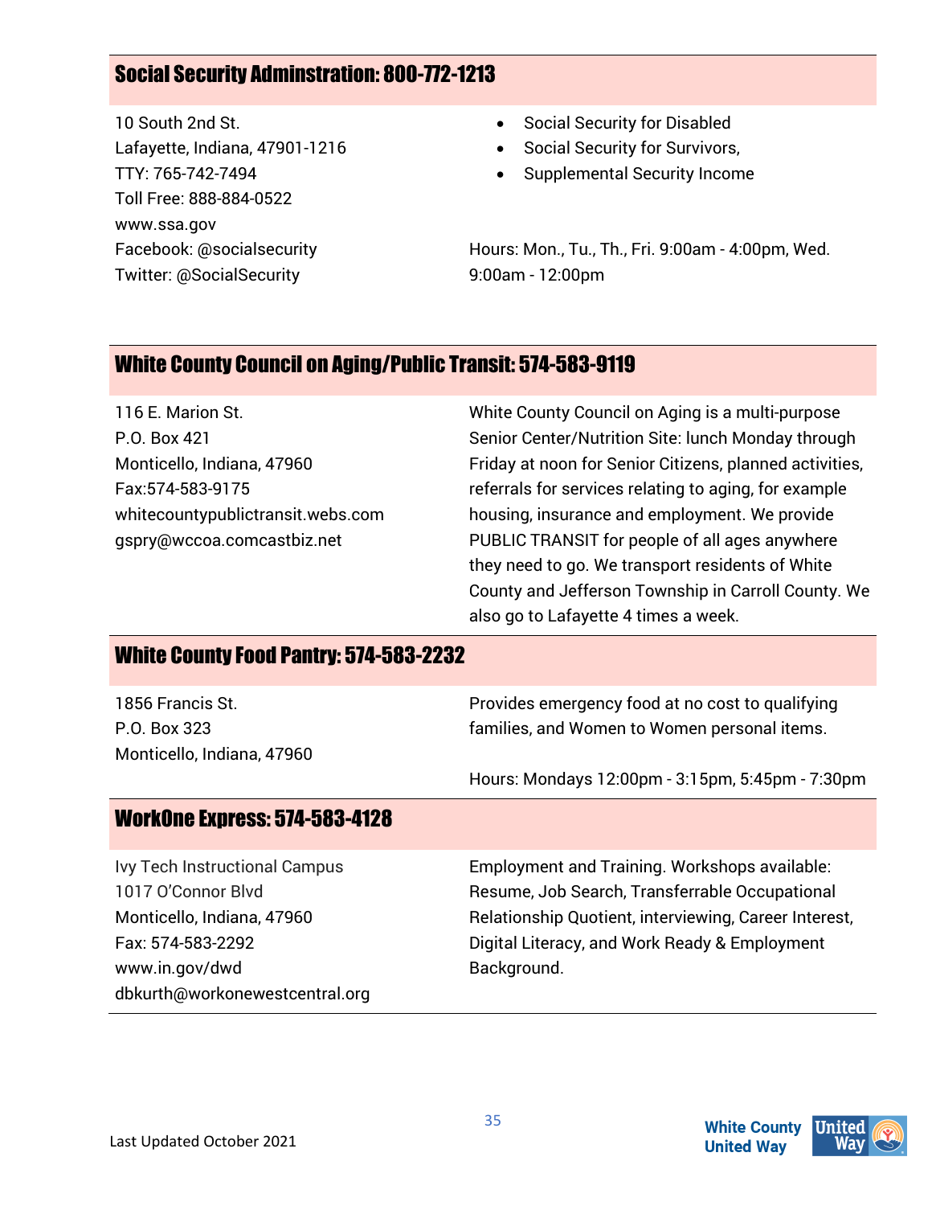## Social Security Adminstration: 800-772-1213

10 South 2nd St.
Lafayette, Indiana, 47901-1216
TTY: 765-742-7494
Toll Free: 888-884-0522
www.ssa.gov
Facebook: @socialsecurity
Twitter: @SocialSecurity

- Social Security for Disabled
- Social Security for Survivors,
- Supplemental Security Income

Hours: Mon., Tu., Th., Fri. 9:00am - 4:00pm, Wed. 9:00am - 12:00pm

## White County Council on Aging/Public Transit: 574-583-9119

116 E. Marion St.
P.O. Box 421
Monticello, Indiana, 47960
Fax:574-583-9175
whitecountypublictransit.webs.com
gspry@wccoa.comcastbiz.net

White County Council on Aging is a multi-purpose Senior Center/Nutrition Site: lunch Monday through Friday at noon for Senior Citizens, planned activities, referrals for services relating to aging, for example housing, insurance and employment. We provide PUBLIC TRANSIT for people of all ages anywhere they need to go. We transport residents of White County and Jefferson Township in Carroll County. We also go to Lafayette 4 times a week.

## White County Food Pantry: 574-583-2232

1856 Francis St.
P.O. Box 323
Monticello, Indiana, 47960

Provides emergency food at no cost to qualifying families, and Women to Women personal items.

Hours: Mondays 12:00pm - 3:15pm, 5:45pm - 7:30pm

## WorkOne Express: 574-583-4128

Ivy Tech Instructional Campus
1017 O'Connor Blvd
Monticello, Indiana, 47960
Fax: 574-583-2292
www.in.gov/dwd
dbkurth@workonewestcentral.org

Employment and Training. Workshops available: Resume, Job Search, Transferrable Occupational Relationship Quotient, interviewing, Career Interest, Digital Literacy, and Work Ready & Employment Background.

Last Updated October 2021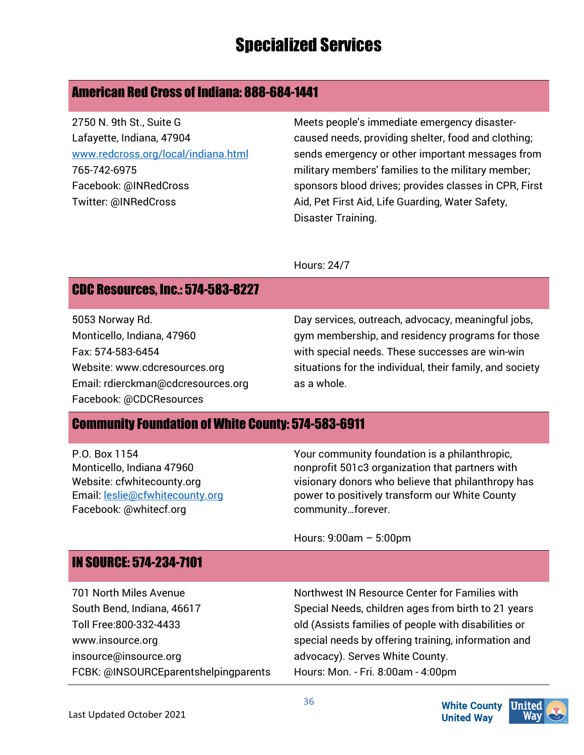# Specialized Services

## American Red Cross of Indiana: 888-684-1441

2750 N. 9th St., Suite G
Lafayette, Indiana, 47904
www.redcross.org/local/indiana.html
765-742-6975
Facebook: @INRedCross
Twitter: @INRedCross

Meets people's immediate emergency disaster-caused needs, providing shelter, food and clothing; sends emergency or other important messages from military members' families to the military member; sponsors blood drives; provides classes in CPR, First Aid, Pet First Aid, Life Guarding, Water Safety, Disaster Training.

Hours: 24/7

## CDC Resources, Inc.: 574-583-8227

5053 Norway Rd.
Monticello, Indiana, 47960
Fax: 574-583-6454
Website: www.cdcresources.org
Email: rdierckman@cdcresources.org
Facebook: @CDCResources

Day services, outreach, advocacy, meaningful jobs, gym membership, and residency programs for those with special needs. These successes are win-win situations for the individual, their family, and society as a whole.

## Community Foundation of White County: 574-583-6911

P.O. Box 1154
Monticello, Indiana 47960
Website: cfwhitecounty.org
Email: leslie@cfwhitecounty.org
Facebook: @whitecf.org

Your community foundation is a philanthropic, nonprofit 501c3 organization that partners with visionary donors who believe that philanthropy has power to positively transform our White County community…forever.

Hours: 9:00am – 5:00pm

## IN SOURCE: 574-234-7101

701 North Miles Avenue
South Bend, Indiana, 46617
Toll Free:800-332-4433
www.insource.org
insource@insource.org
FCBK: @INSOURCEparentshelpingparents

Northwest IN Resource Center for Families with Special Needs, children ages from birth to 21 years old (Assists families of people with disabilities or special needs by offering training, information and advocacy). Serves White County.
Hours: Mon. - Fri. 8:00am - 4:00pm

Last Updated October 2021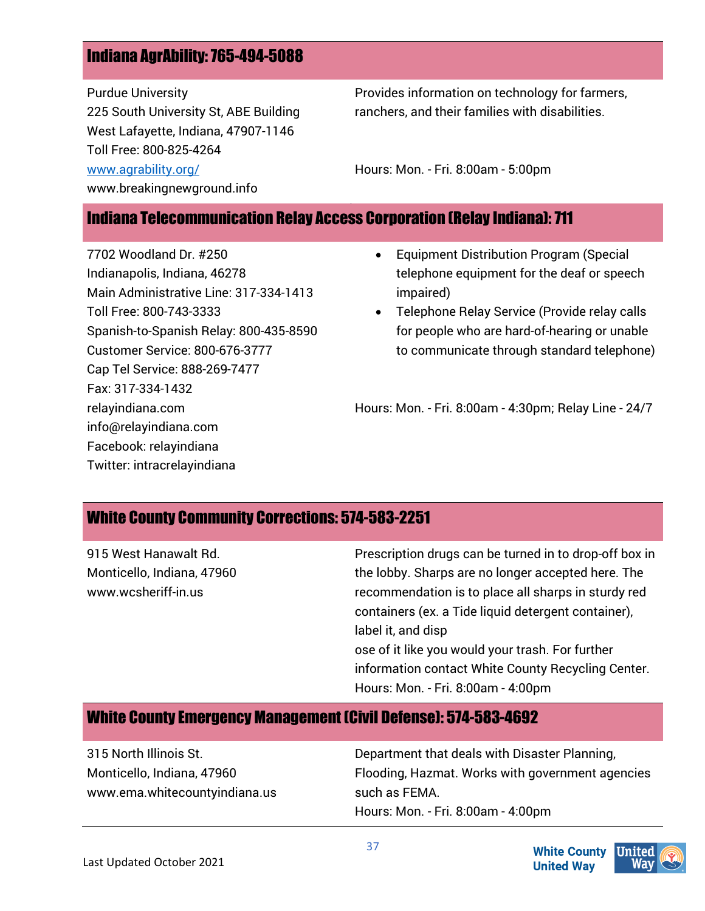## Indiana AgrAbility: 765-494-5088

Purdue University
225 South University St, ABE Building
West Lafayette, Indiana, 47907-1146
Toll Free: 800-825-4264
[www.agrability.org/](http://www.agrability.org/)
www.breakingnewground.info

Provides information on technology for farmers, ranchers, and their families with disabilities.

Hours: Mon. - Fri. 8:00am - 5:00pm

## Indiana Telecommunication Relay Access Corporation (Relay Indiana): 711

7702 Woodland Dr. #250
Indianapolis, Indiana, 46278
Main Administrative Line: 317-334-1413
Toll Free: 800-743-3333
Spanish-to-Spanish Relay: 800-435-8590
Customer Service: 800-676-3777
Cap Tel Service: 888-269-7477
Fax: 317-334-1432
relayindiana.com
info@relayindiana.com
Facebook: relayindiana
Twitter: intracrelayindiana

- Equipment Distribution Program (Special telephone equipment for the deaf or speech impaired)
- Telephone Relay Service (Provide relay calls for people who are hard-of-hearing or unable to communicate through standard telephone)

Hours: Mon. - Fri. 8:00am - 4:30pm; Relay Line - 24/7

## White County Community Corrections: 574-583-2251

915 West Hanawalt Rd.
Monticello, Indiana, 47960
www.wcsheriff-in.us

Prescription drugs can be turned in to drop-off box in the lobby. Sharps are no longer accepted here. The recommendation is to place all sharps in sturdy red containers (ex. a Tide liquid detergent container), label it, and disp
ose of it like you would your trash. For further information contact White County Recycling Center.
Hours: Mon. - Fri. 8:00am - 4:00pm

## White County Emergency Management (Civil Defense): 574-583-4692

315 North Illinois St.
Monticello, Indiana, 47960
www.ema.whitecountyindiana.us

Department that deals with Disaster Planning, Flooding, Hazmat. Works with government agencies such as FEMA.
Hours: Mon. - Fri. 8:00am - 4:00pm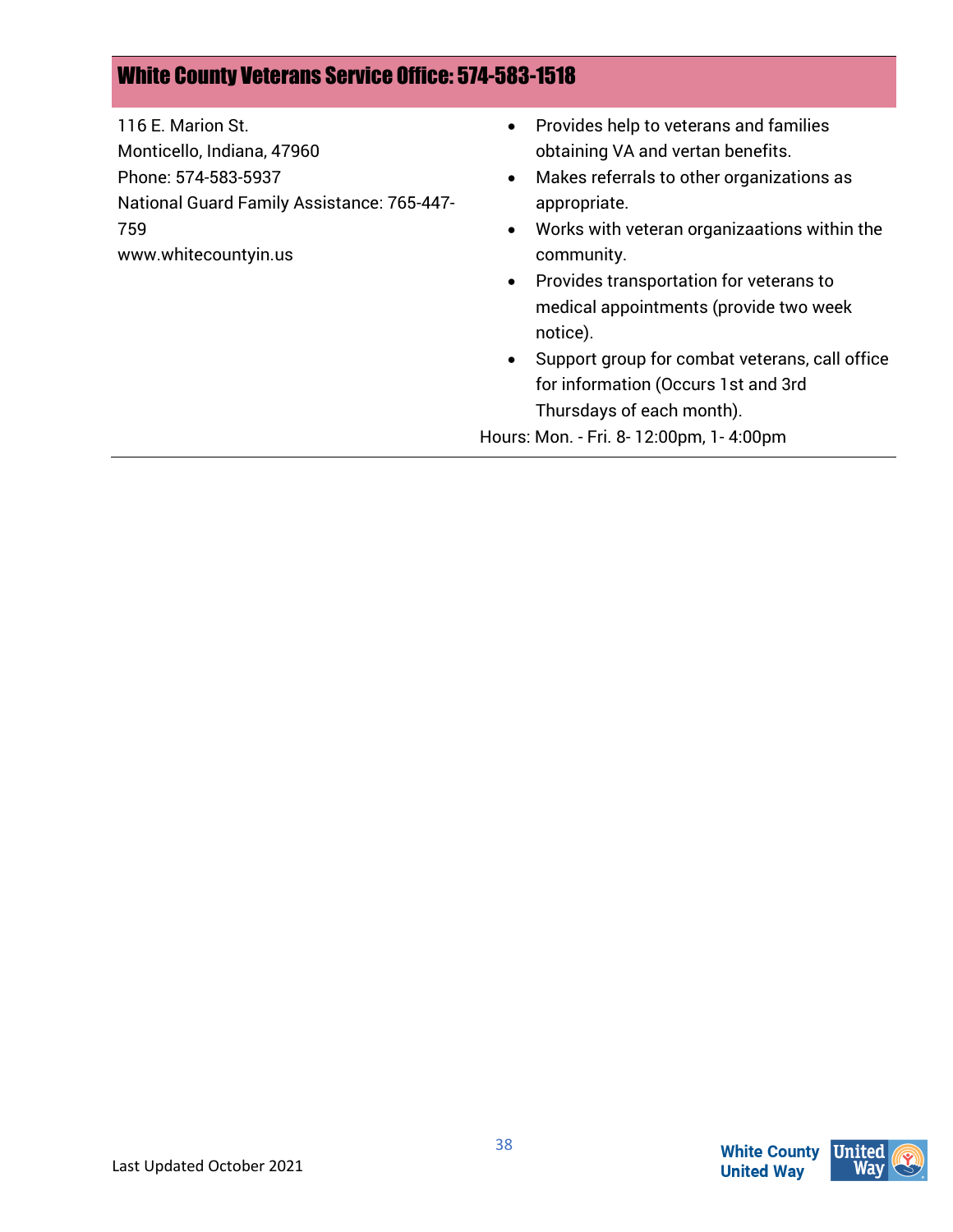## White County Veterans Service Office: 574-583-1518

116 E. Marion St.
Monticello, Indiana, 47960
Phone: 574-583-5937
National Guard Family Assistance: 765-447-759
www.whitecountyin.us

- Provides help to veterans and families obtaining VA and vertan benefits.
- Makes referrals to other organizations as appropriate.
- Works with veteran organizaations within the community.
- Provides transportation for veterans to medical appointments (provide two week notice).
- Support group for combat veterans, call office for information (Occurs 1st and 3rd Thursdays of each month).

Hours: Mon. - Fri. 8- 12:00pm, 1- 4:00pm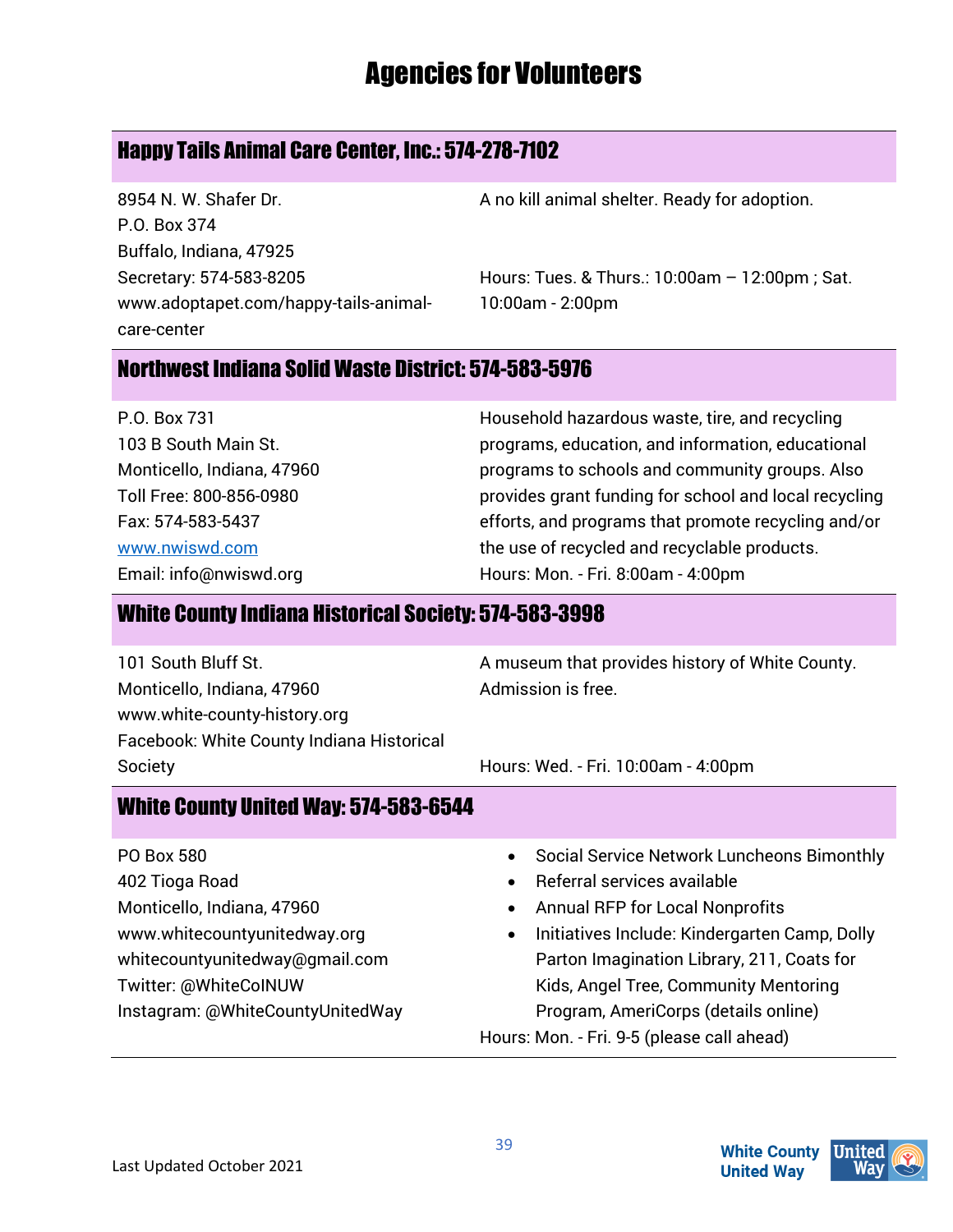# Agencies for Volunteers

## Happy Tails Animal Care Center, Inc.: 574-278-7102

8954 N. W. Shafer Dr.
P.O. Box 374
Buffalo, Indiana, 47925
Secretary: 574-583-8205
www.adoptapet.com/happy-tails-animal-care-center

A no kill animal shelter. Ready for adoption.

Hours: Tues. & Thurs.: 10:00am – 12:00pm ; Sat. 10:00am - 2:00pm

## Northwest Indiana Solid Waste District: 574-583-5976

P.O. Box 731
103 B South Main St.
Monticello, Indiana, 47960
Toll Free: 800-856-0980
Fax: 574-583-5437
www.nwiswd.com
Email: info@nwiswd.org

Household hazardous waste, tire, and recycling programs, education, and information, educational programs to schools and community groups. Also provides grant funding for school and local recycling efforts, and programs that promote recycling and/or the use of recycled and recyclable products.
Hours: Mon. - Fri. 8:00am - 4:00pm

## White County Indiana Historical Society: 574-583-3998

101 South Bluff St.
Monticello, Indiana, 47960
www.white-county-history.org
Facebook: White County Indiana Historical Society

A museum that provides history of White County. Admission is free.

Hours: Wed. - Fri. 10:00am - 4:00pm

## White County United Way: 574-583-6544

PO Box 580
402 Tioga Road
Monticello, Indiana, 47960
www.whitecountyunitedway.org
whitecountyunitedway@gmail.com
Twitter: @WhiteCoINUW
Instagram: @WhiteCountyUnitedWay

- Social Service Network Luncheons Bimonthly
- Referral services available
- Annual RFP for Local Nonprofits
- Initiatives Include: Kindergarten Camp, Dolly Parton Imagination Library, 211, Coats for Kids, Angel Tree, Community Mentoring Program, AmeriCorps (details online)

Hours: Mon. - Fri. 9-5 (please call ahead)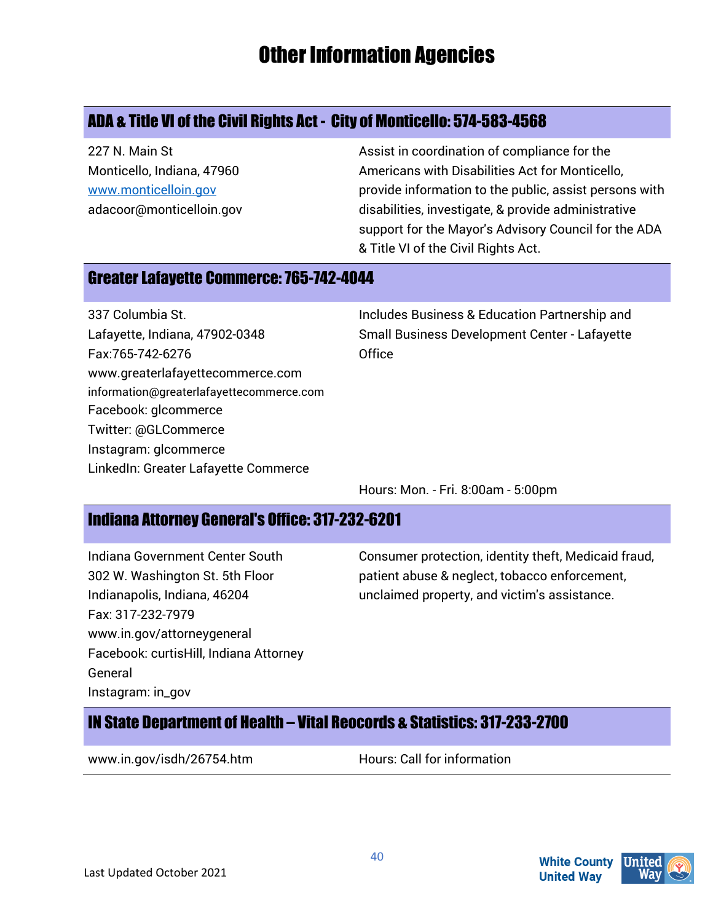# Other Information Agencies

## ADA & Title VI of the Civil Rights Act - City of Monticello: 574-583-4568

227 N. Main St
Monticello, Indiana, 47960
www.monticelloin.gov
adacoor@monticelloin.gov

Assist in coordination of compliance for the Americans with Disabilities Act for Monticello, provide information to the public, assist persons with disabilities, investigate, & provide administrative support for the Mayor's Advisory Council for the ADA & Title VI of the Civil Rights Act.

## Greater Lafayette Commerce: 765-742-4044

337 Columbia St.
Lafayette, Indiana, 47902-0348
Fax:765-742-6276
www.greaterlafayettecommerce.com
information@greaterlafayettecommerce.com
Facebook: glcommerce
Twitter: @GLCommerce
Instagram: glcommerce
LinkedIn: Greater Lafayette Commerce

Includes Business & Education Partnership and Small Business Development Center - Lafayette Office

Hours: Mon. - Fri. 8:00am - 5:00pm

## Indiana Attorney General's Office: 317-232-6201

Indiana Government Center South
302 W. Washington St. 5th Floor
Indianapolis, Indiana, 46204
Fax: 317-232-7979
www.in.gov/attorneygeneral
Facebook: curtisHill, Indiana Attorney General
Instagram: in_gov

Consumer protection, identity theft, Medicaid fraud, patient abuse & neglect, tobacco enforcement, unclaimed property, and victim's assistance.

## IN State Department of Health – Vital Reocords & Statistics: 317-233-2700

www.in.gov/isdh/26754.htm

Hours: Call for information

Last Updated October 2021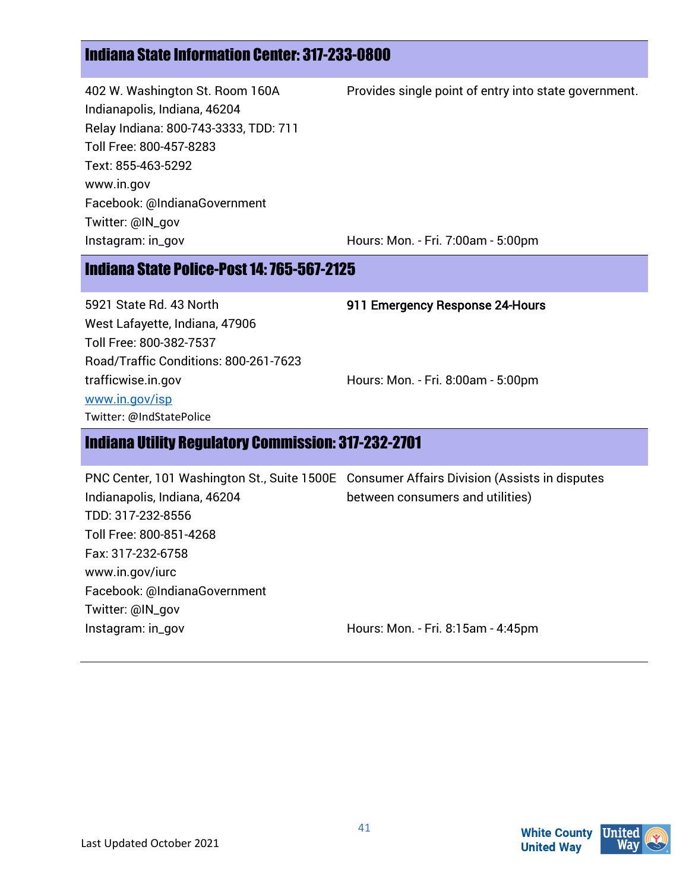## Indiana State Information Center: 317-233-0800

402 W. Washington St. Room 160A
Indianapolis, Indiana, 46204
Relay Indiana: 800-743-3333, TDD: 711
Toll Free: 800-457-8283
Text: 855-463-5292
www.in.gov
Facebook: @IndianaGovernment
Twitter: @IN_gov
Instagram: in_gov

Provides single point of entry into state government.

Hours: Mon. - Fri. 7:00am - 5:00pm

## Indiana State Police-Post 14: 765-567-2125

5921 State Rd. 43 North
West Lafayette, Indiana, 47906
Toll Free: 800-382-7537
Road/Traffic Conditions: 800-261-7623
trafficwise.in.gov
www.in.gov/isp
Twitter: @IndStatePolice

**911 Emergency Response 24-Hours**

Hours: Mon. - Fri. 8:00am - 5:00pm

## Indiana Utility Regulatory Commission: 317-232-2701

PNC Center, 101 Washington St., Suite 1500E
Indianapolis, Indiana, 46204
TDD: 317-232-8556
Toll Free: 800-851-4268
Fax: 317-232-6758
www.in.gov/iurc
Facebook: @IndianaGovernment
Twitter: @IN_gov
Instagram: in_gov

Consumer Affairs Division (Assists in disputes between consumers and utilities)

Hours: Mon. - Fri. 8:15am - 4:45pm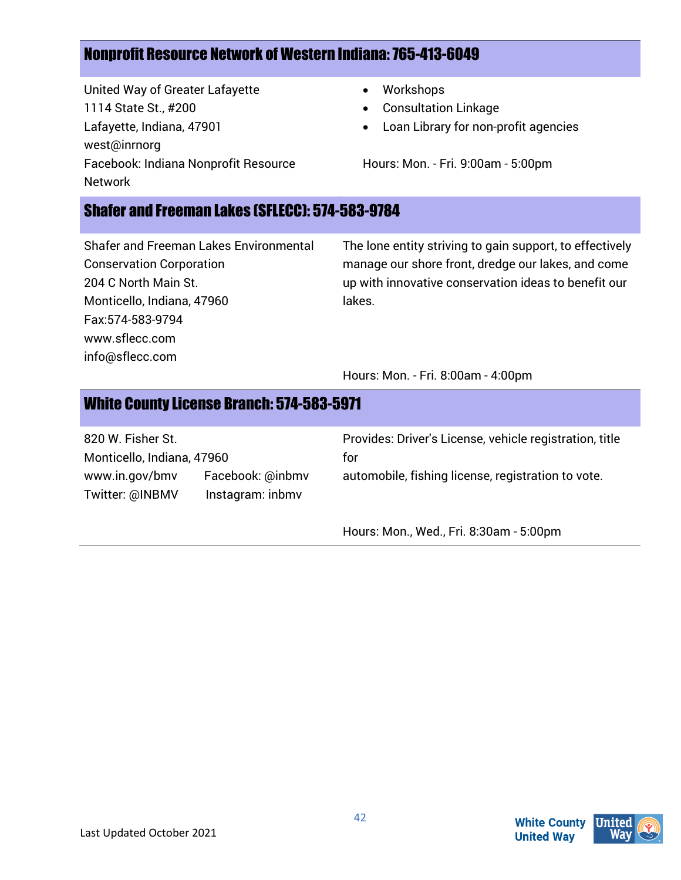## Nonprofit Resource Network of Western Indiana: 765-413-6049

United Way of Greater Lafayette
1114 State St., #200
Lafayette, Indiana, 47901
west@inrnorg
Facebook: Indiana Nonprofit Resource Network

- Workshops
- Consultation Linkage
- Loan Library for non-profit agencies

Hours: Mon. - Fri. 9:00am - 5:00pm

## Shafer and Freeman Lakes (SFLECC): 574-583-9784

Shafer and Freeman Lakes Environmental Conservation Corporation
204 C North Main St.
Monticello, Indiana, 47960
Fax:574-583-9794
www.sflecc.com
info@sflecc.com

The lone entity striving to gain support, to effectively manage our shore front, dredge our lakes, and come up with innovative conservation ideas to benefit our lakes.

Hours: Mon. - Fri. 8:00am - 4:00pm

## White County License Branch: 574-583-5971

820 W. Fisher St.
Monticello, Indiana, 47960
www.in.gov/bmv Facebook: @inbmv
Twitter: @INBMV Instagram: inbmv

Provides: Driver's License, vehicle registration, title for automobile, fishing license, registration to vote.

Hours: Mon., Wed., Fri. 8:30am - 5:00pm

Last Updated October 2021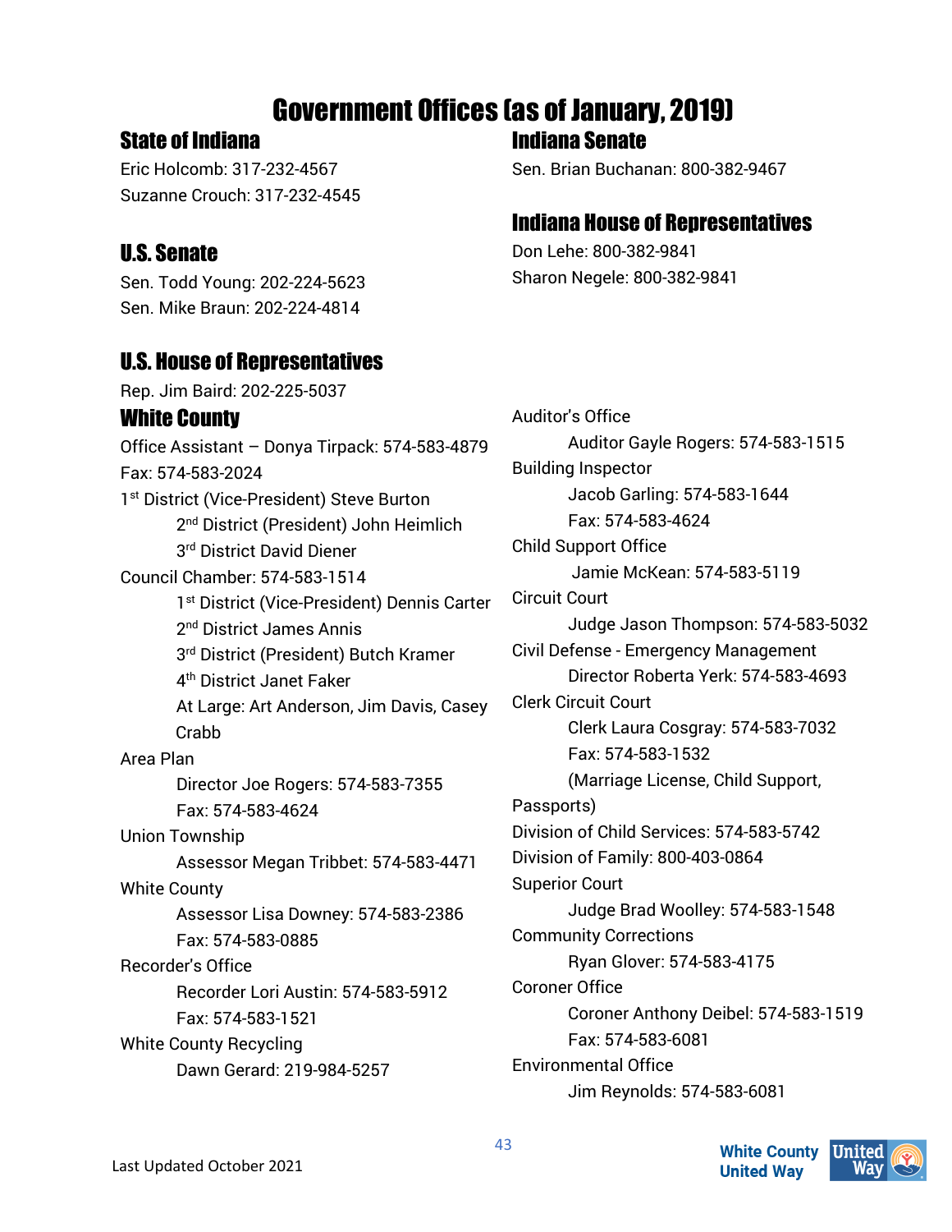# Government Offices (as of January, 2019)

## State of Indiana

Eric Holcomb: 317-232-4567
Suzanne Crouch: 317-232-4545

## U.S. Senate

Sen. Todd Young: 202-224-5623
Sen. Mike Braun: 202-224-4814

## U.S. House of Representatives

Rep. Jim Baird: 202-225-5037

## Indiana Senate

Sen. Brian Buchanan: 800-382-9467

## Indiana House of Representatives

Don Lehe: 800-382-9841
Sharon Negele: 800-382-9841

## White County

Office Assistant – Donya Tirpack: 574-583-4879
Fax: 574-583-2024
1st District (Vice-President) Steve Burton
- 2nd District (President) John Heimlich
- 3rd District David Diener

Council Chamber: 574-583-1514
- 1st District (Vice-President) Dennis Carter
- 2nd District James Annis
- 3rd District (President) Butch Kramer
- 4th District Janet Faker
- At Large: Art Anderson, Jim Davis, Casey Crabb

Area Plan
- Director Joe Rogers: 574-583-7355
- Fax: 574-583-4624

Union Township
- Assessor Megan Tribbet: 574-583-4471

White County
- Assessor Lisa Downey: 574-583-2386
- Fax: 574-583-0885

Recorder's Office
- Recorder Lori Austin: 574-583-5912
- Fax: 574-583-1521

White County Recycling
- Dawn Gerard: 219-984-5257

Auditor's Office
- Auditor Gayle Rogers: 574-583-1515

Building Inspector
- Jacob Garling: 574-583-1644
- Fax: 574-583-4624

Child Support Office
- Jamie McKean: 574-583-5119

Circuit Court
- Judge Jason Thompson: 574-583-5032

Civil Defense - Emergency Management
- Director Roberta Yerk: 574-583-4693

Clerk Circuit Court
- Clerk Laura Cosgray: 574-583-7032
- Fax: 574-583-1532
- (Marriage License, Child Support, Passports)

Division of Child Services: 574-583-5742
Division of Family: 800-403-0864

Superior Court
- Judge Brad Woolley: 574-583-1548

Community Corrections
- Ryan Glover: 574-583-4175

Coroner Office
- Coroner Anthony Deibel: 574-583-1519
- Fax: 574-583-6081

Environmental Office
- Jim Reynolds: 574-583-6081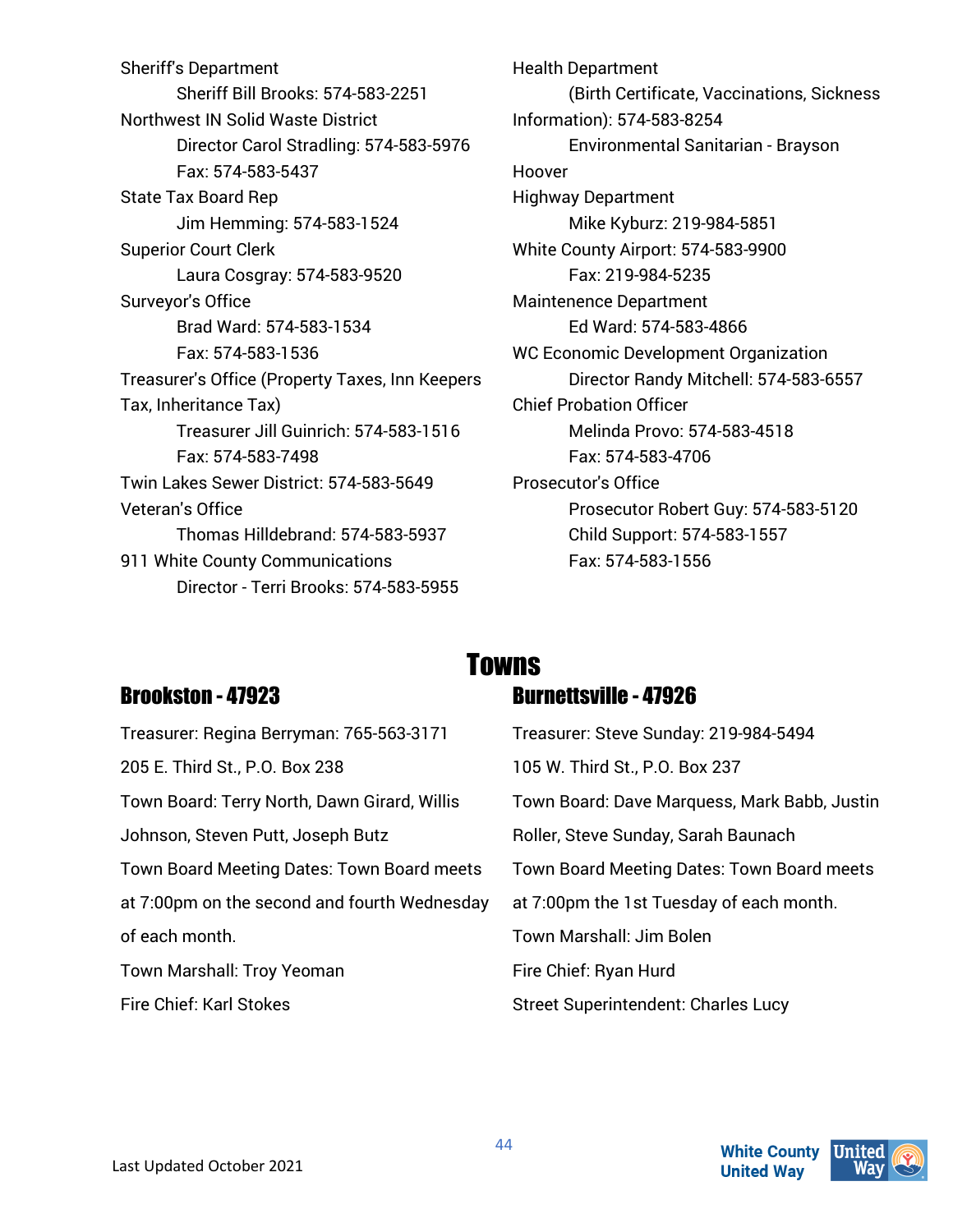Sheriff's Department

Sheriff Bill Brooks: 574-583-2251

Northwest IN Solid Waste District

Director Carol Stradling: 574-583-5976

Fax: 574-583-5437

State Tax Board Rep

Jim Hemming: 574-583-1524

Superior Court Clerk

Laura Cosgray: 574-583-9520

Surveyor's Office

Brad Ward: 574-583-1534

Fax: 574-583-1536

Treasurer's Office (Property Taxes, Inn Keepers Tax, Inheritance Tax)

Treasurer Jill Guinrich: 574-583-1516

Fax: 574-583-7498

Twin Lakes Sewer District: 574-583-5649

Veteran's Office

Thomas Hilldebrand: 574-583-5937

911 White County Communications

Director - Terri Brooks: 574-583-5955

Health Department

(Birth Certificate, Vaccinations, Sickness Information): 574-583-8254

Environmental Sanitarian - Brayson Hoover

Highway Department

Mike Kyburz: 219-984-5851

White County Airport: 574-583-9900

Fax: 219-984-5235

Maintenence Department

Ed Ward: 574-583-4866

WC Economic Development Organization

Director Randy Mitchell: 574-583-6557

Chief Probation Officer

Melinda Provo: 574-583-4518

Fax: 574-583-4706

Prosecutor's Office

Prosecutor Robert Guy: 574-583-5120

Child Support: 574-583-1557

Fax: 574-583-1556

# Towns

## Brookston - 47923

Treasurer: Regina Berryman: 765-563-3171

205 E. Third St., P.O. Box 238

Town Board: Terry North, Dawn Girard, Willis Johnson, Steven Putt, Joseph Butz

Town Board Meeting Dates: Town Board meets at 7:00pm on the second and fourth Wednesday of each month.

Town Marshall: Troy Yeoman

Fire Chief: Karl Stokes

## Burnettsville - 47926

Treasurer: Steve Sunday: 219-984-5494

105 W. Third St., P.O. Box 237

Town Board: Dave Marquess, Mark Babb, Justin Roller, Steve Sunday, Sarah Baunach

Town Board Meeting Dates: Town Board meets at 7:00pm the 1st Tuesday of each month.

Town Marshall: Jim Bolen

Fire Chief: Ryan Hurd

Street Superintendent: Charles Lucy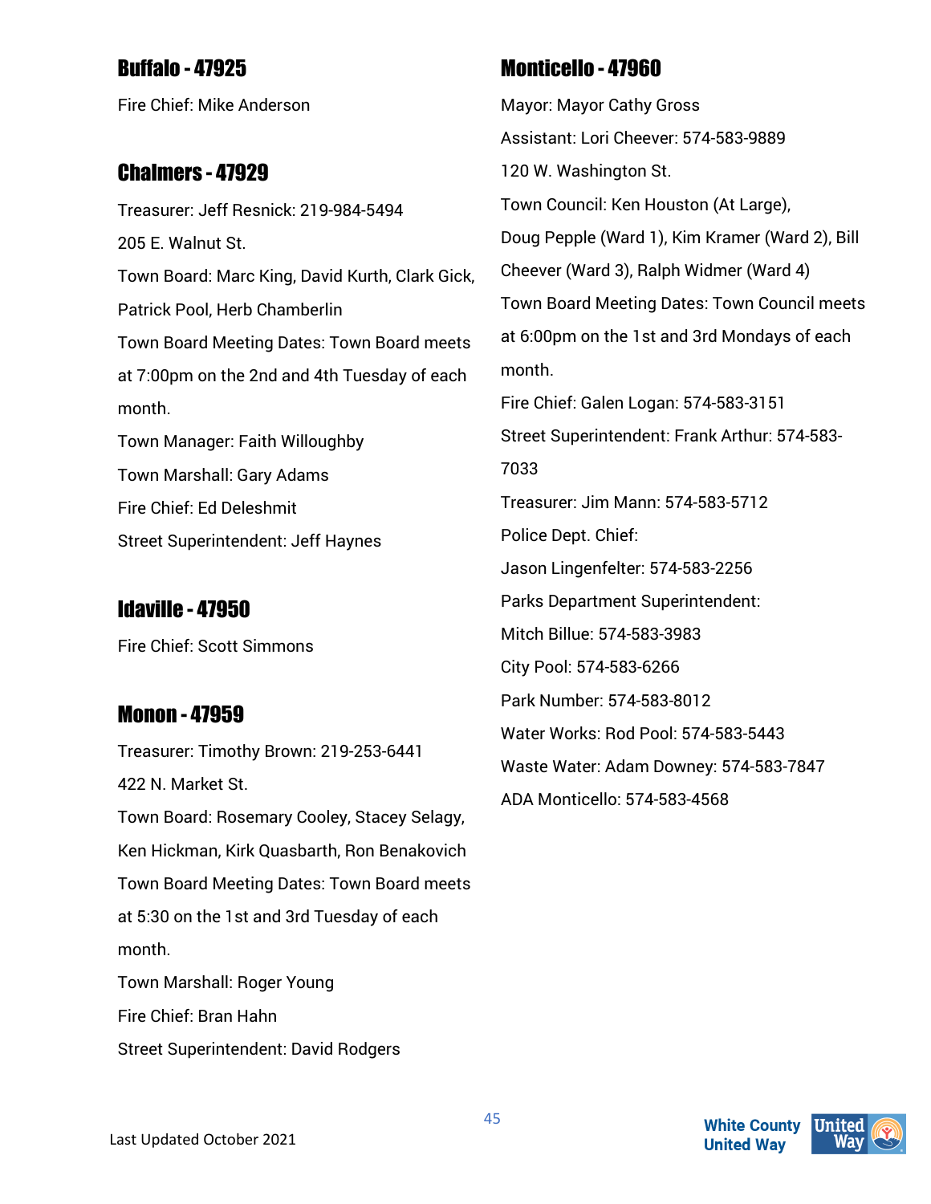## Buffalo - 47925

Fire Chief: Mike Anderson

## Chalmers - 47929

Treasurer: Jeff Resnick: 219-984-5494

205 E. Walnut St.

Town Board: Marc King, David Kurth, Clark Gick, Patrick Pool, Herb Chamberlin

Town Board Meeting Dates: Town Board meets at 7:00pm on the 2nd and 4th Tuesday of each month.

Town Manager: Faith Willoughby

Town Marshall: Gary Adams

Fire Chief: Ed Deleshmit

Street Superintendent: Jeff Haynes

## Idaville - 47950

Fire Chief: Scott Simmons

## Monon - 47959

Treasurer: Timothy Brown: 219-253-6441

422 N. Market St.

Town Board: Rosemary Cooley, Stacey Selagy, Ken Hickman, Kirk Quasbarth, Ron Benakovich

Town Board Meeting Dates: Town Board meets at 5:30 on the 1st and 3rd Tuesday of each month.

Town Marshall: Roger Young

Fire Chief: Bran Hahn

Street Superintendent: David Rodgers

## Monticello - 47960

Mayor: Mayor Cathy Gross

Assistant: Lori Cheever: 574-583-9889

120 W. Washington St.

Town Council: Ken Houston (At Large), Doug Pepple (Ward 1), Kim Kramer (Ward 2), Bill Cheever (Ward 3), Ralph Widmer (Ward 4)

Town Board Meeting Dates: Town Council meets at 6:00pm on the 1st and 3rd Mondays of each month.

Fire Chief: Galen Logan: 574-583-3151

Street Superintendent: Frank Arthur: 574-583-7033

Treasurer: Jim Mann: 574-583-5712

Police Dept. Chief:

Jason Lingenfelter: 574-583-2256

Parks Department Superintendent:

Mitch Billue: 574-583-3983

City Pool: 574-583-6266

Park Number: 574-583-8012

Water Works: Rod Pool: 574-583-5443

Waste Water: Adam Downey: 574-583-7847

ADA Monticello: 574-583-4568

Last Updated October 2021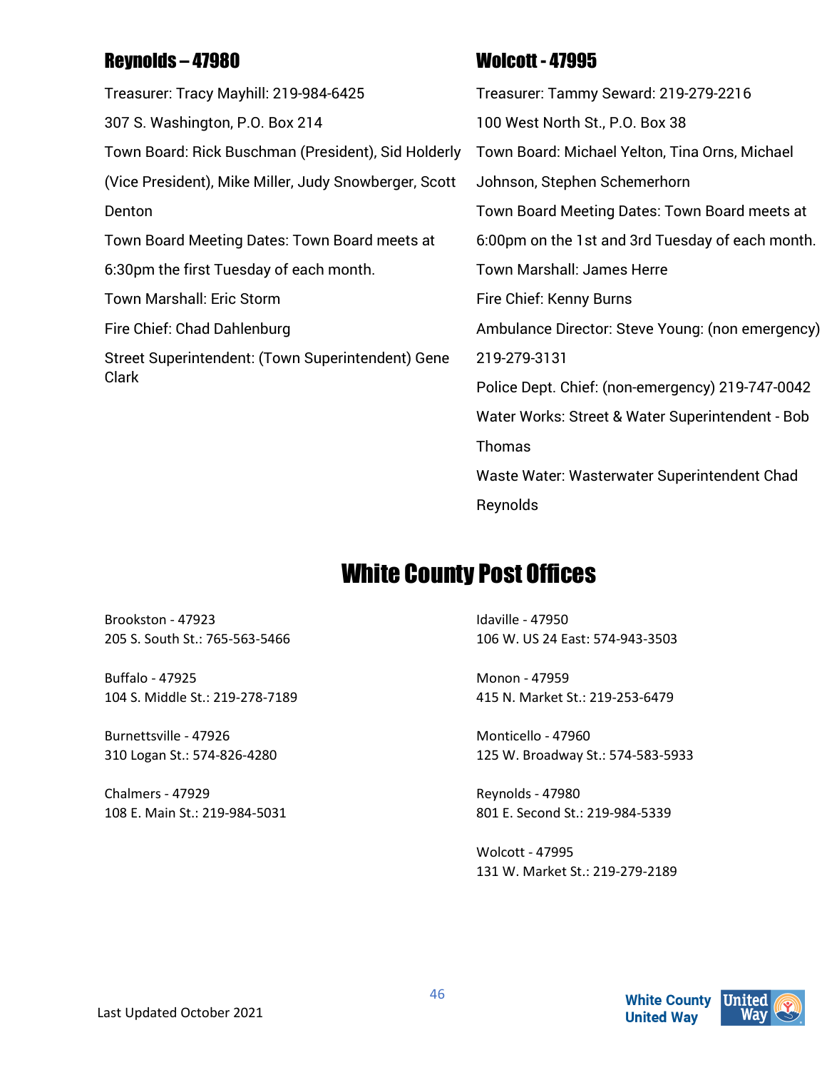## Reynolds – 47980

Treasurer: Tracy Mayhill: 219-984-6425

307 S. Washington, P.O. Box 214

Town Board: Rick Buschman (President), Sid Holderly (Vice President), Mike Miller, Judy Snowberger, Scott Denton

Town Board Meeting Dates: Town Board meets at 6:30pm the first Tuesday of each month.

Town Marshall: Eric Storm

Fire Chief: Chad Dahlenburg

Street Superintendent: (Town Superintendent) Gene Clark

## Wolcott - 47995

Treasurer: Tammy Seward: 219-279-2216

100 West North St., P.O. Box 38

Town Board: Michael Yelton, Tina Orns, Michael Johnson, Stephen Schemerhorn

Town Board Meeting Dates: Town Board meets at 6:00pm on the 1st and 3rd Tuesday of each month.

Town Marshall: James Herre

Fire Chief: Kenny Burns

Ambulance Director: Steve Young: (non emergency) 219-279-3131

Police Dept. Chief: (non-emergency) 219-747-0042

Water Works: Street & Water Superintendent - Bob Thomas

Waste Water: Wasterwater Superintendent Chad Reynolds

# White County Post Offices

Brookston - 47923
205 S. South St.: 765-563-5466

Buffalo - 47925
104 S. Middle St.: 219-278-7189

Burnettsville - 47926
310 Logan St.: 574-826-4280

Chalmers - 47929
108 E. Main St.: 219-984-5031

Idaville - 47950
106 W. US 24 East: 574-943-3503

Monon - 47959
415 N. Market St.: 219-253-6479

Monticello - 47960
125 W. Broadway St.: 574-583-5933

Reynolds - 47980
801 E. Second St.: 219-984-5339

Wolcott - 47995
131 W. Market St.: 219-279-2189

Last Updated October 2021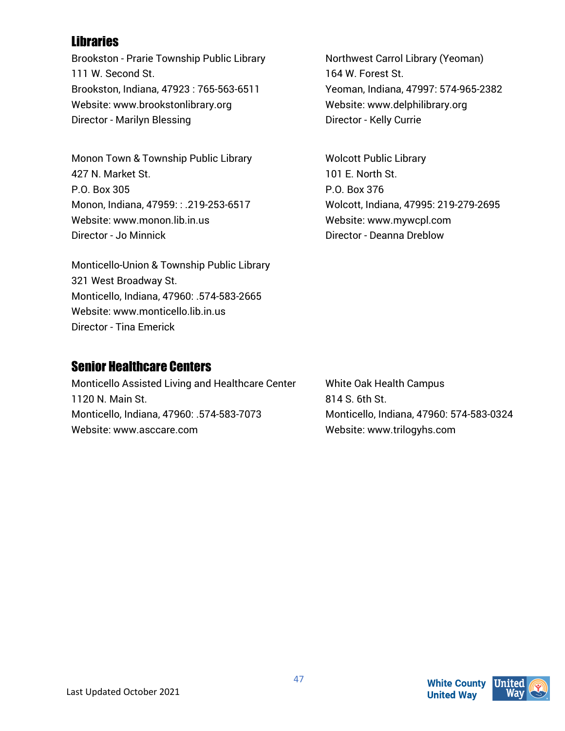## Libraries

Brookston - Prarie Township Public Library
111 W. Second St.
Brookston, Indiana, 47923 : 765-563-6511
Website: www.brookstonlibrary.org
Director - Marilyn Blessing

Monon Town & Township Public Library
427 N. Market St.
P.O. Box 305
Monon, Indiana, 47959: : .219-253-6517
Website: www.monon.lib.in.us
Director - Jo Minnick

Monticello-Union & Township Public Library
321 West Broadway St.
Monticello, Indiana, 47960: .574-583-2665
Website: www.monticello.lib.in.us
Director - Tina Emerick

Northwest Carrol Library (Yeoman)
164 W. Forest St.
Yeoman, Indiana, 47997: 574-965-2382
Website: www.delphilibrary.org
Director - Kelly Currie

Wolcott Public Library
101 E. North St.
P.O. Box 376
Wolcott, Indiana, 47995: 219-279-2695
Website: www.mywcpl.com
Director - Deanna Dreblow

## Senior Healthcare Centers

Monticello Assisted Living and Healthcare Center
1120 N. Main St.
Monticello, Indiana, 47960: .574-583-7073
Website: www.asccare.com

White Oak Health Campus
814 S. 6th St.
Monticello, Indiana, 47960: 574-583-0324
Website: www.trilogyhs.com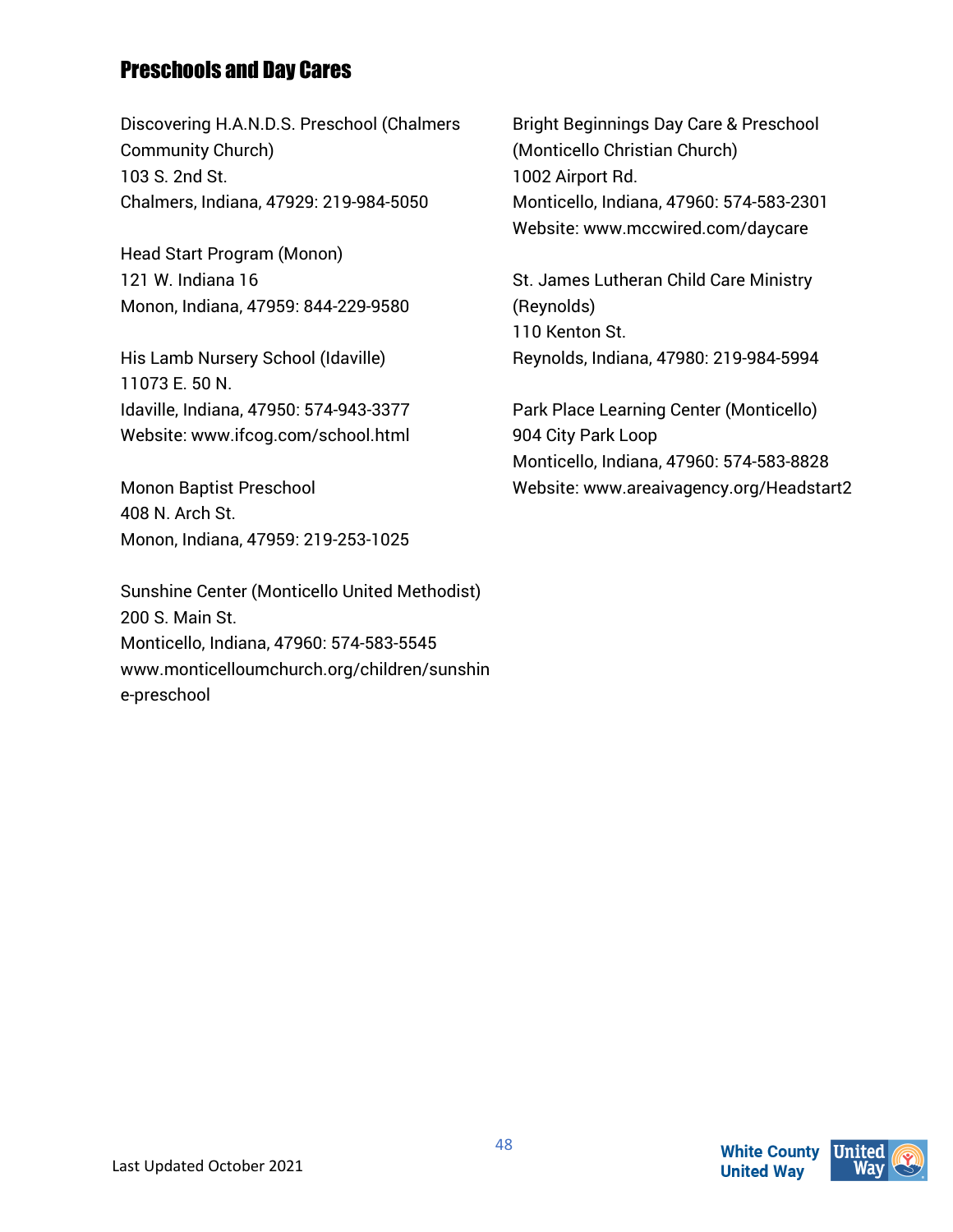## Preschools and Day Cares

Discovering H.A.N.D.S. Preschool (Chalmers Community Church)
103 S. 2nd St.
Chalmers, Indiana, 47929: 219-984-5050

Head Start Program (Monon)
121 W. Indiana 16
Monon, Indiana, 47959: 844-229-9580

His Lamb Nursery School (Idaville)
11073 E. 50 N.
Idaville, Indiana, 47950: 574-943-3377
Website: www.ifcog.com/school.html

Monon Baptist Preschool
408 N. Arch St.
Monon, Indiana, 47959: 219-253-1025

Sunshine Center (Monticello United Methodist)
200 S. Main St.
Monticello, Indiana, 47960: 574-583-5545
www.monticelloumchurch.org/children/sunshine-preschool

Bright Beginnings Day Care & Preschool (Monticello Christian Church)
1002 Airport Rd.
Monticello, Indiana, 47960: 574-583-2301
Website: www.mccwired.com/daycare

St. James Lutheran Child Care Ministry (Reynolds)
110 Kenton St.
Reynolds, Indiana, 47980: 219-984-5994

Park Place Learning Center (Monticello)
904 City Park Loop
Monticello, Indiana, 47960: 574-583-8828
Website: www.areaivagency.org/Headstart2

Last Updated October 2021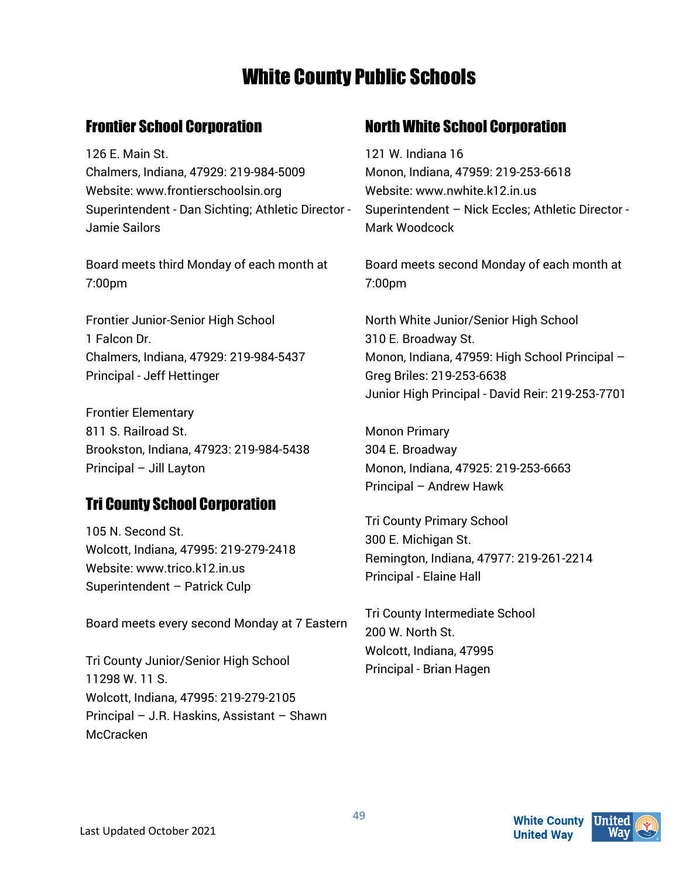# White County Public Schools

## Frontier School Corporation

126 E. Main St.
Chalmers, Indiana, 47929: 219-984-5009
Website: www.frontierschoolsin.org
Superintendent - Dan Sichting; Athletic Director - Jamie Sailors

Board meets third Monday of each month at 7:00pm

Frontier Junior-Senior High School
1 Falcon Dr.
Chalmers, Indiana, 47929: 219-984-5437
Principal - Jeff Hettinger

Frontier Elementary
811 S. Railroad St.
Brookston, Indiana, 47923: 219-984-5438
Principal – Jill Layton

## Tri County School Corporation

105 N. Second St.
Wolcott, Indiana, 47995: 219-279-2418
Website: www.trico.k12.in.us
Superintendent – Patrick Culp

Board meets every second Monday at 7 Eastern

Tri County Junior/Senior High School
11298 W. 11 S.
Wolcott, Indiana, 47995: 219-279-2105
Principal – J.R. Haskins, Assistant – Shawn McCracken

## North White School Corporation

121 W. Indiana 16
Monon, Indiana, 47959: 219-253-6618
Website: www.nwhite.k12.in.us
Superintendent – Nick Eccles; Athletic Director - Mark Woodcock

Board meets second Monday of each month at 7:00pm

North White Junior/Senior High School
310 E. Broadway St.
Monon, Indiana, 47959: High School Principal – Greg Briles: 219-253-6638
Junior High Principal - David Reir: 219-253-7701

Monon Primary
304 E. Broadway
Monon, Indiana, 47925: 219-253-6663
Principal – Andrew Hawk

Tri County Primary School
300 E. Michigan St.
Remington, Indiana, 47977: 219-261-2214
Principal - Elaine Hall

Tri County Intermediate School
200 W. North St.
Wolcott, Indiana, 47995
Principal - Brian Hagen

Last Updated October 2021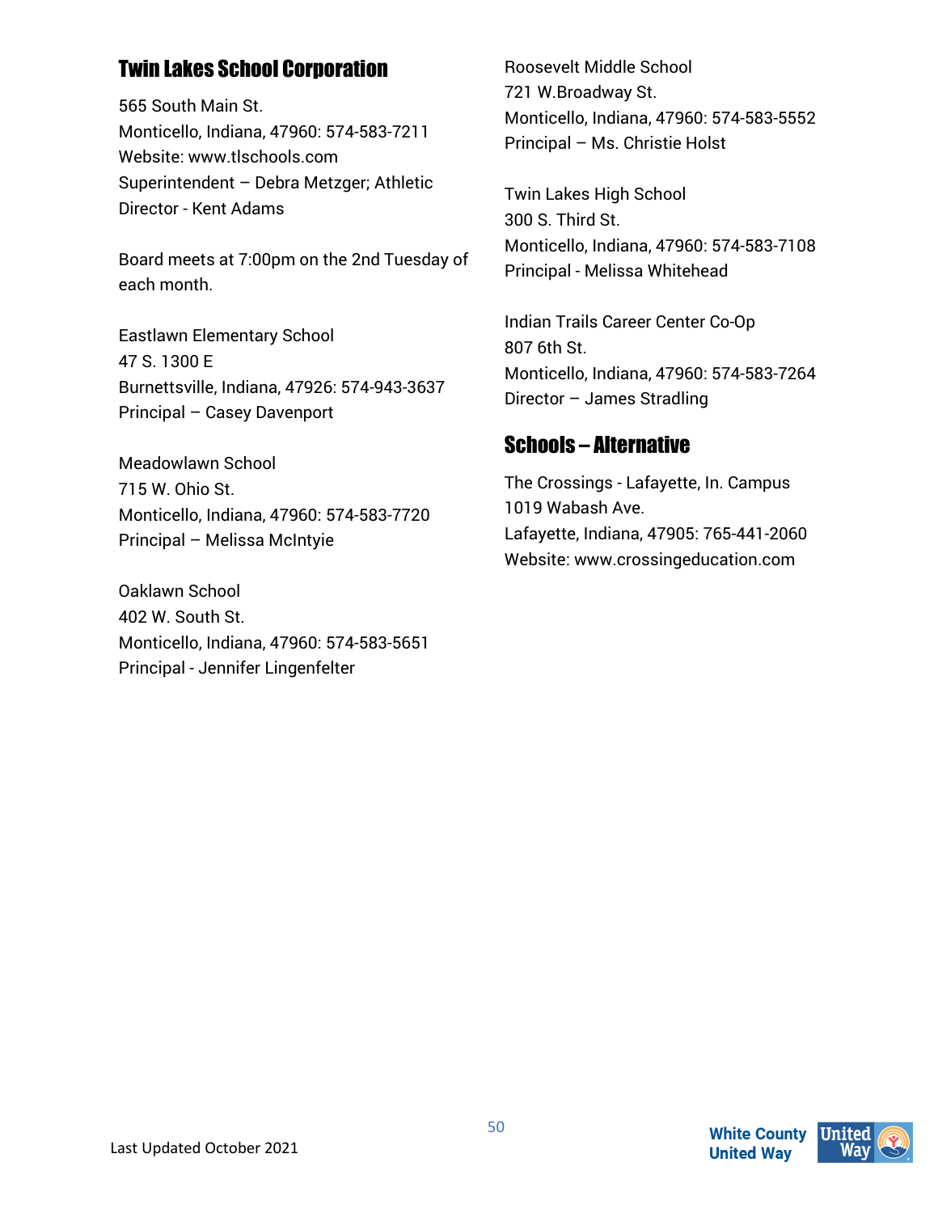## Twin Lakes School Corporation

565 South Main St.
Monticello, Indiana, 47960: 574-583-7211
Website: www.tlschools.com
Superintendent – Debra Metzger; Athletic Director - Kent Adams

Board meets at 7:00pm on the 2nd Tuesday of each month.

Eastlawn Elementary School
47 S. 1300 E
Burnettsville, Indiana, 47926: 574-943-3637
Principal – Casey Davenport

Meadowlawn School
715 W. Ohio St.
Monticello, Indiana, 47960: 574-583-7720
Principal – Melissa McIntyie

Oaklawn School
402 W. South St.
Monticello, Indiana, 47960: 574-583-5651
Principal - Jennifer Lingenfelter

Roosevelt Middle School
721 W.Broadway St.
Monticello, Indiana, 47960: 574-583-5552
Principal – Ms. Christie Holst

Twin Lakes High School
300 S. Third St.
Monticello, Indiana, 47960: 574-583-7108
Principal - Melissa Whitehead

Indian Trails Career Center Co-Op
807 6th St.
Monticello, Indiana, 47960: 574-583-7264
Director – James Stradling

## Schools – Alternative

The Crossings - Lafayette, In. Campus
1019 Wabash Ave.
Lafayette, Indiana, 47905: 765-441-2060
Website: www.crossingeducation.com

Last Updated October 2021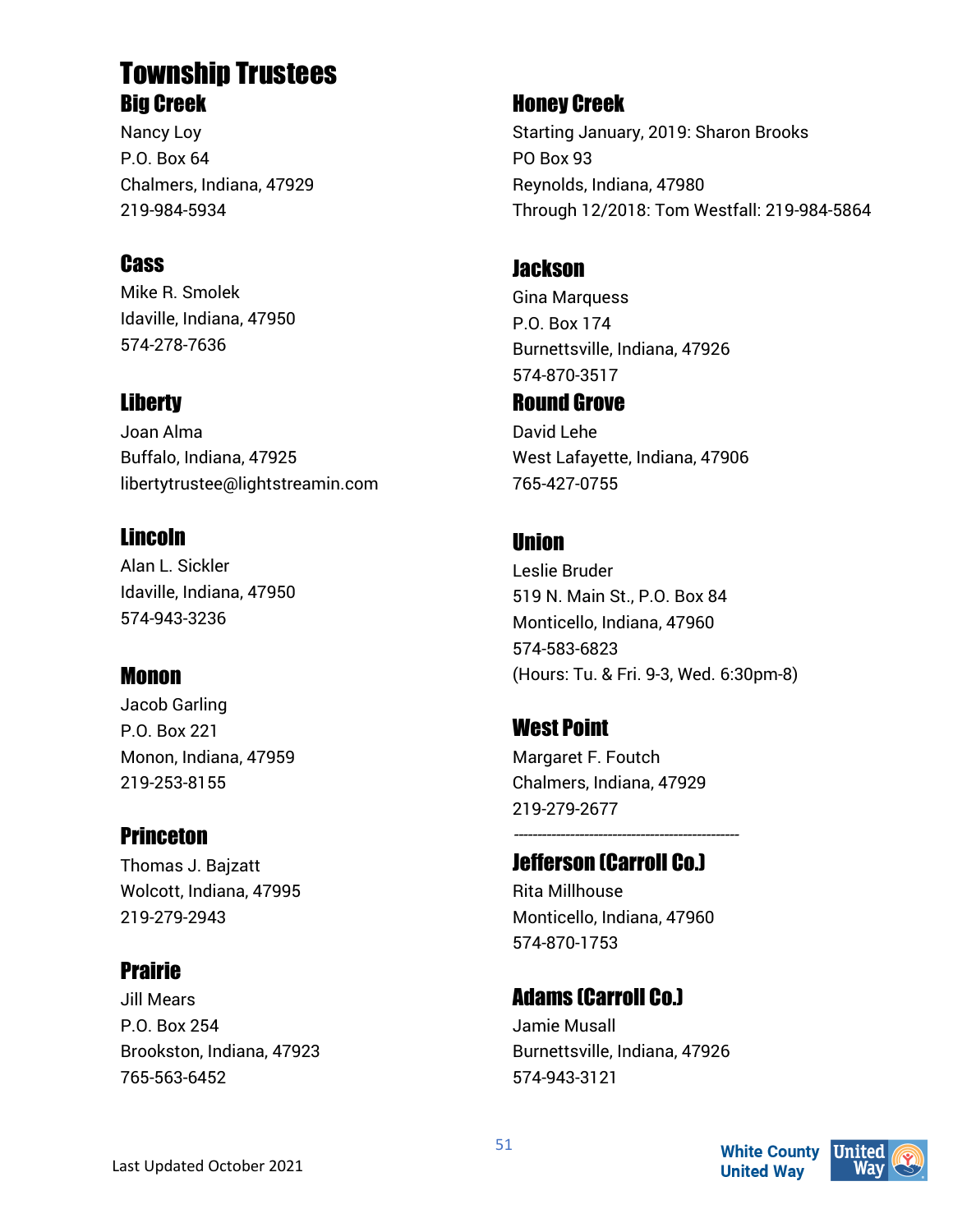# Township Trustees

## Big Creek

Nancy Loy
P.O. Box 64
Chalmers, Indiana, 47929
219-984-5934

## Cass

Mike R. Smolek
Idaville, Indiana, 47950
574-278-7636

## Liberty

Joan Alma
Buffalo, Indiana, 47925
libertytrustee@lightstreamin.com

## Lincoln

Alan L. Sickler
Idaville, Indiana, 47950
574-943-3236

## Monon

Jacob Garling
P.O. Box 221
Monon, Indiana, 47959
219-253-8155

## Princeton

Thomas J. Bajzatt
Wolcott, Indiana, 47995
219-279-2943

## Prairie

Jill Mears
P.O. Box 254
Brookston, Indiana, 47923
765-563-6452

## Honey Creek

Starting January, 2019: Sharon Brooks
PO Box 93
Reynolds, Indiana, 47980
Through 12/2018: Tom Westfall: 219-984-5864

## Jackson

Gina Marquess
P.O. Box 174
Burnettsville, Indiana, 47926
574-870-3517

## Round Grove

David Lehe
West Lafayette, Indiana, 47906
765-427-0755

## Union

Leslie Bruder
519 N. Main St., P.O. Box 84
Monticello, Indiana, 47960
574-583-6823
(Hours: Tu. & Fri. 9-3, Wed. 6:30pm-8)

## West Point

Margaret F. Foutch
Chalmers, Indiana, 47929
219-279-2677

---

## Jefferson (Carroll Co.)

Rita Millhouse
Monticello, Indiana, 47960
574-870-1753

## Adams (Carroll Co.)

Jamie Musall
Burnettsville, Indiana, 47926
574-943-3121

Last Updated October 2021

White County United Way